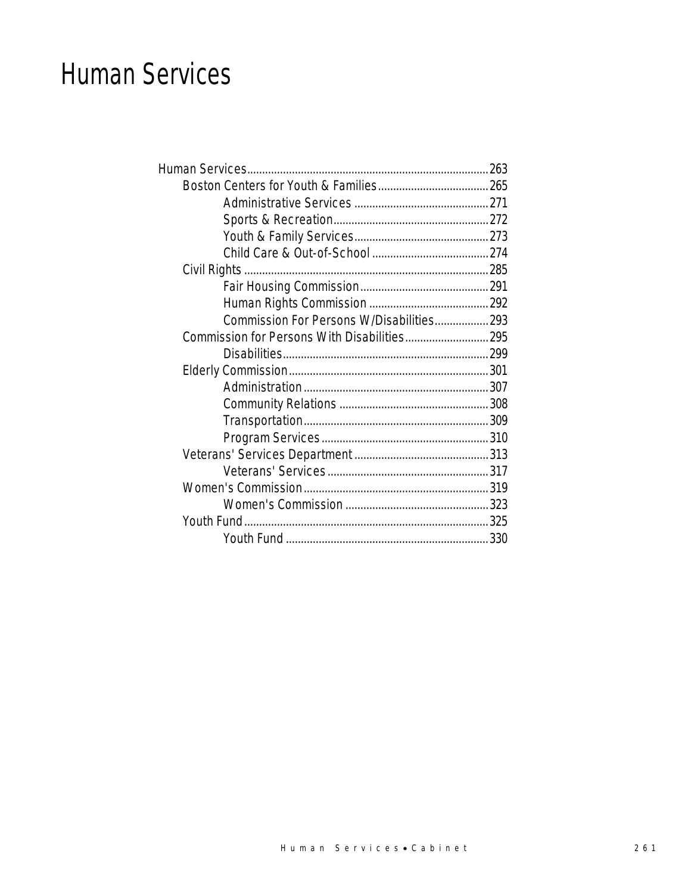# Human Services

- Human Services ... 263
  - Boston Centers for Youth & Families ... 265
    - Administrative Services ... 271
    - Sports & Recreation ... 272
    - Youth & Family Services ... 273
    - Child Care & Out-of-School ... 274
  - Civil Rights ... 285
    - Fair Housing Commission ... 291
    - Human Rights Commission ... 292
    - Commission For Persons W/Disabilities ... 293
  - Commission for Persons With Disabilities ... 295
    - Disabilities ... 299
  - Elderly Commission ... 301
    - Administration ... 307
    - Community Relations ... 308
    - Transportation ... 309
    - Program Services ... 310
  - Veterans' Services Department ... 313
    - Veterans' Services ... 317
  - Women's Commission ... 319
    - Women's Commission ... 323
  - Youth Fund ... 325
    - Youth Fund ... 330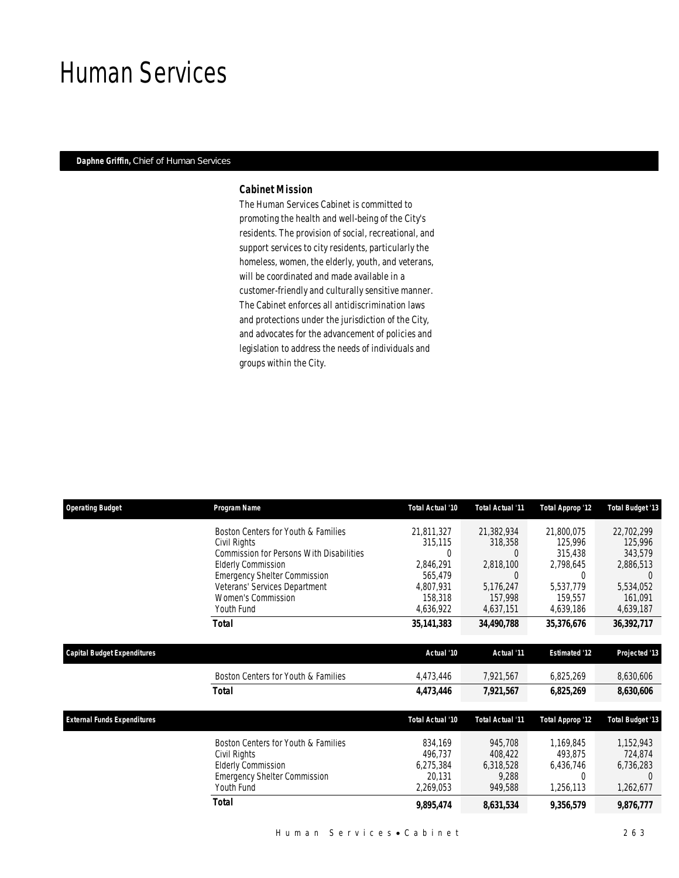# Human Services

**Daphne Griffin,** Chief of Human Services

### *Cabinet Mission*

The Human Services Cabinet is committed to promoting the health and well-being of the City's residents. The provision of social, recreational, and support services to city residents, particularly the homeless, women, the elderly, youth, and veterans, will be coordinated and made available in a customer-friendly and culturally sensitive manner. The Cabinet enforces all antidiscrimination laws and protections under the jurisdiction of the City, and advocates for the advancement of policies and legislation to address the needs of individuals and groups within the City.

| Operating Budget | Program Name | Total Actual '10 | Total Actual '11 | Total Approp '12 | Total Budget '13 |
|---|---|---|---|---|---|
| | Boston Centers for Youth & Families | 21,811,327 | 21,382,934 | 21,800,075 | 22,702,299 |
| | Civil Rights | 315,115 | 318,358 | 125,996 | 125,996 |
| | Commission for Persons With Disabilities | 0 | 0 | 315,438 | 343,579 |
| | Elderly Commission | 2,846,291 | 2,818,100 | 2,798,645 | 2,886,513 |
| | Emergency Shelter Commission | 565,479 | 0 | 0 | 0 |
| | Veterans' Services Department | 4,807,931 | 5,176,247 | 5,537,779 | 5,534,052 |
| | Women's Commission | 158,318 | 157,998 | 159,557 | 161,091 |
| | Youth Fund | 4,636,922 | 4,637,151 | 4,639,186 | 4,639,187 |
| | **Total** | **35,141,383** | **34,490,788** | **35,376,676** | **36,392,717** |

| Capital Budget Expenditures | | Actual '10 | Actual '11 | Estimated '12 | Projected '13 |
|---|---|---|---|---|---|
| | Boston Centers for Youth & Families | 4,473,446 | 7,921,567 | 6,825,269 | 8,630,606 |
| | **Total** | **4,473,446** | **7,921,567** | **6,825,269** | **8,630,606** |

| External Funds Expenditures | | Total Actual '10 | Total Actual '11 | Total Approp '12 | Total Budget '13 |
|---|---|---|---|---|---|
| | Boston Centers for Youth & Families | 834,169 | 945,708 | 1,169,845 | 1,152,943 |
| | Civil Rights | 496,737 | 408,422 | 493,875 | 724,874 |
| | Elderly Commission | 6,275,384 | 6,318,528 | 6,436,746 | 6,736,283 |
| | Emergency Shelter Commission | 20,131 | 9,288 | 0 | 0 |
| | Youth Fund | 2,269,053 | 949,588 | 1,256,113 | 1,262,677 |
| | **Total** | **9,895,474** | **8,631,534** | **9,356,579** | **9,876,777** |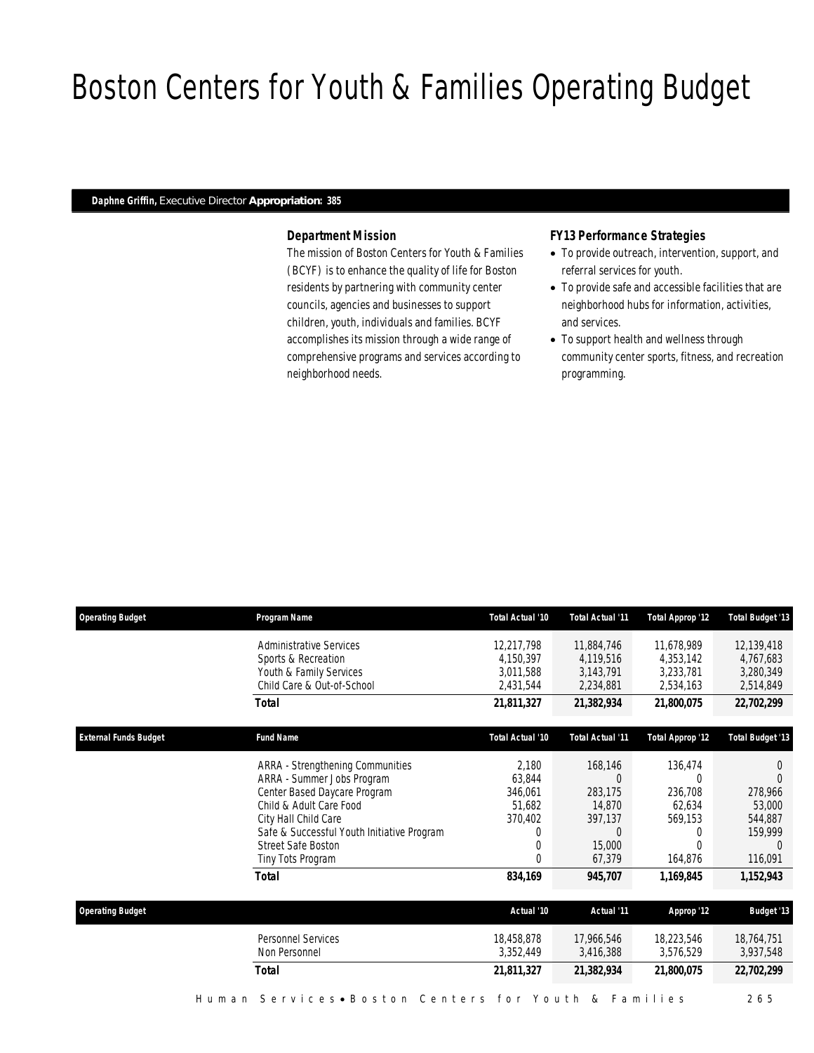# Boston Centers for Youth & Families Operating Budget

**Daphne Griffin,** Executive Director **Appropriation: 385**

### Department Mission

The mission of Boston Centers for Youth & Families (BCYF) is to enhance the quality of life for Boston residents by partnering with community center councils, agencies and businesses to support children, youth, individuals and families. BCYF accomplishes its mission through a wide range of comprehensive programs and services according to neighborhood needs.

### FY13 Performance Strategies

- To provide outreach, intervention, support, and referral services for youth.
- To provide safe and accessible facilities that are neighborhood hubs for information, activities, and services.
- To support health and wellness through community center sports, fitness, and recreation programming.

| Operating Budget | Program Name | Total Actual '10 | Total Actual '11 | Total Approp '12 | Total Budget '13 |
|---|---|---|---|---|---|
| | Administrative Services | 12,217,798 | 11,884,746 | 11,678,989 | 12,139,418 |
| | Sports & Recreation | 4,150,397 | 4,119,516 | 4,353,142 | 4,767,683 |
| | Youth & Family Services | 3,011,588 | 3,143,791 | 3,233,781 | 3,280,349 |
| | Child Care & Out-of-School | 2,431,544 | 2,234,881 | 2,534,163 | 2,514,849 |
| | **Total** | **21,811,327** | **21,382,934** | **21,800,075** | **22,702,299** |

| External Funds Budget | Fund Name | Total Actual '10 | Total Actual '11 | Total Approp '12 | Total Budget '13 |
|---|---|---|---|---|---|
| | ARRA - Strengthening Communities | 2,180 | 168,146 | 136,474 | 0 |
| | ARRA - Summer Jobs Program | 63,844 | 0 | 0 | 0 |
| | Center Based Daycare Program | 346,061 | 283,175 | 236,708 | 278,966 |
| | Child & Adult Care Food | 51,682 | 14,870 | 62,634 | 53,000 |
| | City Hall Child Care | 370,402 | 397,137 | 569,153 | 544,887 |
| | Safe & Successful Youth Initiative Program | 0 | 0 | 0 | 159,999 |
| | Street Safe Boston | 0 | 15,000 | 0 | 0 |
| | Tiny Tots Program | 0 | 67,379 | 164,876 | 116,091 |
| | **Total** | **834,169** | **945,707** | **1,169,845** | **1,152,943** |

| Operating Budget | | Actual '10 | Actual '11 | Approp '12 | Budget '13 |
|---|---|---|---|---|---|
| | Personnel Services | 18,458,878 | 17,966,546 | 18,223,546 | 18,764,751 |
| | Non Personnel | 3,352,449 | 3,416,388 | 3,576,529 | 3,937,548 |
| | **Total** | **21,811,327** | **21,382,934** | **21,800,075** | **22,702,299** |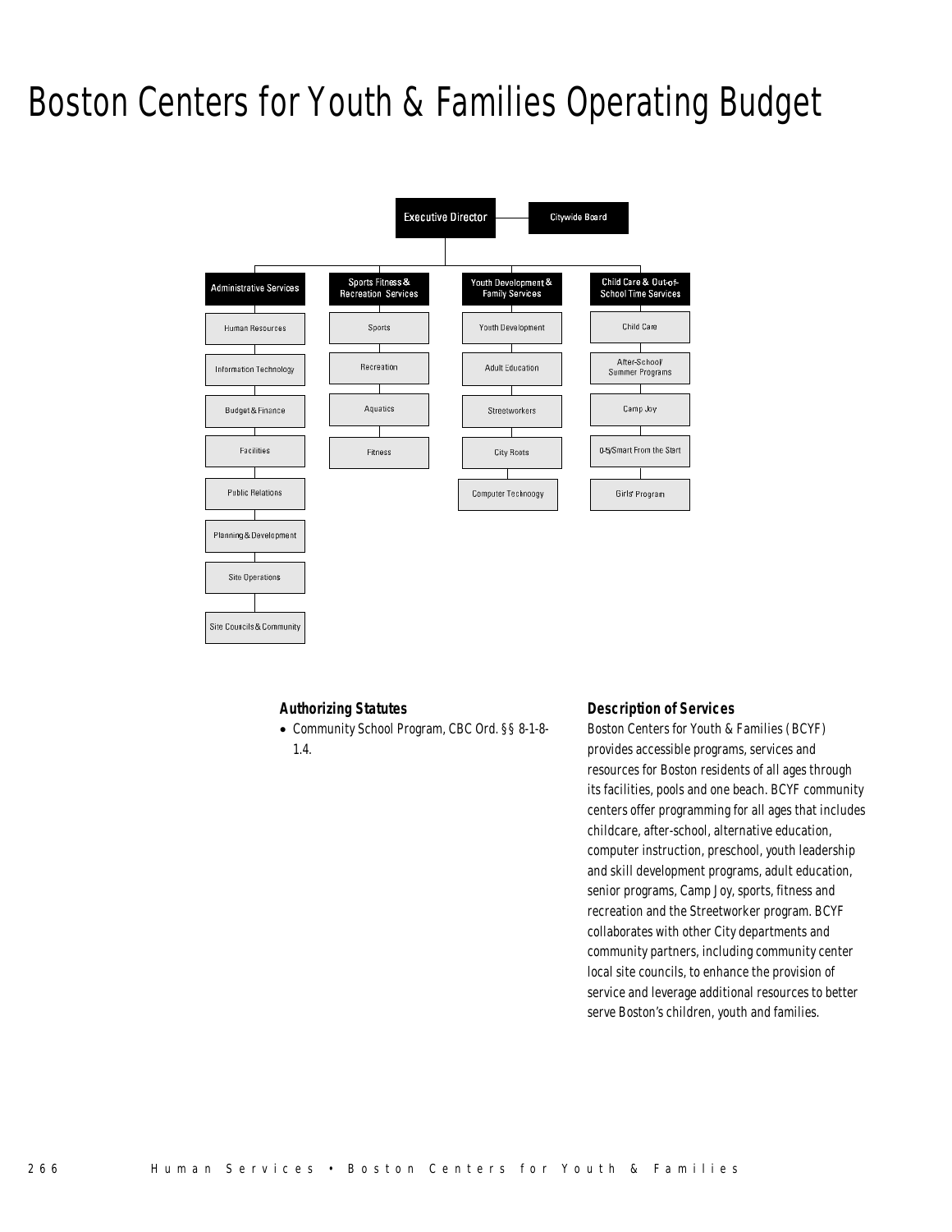# Boston Centers for Youth & Families Operating Budget

- Executive Director
  - Citywide Board
  - Administrative Services
    - Human Resources
    - Information Technology
    - Budget & Finance
    - Facilities
    - Public Relations
    - Planning & Development
    - Site Operations
    - Site Councils & Community
  - Sports Fitness & Recreation Services
    - Sports
    - Recreation
    - Aquatics
    - Fitness
  - Youth Development & Family Services
    - Youth Development
    - Adult Education
    - Streetworkers
    - City Roots
    - Computer Technoogy
  - Child Care & Out-of-School Time Services
    - Child Care
    - After-School/ Summer Programs
    - Camp Joy
    - 0-5/Smart From the Start
    - Girls' Program

### Authorizing Statutes

- Community School Program, CBC Ord. §§ 8-1-8-1.4.

### Description of Services

Boston Centers for Youth & Families (BCYF) provides accessible programs, services and resources for Boston residents of all ages through its facilities, pools and one beach. BCYF community centers offer programming for all ages that includes childcare, after-school, alternative education, computer instruction, preschool, youth leadership and skill development programs, adult education, senior programs, Camp Joy, sports, fitness and recreation and the Streetworker program. BCYF collaborates with other City departments and community partners, including community center local site councils, to enhance the provision of service and leverage additional resources to better serve Boston's children, youth and families.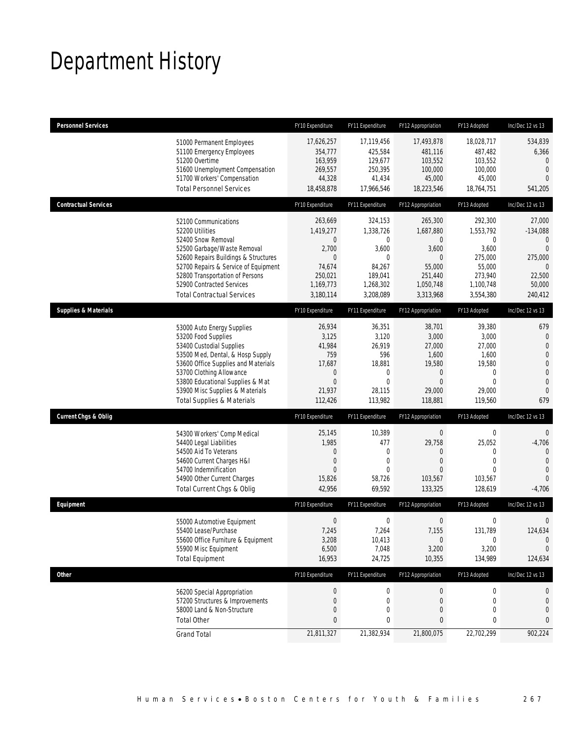# Department History

| Personnel Services | FY10 Expenditure | FY11 Expenditure | FY12 Appropriation | FY13 Adopted | Inc/Dec 12 vs 13 |
|---|---|---|---|---|---|
| 51000 Permanent Employees | 17,626,257 | 17,119,456 | 17,493,878 | 18,028,717 | 534,839 |
| 51100 Emergency Employees | 354,777 | 425,584 | 481,116 | 487,482 | 6,366 |
| 51200 Overtime | 163,959 | 129,677 | 103,552 | 103,552 | 0 |
| 51600 Unemployment Compensation | 269,557 | 250,395 | 100,000 | 100,000 | 0 |
| 51700 Workers' Compensation | 44,328 | 41,434 | 45,000 | 45,000 | 0 |
| Total Personnel Services | 18,458,878 | 17,966,546 | 18,223,546 | 18,764,751 | 541,205 |

| Contractual Services | FY10 Expenditure | FY11 Expenditure | FY12 Appropriation | FY13 Adopted | Inc/Dec 12 vs 13 |
|---|---|---|---|---|---|
| 52100 Communications | 263,669 | 324,153 | 265,300 | 292,300 | 27,000 |
| 52200 Utilities | 1,419,277 | 1,338,726 | 1,687,880 | 1,553,792 | -134,088 |
| 52400 Snow Removal | 0 | 0 | 0 | 0 | 0 |
| 52500 Garbage/Waste Removal | 2,700 | 3,600 | 3,600 | 3,600 | 0 |
| 52600 Repairs Buildings & Structures | 0 | 0 | 0 | 275,000 | 275,000 |
| 52700 Repairs & Service of Equipment | 74,674 | 84,267 | 55,000 | 55,000 | 0 |
| 52800 Transportation of Persons | 250,021 | 189,041 | 251,440 | 273,940 | 22,500 |
| 52900 Contracted Services | 1,169,773 | 1,268,302 | 1,050,748 | 1,100,748 | 50,000 |
| Total Contractual Services | 3,180,114 | 3,208,089 | 3,313,968 | 3,554,380 | 240,412 |

| Supplies & Materials | FY10 Expenditure | FY11 Expenditure | FY12 Appropriation | FY13 Adopted | Inc/Dec 12 vs 13 |
|---|---|---|---|---|---|
| 53000 Auto Energy Supplies | 26,934 | 36,351 | 38,701 | 39,380 | 679 |
| 53200 Food Supplies | 3,125 | 3,120 | 3,000 | 3,000 | 0 |
| 53400 Custodial Supplies | 41,984 | 26,919 | 27,000 | 27,000 | 0 |
| 53500 Med, Dental, & Hosp Supply | 759 | 596 | 1,600 | 1,600 | 0 |
| 53600 Office Supplies and Materials | 17,687 | 18,881 | 19,580 | 19,580 | 0 |
| 53700 Clothing Allowance | 0 | 0 | 0 | 0 | 0 |
| 53800 Educational Supplies & Mat | 0 | 0 | 0 | 0 | 0 |
| 53900 Misc Supplies & Materials | 21,937 | 28,115 | 29,000 | 29,000 | 0 |
| Total Supplies & Materials | 112,426 | 113,982 | 118,881 | 119,560 | 679 |

| Current Chgs & Oblig | FY10 Expenditure | FY11 Expenditure | FY12 Appropriation | FY13 Adopted | Inc/Dec 12 vs 13 |
|---|---|---|---|---|---|
| 54300 Workers' Comp Medical | 25,145 | 10,389 | 0 | 0 | 0 |
| 54400 Legal Liabilities | 1,985 | 477 | 29,758 | 25,052 | -4,706 |
| 54500 Aid To Veterans | 0 | 0 | 0 | 0 | 0 |
| 54600 Current Charges H&I | 0 | 0 | 0 | 0 | 0 |
| 54700 Indemnification | 0 | 0 | 0 | 0 | 0 |
| 54900 Other Current Charges | 15,826 | 58,726 | 103,567 | 103,567 | 0 |
| Total Current Chgs & Oblig | 42,956 | 69,592 | 133,325 | 128,619 | -4,706 |

| Equipment | FY10 Expenditure | FY11 Expenditure | FY12 Appropriation | FY13 Adopted | Inc/Dec 12 vs 13 |
|---|---|---|---|---|---|
| 55000 Automotive Equipment | 0 | 0 | 0 | 0 | 0 |
| 55400 Lease/Purchase | 7,245 | 7,264 | 7,155 | 131,789 | 124,634 |
| 55600 Office Furniture & Equipment | 3,208 | 10,413 | 0 | 0 | 0 |
| 55900 Misc Equipment | 6,500 | 7,048 | 3,200 | 3,200 | 0 |
| Total Equipment | 16,953 | 24,725 | 10,355 | 134,989 | 124,634 |

| Other | FY10 Expenditure | FY11 Expenditure | FY12 Appropriation | FY13 Adopted | Inc/Dec 12 vs 13 |
|---|---|---|---|---|---|
| 56200 Special Appropriation | 0 | 0 | 0 | 0 | 0 |
| 57200 Structures & Improvements | 0 | 0 | 0 | 0 | 0 |
| 58000 Land & Non-Structure | 0 | 0 | 0 | 0 | 0 |
| Total Other | 0 | 0 | 0 | 0 | 0 |
| Grand Total | 21,811,327 | 21,382,934 | 21,800,075 | 22,702,299 | 902,224 |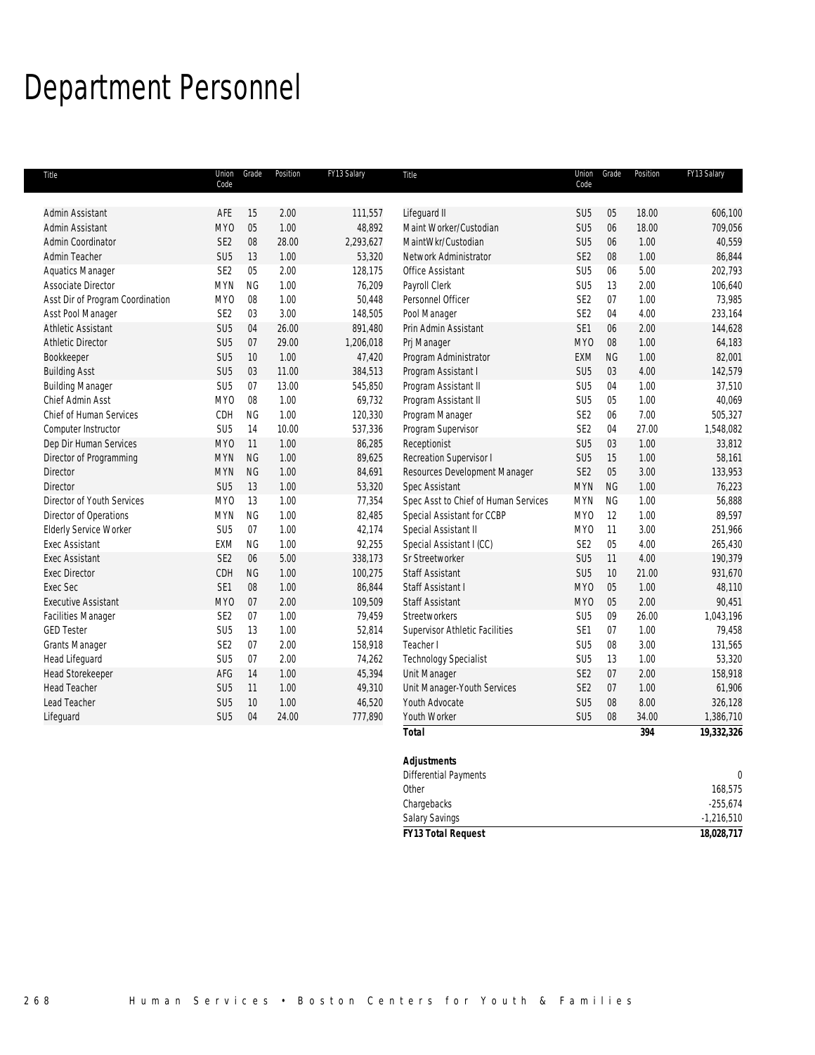# Department Personnel

| Title | Union Code | Grade | Position | FY13 Salary |
|---|---|---|---|---|
| Admin Assistant | AFE | 15 | 2.00 | 111,557 |
| Admin Assistant | MYO | 05 | 1.00 | 48,892 |
| Admin Coordinator | SE2 | 08 | 28.00 | 2,293,627 |
| Admin Teacher | SU5 | 13 | 1.00 | 53,320 |
| Aquatics Manager | SE2 | 05 | 2.00 | 128,175 |
| Associate Director | MYN | NG | 1.00 | 76,209 |
| Asst Dir of Program Coordination | MYO | 08 | 1.00 | 50,448 |
| Asst Pool Manager | SE2 | 03 | 3.00 | 148,505 |
| Athletic Assistant | SU5 | 04 | 26.00 | 891,480 |
| Athletic Director | SU5 | 07 | 29.00 | 1,206,018 |
| Bookkeeper | SU5 | 10 | 1.00 | 47,420 |
| Building Asst | SU5 | 03 | 11.00 | 384,513 |
| Building Manager | SU5 | 07 | 13.00 | 545,850 |
| Chief Admin Asst | MYO | 08 | 1.00 | 69,732 |
| Chief of Human Services | CDH | NG | 1.00 | 120,330 |
| Computer Instructor | SU5 | 14 | 10.00 | 537,336 |
| Dep Dir Human Services | MYO | 11 | 1.00 | 86,285 |
| Director of Programming | MYN | NG | 1.00 | 89,625 |
| Director | MYN | NG | 1.00 | 84,691 |
| Director | SU5 | 13 | 1.00 | 53,320 |
| Director of Youth Services | MYO | 13 | 1.00 | 77,354 |
| Director of Operations | MYN | NG | 1.00 | 82,485 |
| Elderly Service Worker | SU5 | 07 | 1.00 | 42,174 |
| Exec Assistant | EXM | NG | 1.00 | 92,255 |
| Exec Assistant | SE2 | 06 | 5.00 | 338,173 |
| Exec Director | CDH | NG | 1.00 | 100,275 |
| Exec Sec | SE1 | 08 | 1.00 | 86,844 |
| Executive Assistant | MYO | 07 | 2.00 | 109,509 |
| Facilities Manager | SE2 | 07 | 1.00 | 79,459 |
| GED Tester | SU5 | 13 | 1.00 | 52,814 |
| Grants Manager | SE2 | 07 | 2.00 | 158,918 |
| Head Lifeguard | SU5 | 07 | 2.00 | 74,262 |
| Head Storekeeper | AFG | 14 | 1.00 | 45,394 |
| Head Teacher | SU5 | 11 | 1.00 | 49,310 |
| Lead Teacher | SU5 | 10 | 1.00 | 46,520 |
| Lifeguard | SU5 | 04 | 24.00 | 777,890 |
| Lifeguard II | SU5 | 05 | 18.00 | 606,100 |
| Maint Worker/Custodian | SU5 | 06 | 18.00 | 709,056 |
| MaintWkr/Custodian | SU5 | 06 | 1.00 | 40,559 |
| Network Administrator | SE2 | 08 | 1.00 | 86,844 |
| Office Assistant | SU5 | 06 | 5.00 | 202,793 |
| Payroll Clerk | SU5 | 13 | 2.00 | 106,640 |
| Personnel Officer | SE2 | 07 | 1.00 | 73,985 |
| Pool Manager | SE2 | 04 | 4.00 | 233,164 |
| Prin Admin Assistant | SE1 | 06 | 2.00 | 144,628 |
| Prj Manager | MYO | 08 | 1.00 | 64,183 |
| Program Administrator | EXM | NG | 1.00 | 82,001 |
| Program Assistant I | SU5 | 03 | 4.00 | 142,579 |
| Program Assistant II | SU5 | 04 | 1.00 | 37,510 |
| Program Assistant II | SU5 | 05 | 1.00 | 40,069 |
| Program Manager | SE2 | 06 | 7.00 | 505,327 |
| Program Supervisor | SE2 | 04 | 27.00 | 1,548,082 |
| Receptionist | SU5 | 03 | 1.00 | 33,812 |
| Recreation Supervisor I | SU5 | 15 | 1.00 | 58,161 |
| Resources Development Manager | SE2 | 05 | 3.00 | 133,953 |
| Spec Assistant | MYN | NG | 1.00 | 76,223 |
| Spec Asst to Chief of Human Services | MYN | NG | 1.00 | 56,888 |
| Special Assistant for CCBP | MYO | 12 | 1.00 | 89,597 |
| Special Assistant II | MYO | 11 | 3.00 | 251,966 |
| Special Assistant I (CC) | SE2 | 05 | 4.00 | 265,430 |
| Sr Streetworker | SU5 | 11 | 4.00 | 190,379 |
| Staff Assistant | SU5 | 10 | 21.00 | 931,670 |
| Staff Assistant I | MYO | 05 | 1.00 | 48,110 |
| Staff Assistant | MYO | 05 | 2.00 | 90,451 |
| Streetworkers | SU5 | 09 | 26.00 | 1,043,196 |
| Supervisor Athletic Facilities | SE1 | 07 | 1.00 | 79,458 |
| Teacher I | SU5 | 08 | 3.00 | 131,565 |
| Technology Specialist | SU5 | 13 | 1.00 | 53,320 |
| Unit Manager | SE2 | 07 | 2.00 | 158,918 |
| Unit Manager-Youth Services | SE2 | 07 | 1.00 | 61,906 |
| Youth Advocate | SU5 | 08 | 8.00 | 326,128 |
| Youth Worker | SU5 | 08 | 34.00 | 1,386,710 |
| **Total** | | | **394** | **19,332,326** |

| **Adjustments** | |
|---|---|
| Differential Payments | 0 |
| Other | 168,575 |
| Chargebacks | -255,674 |
| Salary Savings | -1,216,510 |
| **FY13 Total Request** | **18,028,717** |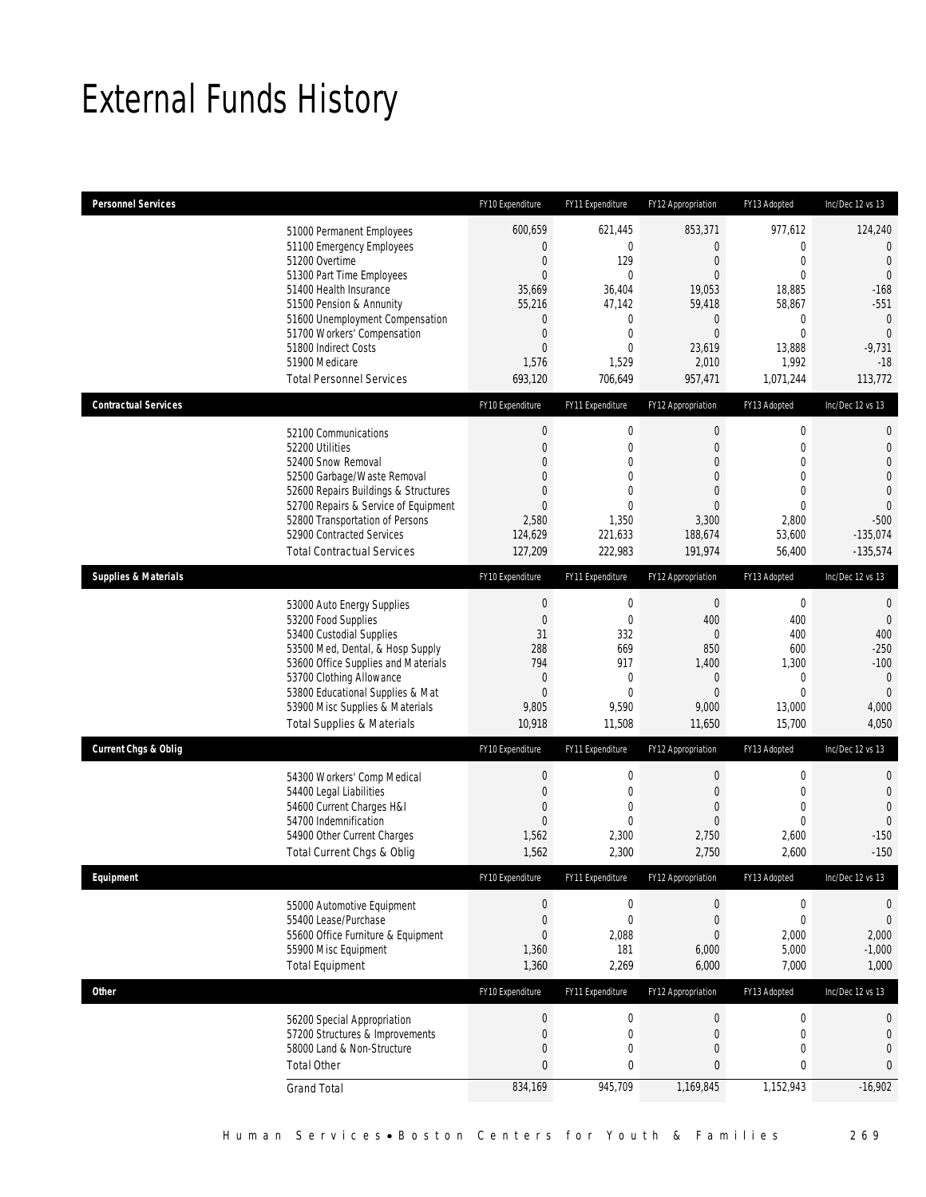# External Funds History

| Personnel Services | FY10 Expenditure | FY11 Expenditure | FY12 Appropriation | FY13 Adopted | Inc/Dec 12 vs 13 |
|---|---|---|---|---|---|
| 51000 Permanent Employees | 600,659 | 621,445 | 853,371 | 977,612 | 124,240 |
| 51100 Emergency Employees | 0 | 0 | 0 | 0 | 0 |
| 51200 Overtime | 0 | 129 | 0 | 0 | 0 |
| 51300 Part Time Employees | 0 | 0 | 0 | 0 | 0 |
| 51400 Health Insurance | 35,669 | 36,404 | 19,053 | 18,885 | -168 |
| 51500 Pension & Annunity | 55,216 | 47,142 | 59,418 | 58,867 | -551 |
| 51600 Unemployment Compensation | 0 | 0 | 0 | 0 | 0 |
| 51700 Workers' Compensation | 0 | 0 | 0 | 0 | 0 |
| 51800 Indirect Costs | 0 | 0 | 23,619 | 13,888 | -9,731 |
| 51900 Medicare | 1,576 | 1,529 | 2,010 | 1,992 | -18 |
| Total Personnel Services | 693,120 | 706,649 | 957,471 | 1,071,244 | 113,772 |

| Contractual Services | FY10 Expenditure | FY11 Expenditure | FY12 Appropriation | FY13 Adopted | Inc/Dec 12 vs 13 |
|---|---|---|---|---|---|
| 52100 Communications | 0 | 0 | 0 | 0 | 0 |
| 52200 Utilities | 0 | 0 | 0 | 0 | 0 |
| 52400 Snow Removal | 0 | 0 | 0 | 0 | 0 |
| 52500 Garbage/Waste Removal | 0 | 0 | 0 | 0 | 0 |
| 52600 Repairs Buildings & Structures | 0 | 0 | 0 | 0 | 0 |
| 52700 Repairs & Service of Equipment | 0 | 0 | 0 | 0 | 0 |
| 52800 Transportation of Persons | 2,580 | 1,350 | 3,300 | 2,800 | -500 |
| 52900 Contracted Services | 124,629 | 221,633 | 188,674 | 53,600 | -135,074 |
| Total Contractual Services | 127,209 | 222,983 | 191,974 | 56,400 | -135,574 |

| Supplies & Materials | FY10 Expenditure | FY11 Expenditure | FY12 Appropriation | FY13 Adopted | Inc/Dec 12 vs 13 |
|---|---|---|---|---|---|
| 53000 Auto Energy Supplies | 0 | 0 | 0 | 0 | 0 |
| 53200 Food Supplies | 0 | 0 | 400 | 400 | 0 |
| 53400 Custodial Supplies | 31 | 332 | 0 | 400 | 400 |
| 53500 Med, Dental, & Hosp Supply | 288 | 669 | 850 | 600 | -250 |
| 53600 Office Supplies and Materials | 794 | 917 | 1,400 | 1,300 | -100 |
| 53700 Clothing Allowance | 0 | 0 | 0 | 0 | 0 |
| 53800 Educational Supplies & Mat | 0 | 0 | 0 | 0 | 0 |
| 53900 Misc Supplies & Materials | 9,805 | 9,590 | 9,000 | 13,000 | 4,000 |
| Total Supplies & Materials | 10,918 | 11,508 | 11,650 | 15,700 | 4,050 |

| Current Chgs & Oblig | FY10 Expenditure | FY11 Expenditure | FY12 Appropriation | FY13 Adopted | Inc/Dec 12 vs 13 |
|---|---|---|---|---|---|
| 54300 Workers' Comp Medical | 0 | 0 | 0 | 0 | 0 |
| 54400 Legal Liabilities | 0 | 0 | 0 | 0 | 0 |
| 54600 Current Charges H&I | 0 | 0 | 0 | 0 | 0 |
| 54700 Indemnification | 0 | 0 | 0 | 0 | 0 |
| 54900 Other Current Charges | 1,562 | 2,300 | 2,750 | 2,600 | -150 |
| Total Current Chgs & Oblig | 1,562 | 2,300 | 2,750 | 2,600 | -150 |

| Equipment | FY10 Expenditure | FY11 Expenditure | FY12 Appropriation | FY13 Adopted | Inc/Dec 12 vs 13 |
|---|---|---|---|---|---|
| 55000 Automotive Equipment | 0 | 0 | 0 | 0 | 0 |
| 55400 Lease/Purchase | 0 | 0 | 0 | 0 | 0 |
| 55600 Office Furniture & Equipment | 0 | 2,088 | 0 | 2,000 | 2,000 |
| 55900 Misc Equipment | 1,360 | 181 | 6,000 | 5,000 | -1,000 |
| Total Equipment | 1,360 | 2,269 | 6,000 | 7,000 | 1,000 |

| Other | FY10 Expenditure | FY11 Expenditure | FY12 Appropriation | FY13 Adopted | Inc/Dec 12 vs 13 |
|---|---|---|---|---|---|
| 56200 Special Appropriation | 0 | 0 | 0 | 0 | 0 |
| 57200 Structures & Improvements | 0 | 0 | 0 | 0 | 0 |
| 58000 Land & Non-Structure | 0 | 0 | 0 | 0 | 0 |
| Total Other | 0 | 0 | 0 | 0 | 0 |
| Grand Total | 834,169 | 945,709 | 1,169,845 | 1,152,943 | -16,902 |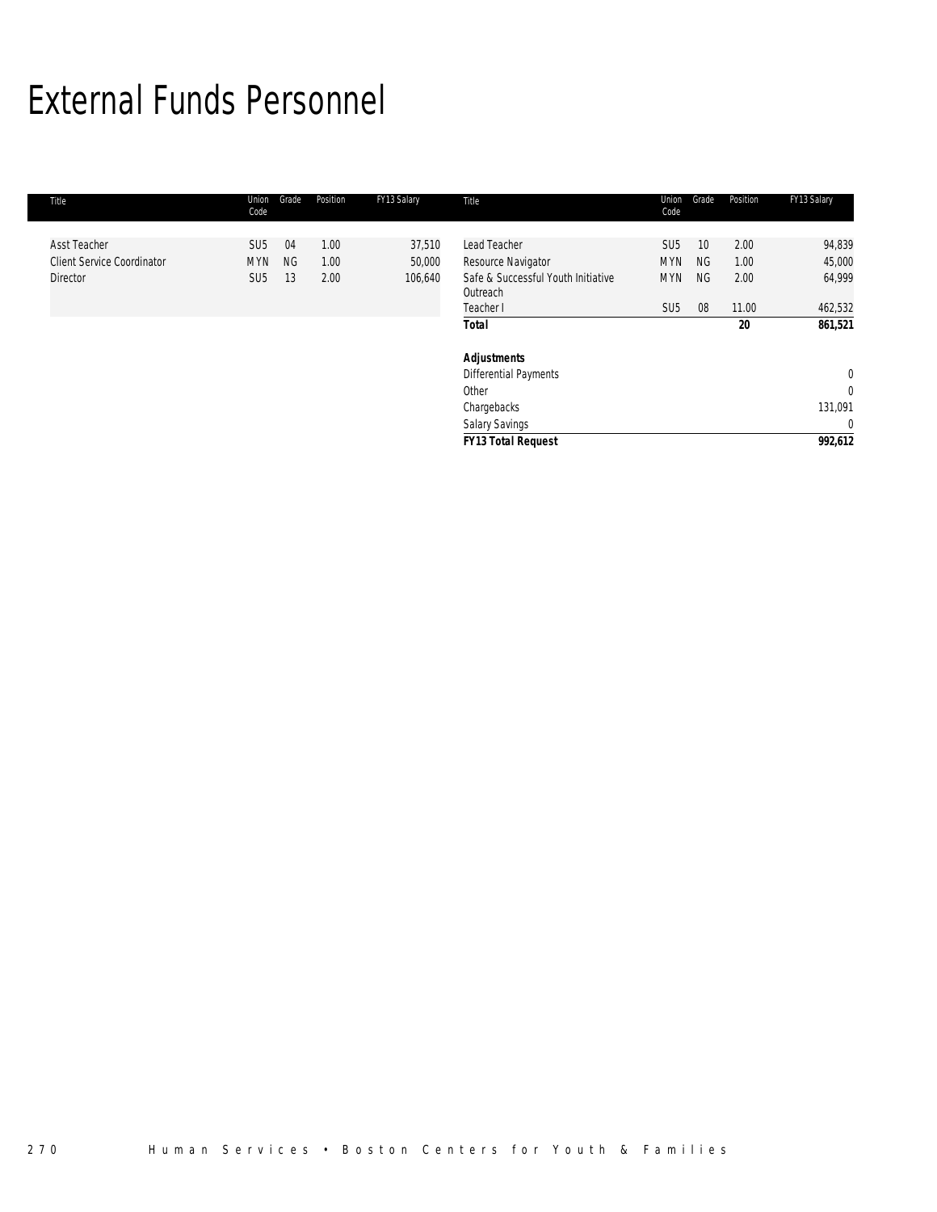# External Funds Personnel

| Title | Union Code | Grade | Position | FY13 Salary | Title | Union Code | Grade | Position | FY13 Salary |
|---|---|---|---|---|---|---|---|---|---|
| Asst Teacher | SU5 | 04 | 1.00 | 37,510 | Lead Teacher | SU5 | 10 | 2.00 | 94,839 |
| Client Service Coordinator | MYN | NG | 1.00 | 50,000 | Resource Navigator | MYN | NG | 1.00 | 45,000 |
| Director | SU5 | 13 | 2.00 | 106,640 | Safe & Successful Youth Initiative Outreach | MYN | NG | 2.00 | 64,999 |
| | | | | | Teacher I | SU5 | 08 | 11.00 | 462,532 |
| | | | | | ***Total*** | | | **20** | **861,521** |
| | | | | | | | | | |
| | | | | | ***Adjustments*** | | | | |
| | | | | | Differential Payments | | | | 0 |
| | | | | | Other | | | | 0 |
| | | | | | Chargebacks | | | | 131,091 |
| | | | | | Salary Savings | | | | 0 |
| | | | | | ***FY13 Total Request*** | | | | **992,612** |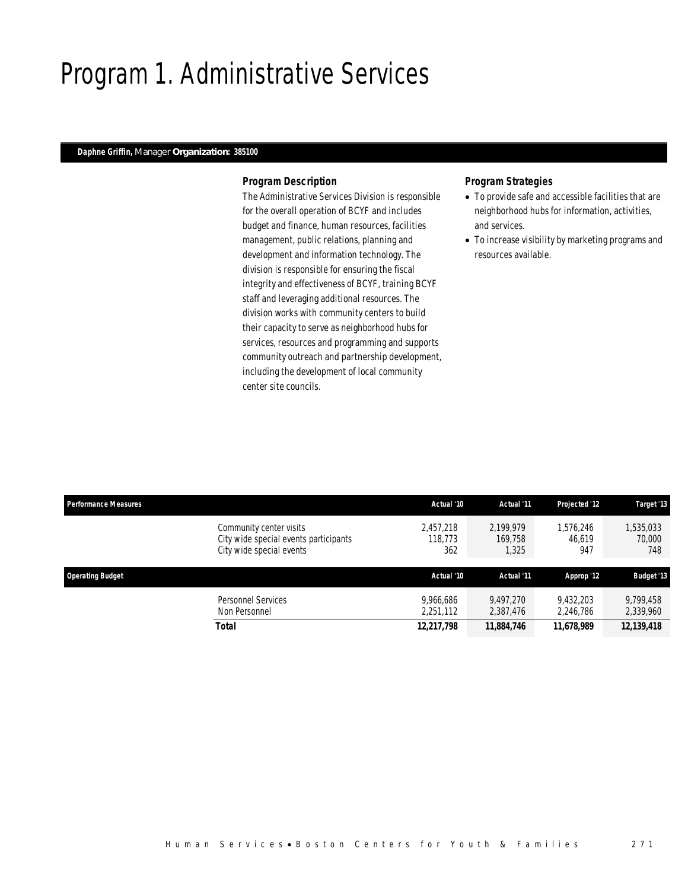# Program 1. Administrative Services

**Daphne Griffin,** Manager **Organization: 385100**

### Program Description

The Administrative Services Division is responsible for the overall operation of BCYF and includes budget and finance, human resources, facilities management, public relations, planning and development and information technology. The division is responsible for ensuring the fiscal integrity and effectiveness of BCYF, training BCYF staff and leveraging additional resources. The division works with community centers to build their capacity to serve as neighborhood hubs for services, resources and programming and supports community outreach and partnership development, including the development of local community center site councils.

### Program Strategies

- To provide safe and accessible facilities that are neighborhood hubs for information, activities, and services.
- To increase visibility by marketing programs and resources available.

| Performance Measures | | Actual '10 | Actual '11 | Projected '12 | Target '13 |
|---|---|---|---|---|---|
| | Community center visits | 2,457,218 | 2,199,979 | 1,576,246 | 1,535,033 |
| | City wide special events participants | 118,773 | 169,758 | 46,619 | 70,000 |
| | City wide special events | 362 | 1,325 | 947 | 748 |

| Operating Budget | | Actual '10 | Actual '11 | Approp '12 | Budget '13 |
|---|---|---|---|---|---|
| | Personnel Services | 9,966,686 | 9,497,270 | 9,432,203 | 9,799,458 |
| | Non Personnel | 2,251,112 | 2,387,476 | 2,246,786 | 2,339,960 |
| | **Total** | **12,217,798** | **11,884,746** | **11,678,989** | **12,139,418** |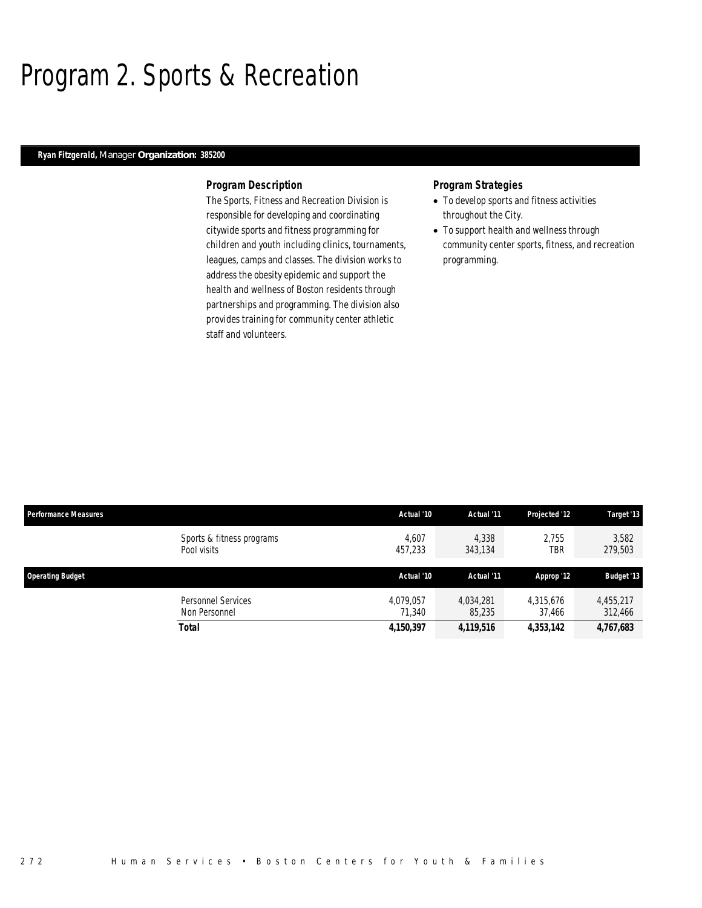# Program 2. Sports & Recreation

**Ryan Fitzgerald,** Manager **Organization: 385200**

### Program Description

The Sports, Fitness and Recreation Division is responsible for developing and coordinating citywide sports and fitness programming for children and youth including clinics, tournaments, leagues, camps and classes. The division works to address the obesity epidemic and support the health and wellness of Boston residents through partnerships and programming. The division also provides training for community center athletic staff and volunteers.

### Program Strategies

- To develop sports and fitness activities throughout the City.
- To support health and wellness through community center sports, fitness, and recreation programming.

| Performance Measures | | Actual '10 | Actual '11 | Projected '12 | Target '13 |
|---|---|---|---|---|---|
| | Sports & fitness programs | 4,607 | 4,338 | 2,755 | 3,582 |
| | Pool visits | 457,233 | 343,134 | TBR | 279,503 |

| Operating Budget | | Actual '10 | Actual '11 | Approp '12 | Budget '13 |
|---|---|---|---|---|---|
| | Personnel Services | 4,079,057 | 4,034,281 | 4,315,676 | 4,455,217 |
| | Non Personnel | 71,340 | 85,235 | 37,466 | 312,466 |
| | **Total** | **4,150,397** | **4,119,516** | **4,353,142** | **4,767,683** |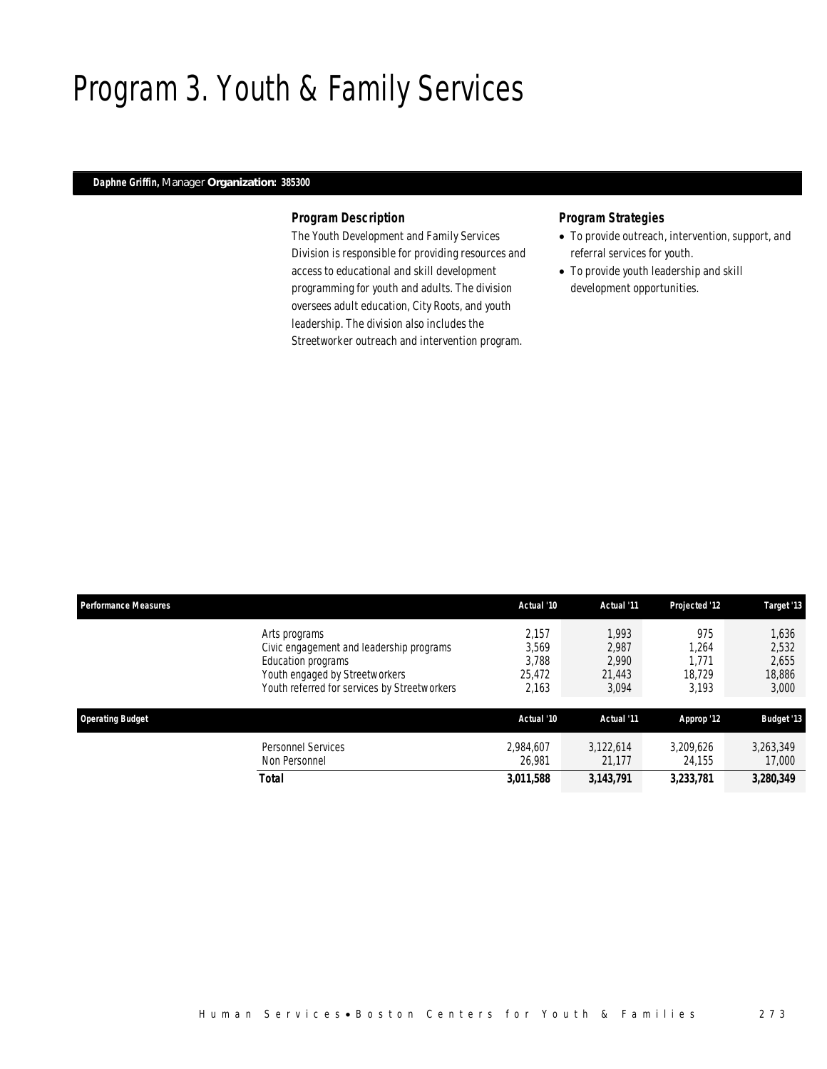# Program 3. Youth & Family Services

**Daphne Griffin,** Manager **Organization: 385300**

### Program Description

The Youth Development and Family Services Division is responsible for providing resources and access to educational and skill development programming for youth and adults. The division oversees adult education, City Roots, and youth leadership. The division also includes the Streetworker outreach and intervention program.

### Program Strategies

- To provide outreach, intervention, support, and referral services for youth.
- To provide youth leadership and skill development opportunities.

| Performance Measures | Actual '10 | Actual '11 | Projected '12 | Target '13 |
|---|---|---|---|---|
| Arts programs | 2,157 | 1,993 | 975 | 1,636 |
| Civic engagement and leadership programs | 3,569 | 2,987 | 1,264 | 2,532 |
| Education programs | 3,788 | 2,990 | 1,771 | 2,655 |
| Youth engaged by Streetworkers | 25,472 | 21,443 | 18,729 | 18,886 |
| Youth referred for services by Streetworkers | 2,163 | 3,094 | 3,193 | 3,000 |

| Operating Budget | Actual '10 | Actual '11 | Approp '12 | Budget '13 |
|---|---|---|---|---|
| Personnel Services | 2,984,607 | 3,122,614 | 3,209,626 | 3,263,349 |
| Non Personnel | 26,981 | 21,177 | 24,155 | 17,000 |
| **Total** | **3,011,588** | **3,143,791** | **3,233,781** | **3,280,349** |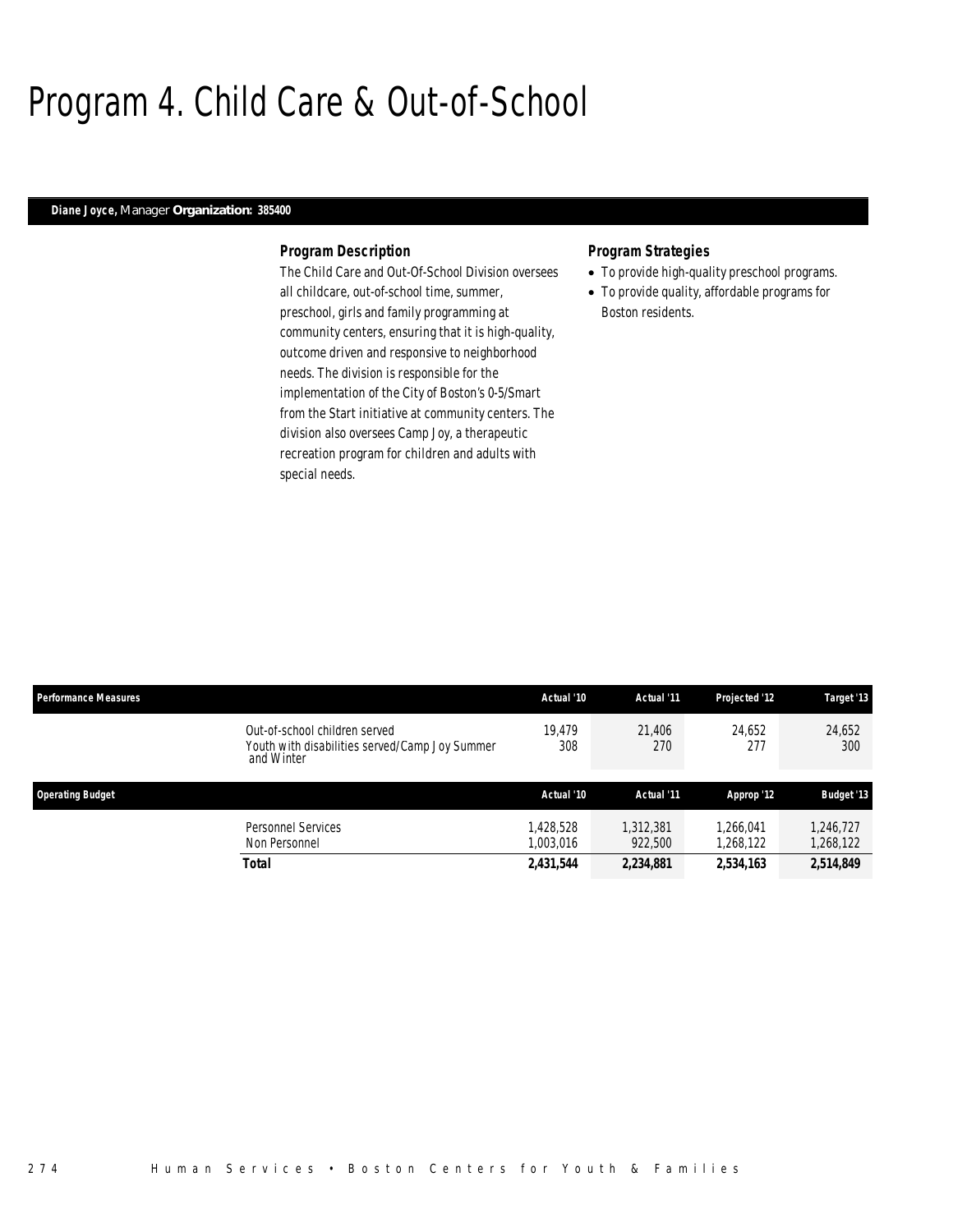# Program 4. Child Care & Out-of-School

**Diane Joyce,** Manager **Organization: 385400**

### Program Description

The Child Care and Out-Of-School Division oversees all childcare, out-of-school time, summer, preschool, girls and family programming at community centers, ensuring that it is high-quality, outcome driven and responsive to neighborhood needs. The division is responsible for the implementation of the City of Boston's 0-5/Smart from the Start initiative at community centers. The division also oversees Camp Joy, a therapeutic recreation program for children and adults with special needs.

### Program Strategies

- To provide high-quality preschool programs.
- To provide quality, affordable programs for Boston residents.

| Performance Measures | Actual '10 | Actual '11 | Projected '12 | Target '13 |
|---|---|---|---|---|
| Out-of-school children served | 19,479 | 21,406 | 24,652 | 24,652 |
| Youth with disabilities served/Camp Joy Summer and Winter | 308 | 270 | 277 | 300 |

| Operating Budget | Actual '10 | Actual '11 | Approp '12 | Budget '13 |
|---|---|---|---|---|
| Personnel Services | 1,428,528 | 1,312,381 | 1,266,041 | 1,246,727 |
| Non Personnel | 1,003,016 | 922,500 | 1,268,122 | 1,268,122 |
| **Total** | **2,431,544** | **2,234,881** | **2,534,163** | **2,514,849** |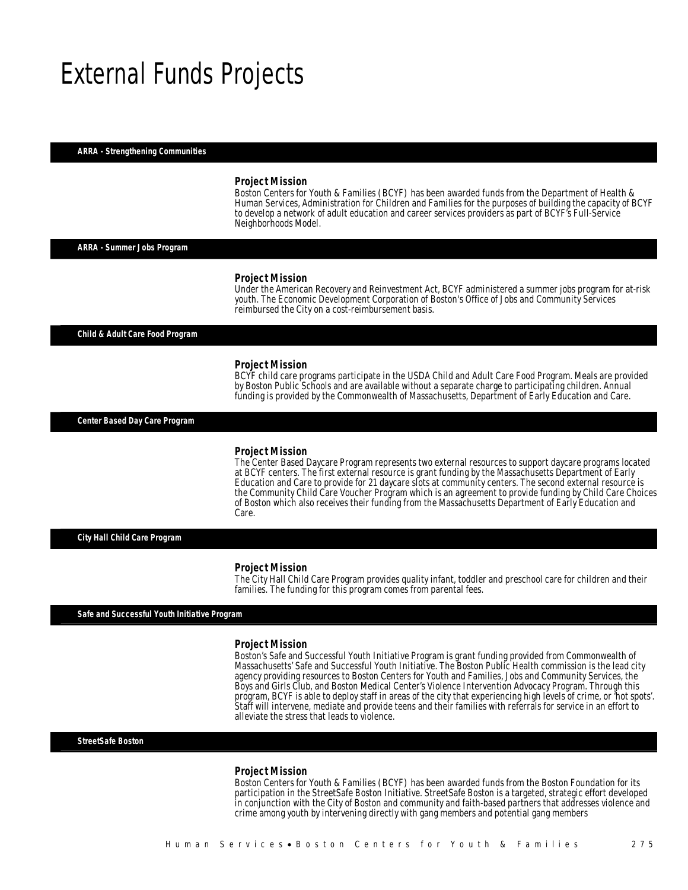# External Funds Projects

## ARRA - Strengthening Communities

### Project Mission

Boston Centers for Youth & Families (BCYF) has been awarded funds from the Department of Health & Human Services, Administration for Children and Families for the purposes of building the capacity of BCYF to develop a network of adult education and career services providers as part of BCYF's Full-Service Neighborhoods Model.

## ARRA - Summer Jobs Program

### Project Mission

Under the American Recovery and Reinvestment Act, BCYF administered a summer jobs program for at-risk youth. The Economic Development Corporation of Boston's Office of Jobs and Community Services reimbursed the City on a cost-reimbursement basis.

## Child & Adult Care Food Program

### Project Mission

BCYF child care programs participate in the USDA Child and Adult Care Food Program. Meals are provided by Boston Public Schools and are available without a separate charge to participating children. Annual funding is provided by the Commonwealth of Massachusetts, Department of Early Education and Care.

## Center Based Day Care Program

### Project Mission

The Center Based Daycare Program represents two external resources to support daycare programs located at BCYF centers. The first external resource is grant funding by the Massachusetts Department of Early Education and Care to provide for 21 daycare slots at community centers. The second external resource is the Community Child Care Voucher Program which is an agreement to provide funding by Child Care Choices of Boston which also receives their funding from the Massachusetts Department of Early Education and Care.

## City Hall Child Care Program

### Project Mission

The City Hall Child Care Program provides quality infant, toddler and preschool care for children and their families. The funding for this program comes from parental fees.

## Safe and Successful Youth Initiative Program

### Project Mission

Boston's Safe and Successful Youth Initiative Program is grant funding provided from Commonwealth of Massachusetts' Safe and Successful Youth Initiative. The Boston Public Health commission is the lead city agency providing resources to Boston Centers for Youth and Families, Jobs and Community Services, the Boys and Girls Club, and Boston Medical Center's Violence Intervention Advocacy Program. Through this program, BCYF is able to deploy staff in areas of the city that experiencing high levels of crime, or 'hot spots'. Staff will intervene, mediate and provide teens and their families with referrals for service in an effort to alleviate the stress that leads to violence.

## StreetSafe Boston

### Project Mission

Boston Centers for Youth & Families (BCYF) has been awarded funds from the Boston Foundation for its participation in the StreetSafe Boston Initiative. StreetSafe Boston is a targeted, strategic effort developed in conjunction with the City of Boston and community and faith-based partners that addresses violence and crime among youth by intervening directly with gang members and potential gang members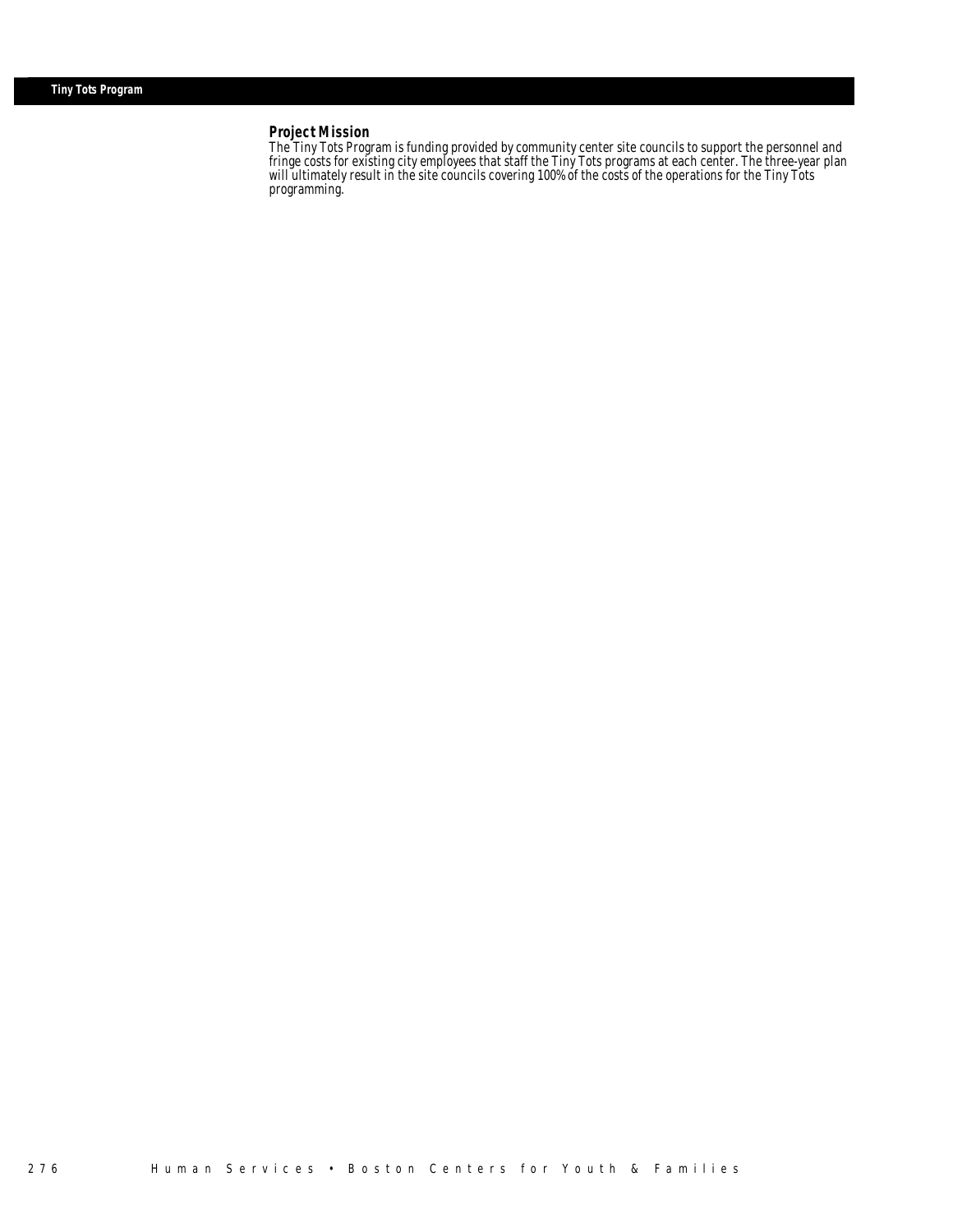# Tiny Tots Program

## Project Mission

The Tiny Tots Program is funding provided by community center site councils to support the personnel and fringe costs for existing city employees that staff the Tiny Tots programs at each center. The three-year plan will ultimately result in the site councils covering 100% of the costs of the operations for the Tiny Tots programming.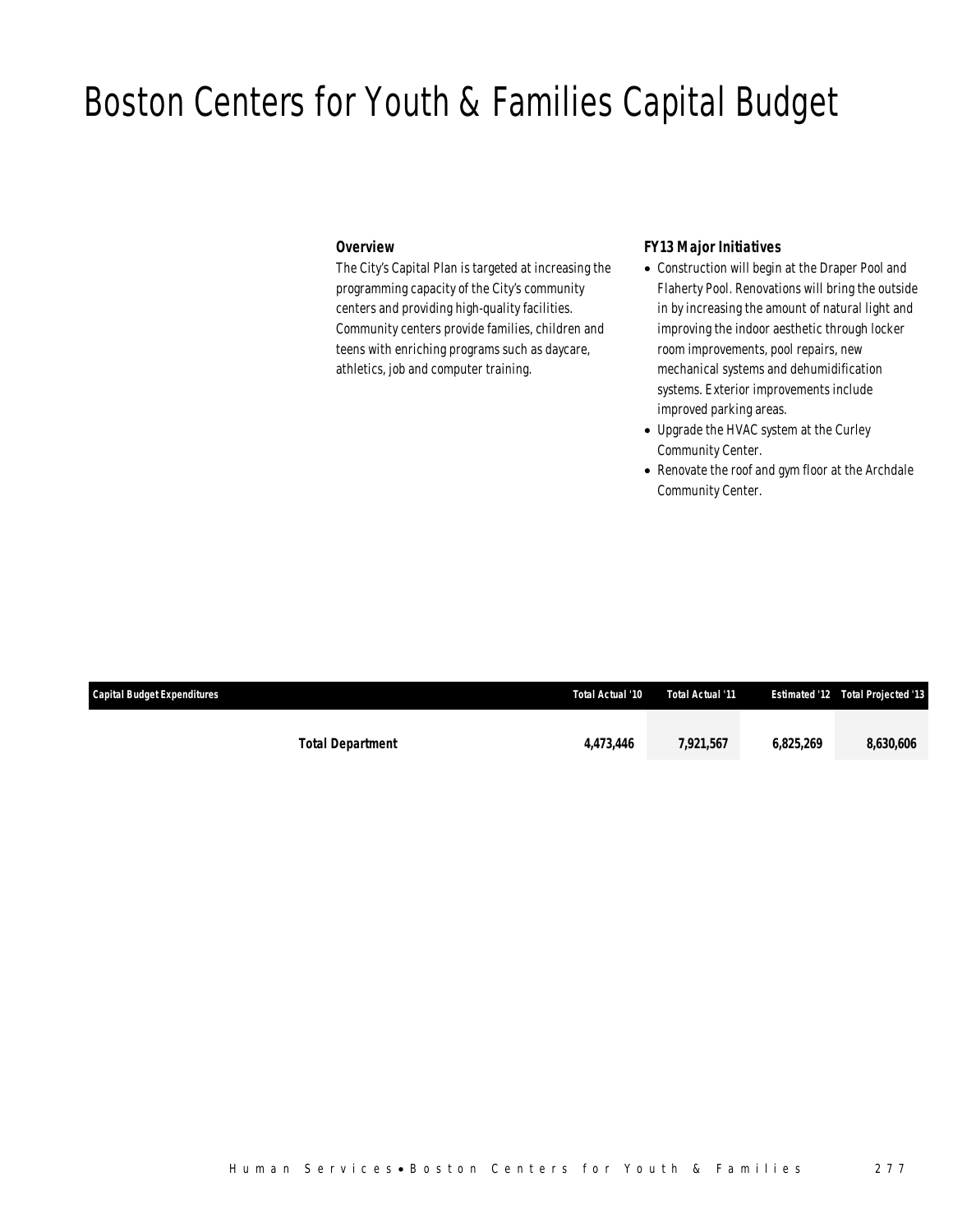# Boston Centers for Youth & Families Capital Budget

### *Overview*

The City's Capital Plan is targeted at increasing the programming capacity of the City's community centers and providing high-quality facilities. Community centers provide families, children and teens with enriching programs such as daycare, athletics, job and computer training.

### *FY13 Major Initiatives*

- Construction will begin at the Draper Pool and Flaherty Pool. Renovations will bring the outside in by increasing the amount of natural light and improving the indoor aesthetic through locker room improvements, pool repairs, new mechanical systems and dehumidification systems. Exterior improvements include improved parking areas.
- Upgrade the HVAC system at the Curley Community Center.
- Renovate the roof and gym floor at the Archdale Community Center.

| *Capital Budget Expenditures* | *Total Actual '10* | *Total Actual '11* | *Estimated '12* | *Total Projected '13* |
|---|---|---|---|---|
| **Total Department** | **4,473,446** | **7,921,567** | **6,825,269** | **8,630,606** |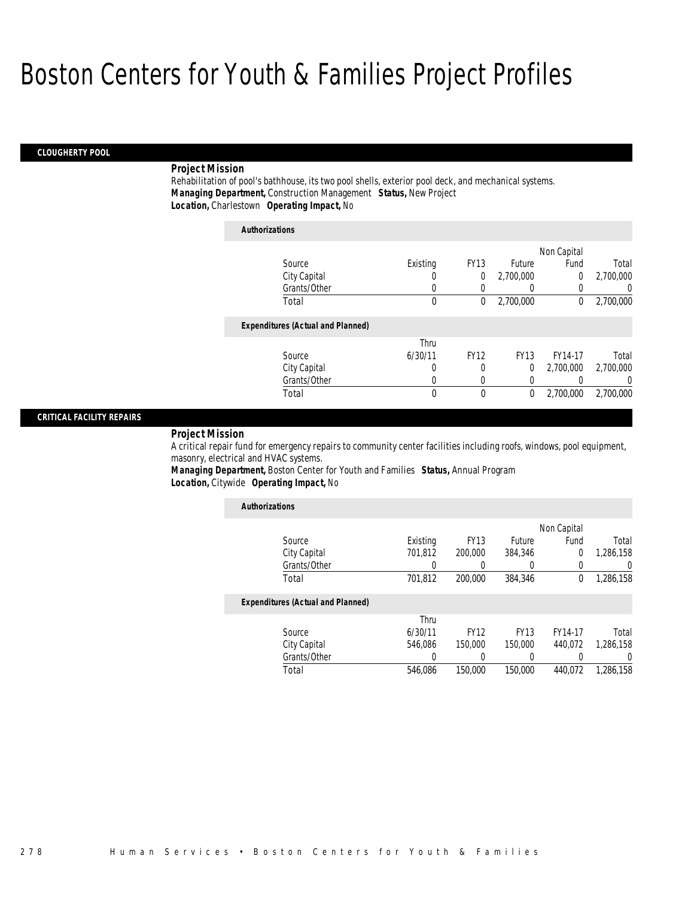# Boston Centers for Youth & Families Project Profiles

## CLOUGHERTY POOL

***Project Mission***

Rehabilitation of pool's bathhouse, its two pool shells, exterior pool deck, and mechanical systems.

***Managing Department,*** Construction Management ***Status,*** New Project

***Location,*** Charlestown ***Operating Impact,*** No

***Authorizations***

| Source | Existing | FY13 | Future | Non Capital Fund | Total |
|---|---|---|---|---|---|
| City Capital | 0 | 0 | 2,700,000 | 0 | 2,700,000 |
| Grants/Other | 0 | 0 | 0 | 0 | 0 |
| Total | 0 | 0 | 2,700,000 | 0 | 2,700,000 |

***Expenditures (Actual and Planned)***

| Source | Thru 6/30/11 | FY12 | FY13 | FY14-17 | Total |
|---|---|---|---|---|---|
| City Capital | 0 | 0 | 0 | 2,700,000 | 2,700,000 |
| Grants/Other | 0 | 0 | 0 | 0 | 0 |
| Total | 0 | 0 | 0 | 2,700,000 | 2,700,000 |

## CRITICAL FACILITY REPAIRS

***Project Mission***

A critical repair fund for emergency repairs to community center facilities including roofs, windows, pool equipment, masonry, electrical and HVAC systems.

***Managing Department,*** Boston Center for Youth and Families ***Status,*** Annual Program

***Location,*** Citywide ***Operating Impact,*** No

***Authorizations***

| Source | Existing | FY13 | Future | Non Capital Fund | Total |
|---|---|---|---|---|---|
| City Capital | 701,812 | 200,000 | 384,346 | 0 | 1,286,158 |
| Grants/Other | 0 | 0 | 0 | 0 | 0 |
| Total | 701,812 | 200,000 | 384,346 | 0 | 1,286,158 |

***Expenditures (Actual and Planned)***

| Source | Thru 6/30/11 | FY12 | FY13 | FY14-17 | Total |
|---|---|---|---|---|---|
| City Capital | 546,086 | 150,000 | 150,000 | 440,072 | 1,286,158 |
| Grants/Other | 0 | 0 | 0 | 0 | 0 |
| Total | 546,086 | 150,000 | 150,000 | 440,072 | 1,286,158 |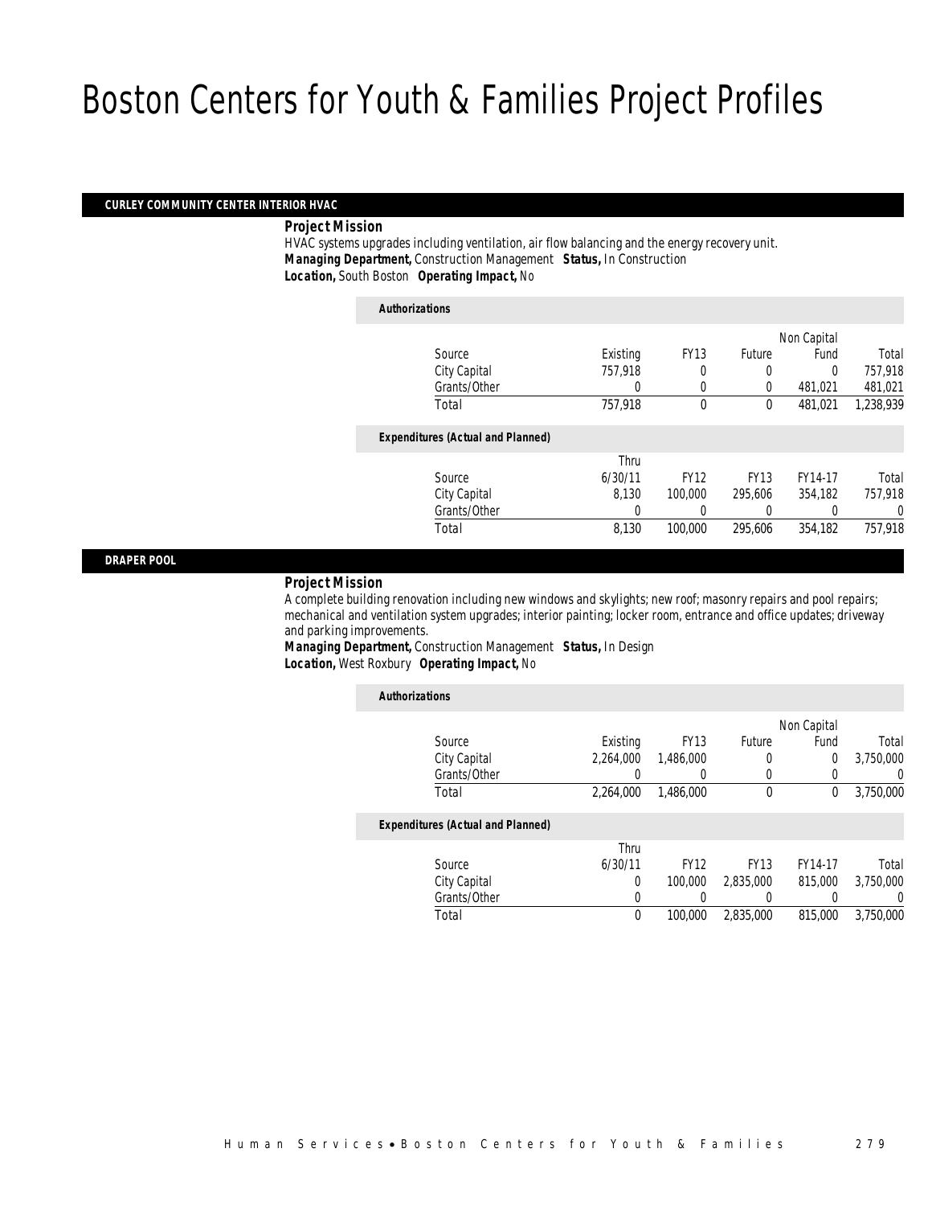# Boston Centers for Youth & Families Project Profiles

## CURLEY COMMUNITY CENTER INTERIOR HVAC

***Project Mission***

HVAC systems upgrades including ventilation, air flow balancing and the energy recovery unit.

***Managing Department,*** Construction Management ***Status,*** In Construction

***Location,*** South Boston ***Operating Impact,*** No

***Authorizations***

| Source | Existing | FY13 | Future | Non Capital Fund | Total |
|---|---|---|---|---|---|
| City Capital | 757,918 | 0 | 0 | 0 | 757,918 |
| Grants/Other | 0 | 0 | 0 | 481,021 | 481,021 |
| Total | 757,918 | 0 | 0 | 481,021 | 1,238,939 |

***Expenditures (Actual and Planned)***

| Source | Thru 6/30/11 | FY12 | FY13 | FY14-17 | Total |
|---|---|---|---|---|---|
| City Capital | 8,130 | 100,000 | 295,606 | 354,182 | 757,918 |
| Grants/Other | 0 | 0 | 0 | 0 | 0 |
| Total | 8,130 | 100,000 | 295,606 | 354,182 | 757,918 |

## DRAPER POOL

***Project Mission***

A complete building renovation including new windows and skylights; new roof; masonry repairs and pool repairs; mechanical and ventilation system upgrades; interior painting; locker room, entrance and office updates; driveway and parking improvements.

***Managing Department,*** Construction Management ***Status,*** In Design

***Location,*** West Roxbury ***Operating Impact,*** No

***Authorizations***

| Source | Existing | FY13 | Future | Non Capital Fund | Total |
|---|---|---|---|---|---|
| City Capital | 2,264,000 | 1,486,000 | 0 | 0 | 3,750,000 |
| Grants/Other | 0 | 0 | 0 | 0 | 0 |
| Total | 2,264,000 | 1,486,000 | 0 | 0 | 3,750,000 |

***Expenditures (Actual and Planned)***

| Source | Thru 6/30/11 | FY12 | FY13 | FY14-17 | Total |
|---|---|---|---|---|---|
| City Capital | 0 | 100,000 | 2,835,000 | 815,000 | 3,750,000 |
| Grants/Other | 0 | 0 | 0 | 0 | 0 |
| Total | 0 | 100,000 | 2,835,000 | 815,000 | 3,750,000 |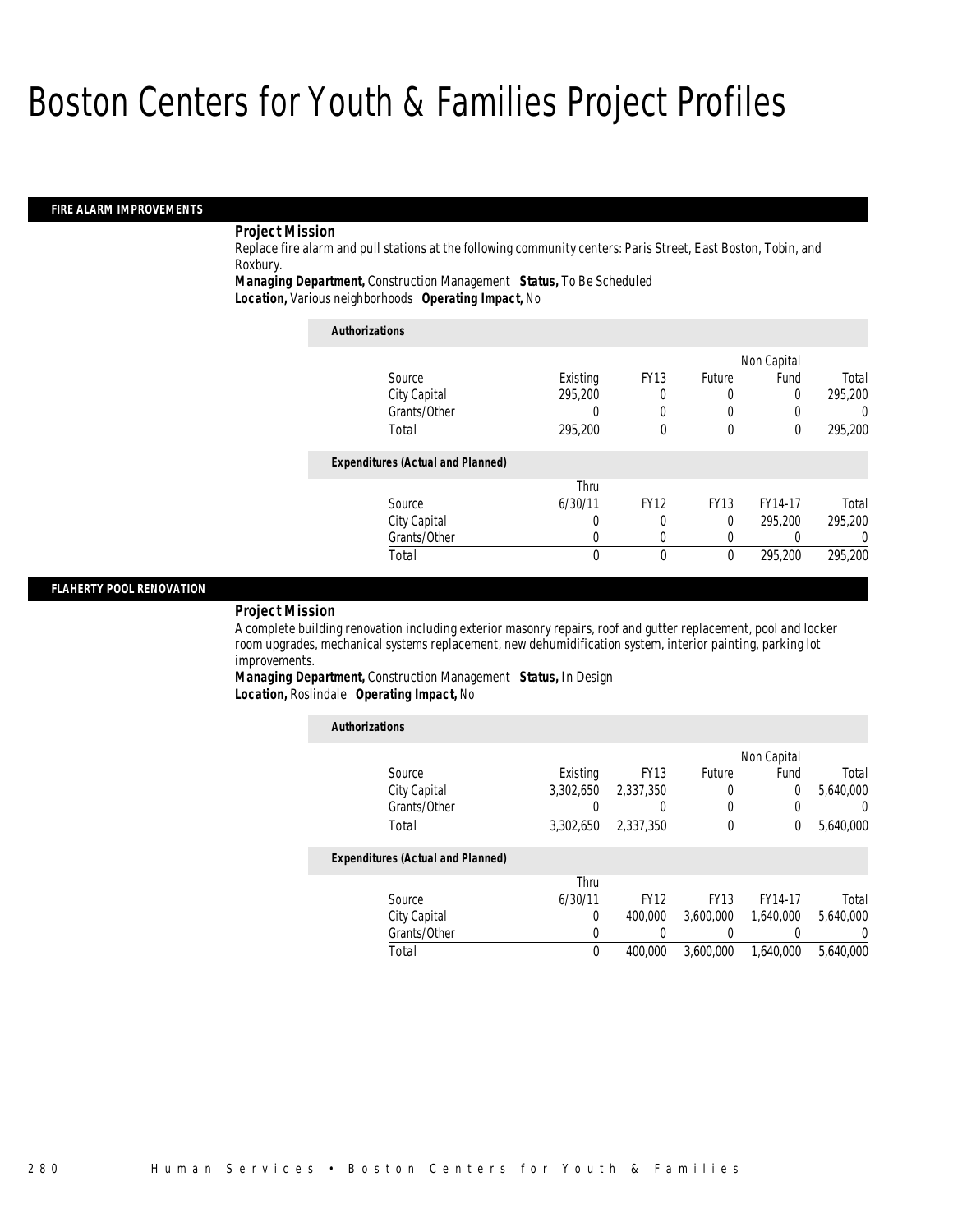# Boston Centers for Youth & Families Project Profiles

## FIRE ALARM IMPROVEMENTS

***Project Mission***

Replace fire alarm and pull stations at the following community centers: Paris Street, East Boston, Tobin, and Roxbury.

***Managing Department,*** Construction Management ***Status,*** To Be Scheduled
***Location,*** Various neighborhoods ***Operating Impact,*** No

***Authorizations***

| Source | Existing | FY13 | Future | Non Capital Fund | Total |
|---|---|---|---|---|---|
| City Capital | 295,200 | 0 | 0 | 0 | 295,200 |
| Grants/Other | 0 | 0 | 0 | 0 | 0 |
| Total | 295,200 | 0 | 0 | 0 | 295,200 |

***Expenditures (Actual and Planned)***

| Source | Thru 6/30/11 | FY12 | FY13 | FY14-17 | Total |
|---|---|---|---|---|---|
| City Capital | 0 | 0 | 0 | 295,200 | 295,200 |
| Grants/Other | 0 | 0 | 0 | 0 | 0 |
| Total | 0 | 0 | 0 | 295,200 | 295,200 |

## FLAHERTY POOL RENOVATION

***Project Mission***

A complete building renovation including exterior masonry repairs, roof and gutter replacement, pool and locker room upgrades, mechanical systems replacement, new dehumidification system, interior painting, parking lot improvements.

***Managing Department,*** Construction Management ***Status,*** In Design
***Location,*** Roslindale ***Operating Impact,*** No

***Authorizations***

| Source | Existing | FY13 | Future | Non Capital Fund | Total |
|---|---|---|---|---|---|
| City Capital | 3,302,650 | 2,337,350 | 0 | 0 | 5,640,000 |
| Grants/Other | 0 | 0 | 0 | 0 | 0 |
| Total | 3,302,650 | 2,337,350 | 0 | 0 | 5,640,000 |

***Expenditures (Actual and Planned)***

| Source | Thru 6/30/11 | FY12 | FY13 | FY14-17 | Total |
|---|---|---|---|---|---|
| City Capital | 0 | 400,000 | 3,600,000 | 1,640,000 | 5,640,000 |
| Grants/Other | 0 | 0 | 0 | 0 | 0 |
| Total | 0 | 400,000 | 3,600,000 | 1,640,000 | 5,640,000 |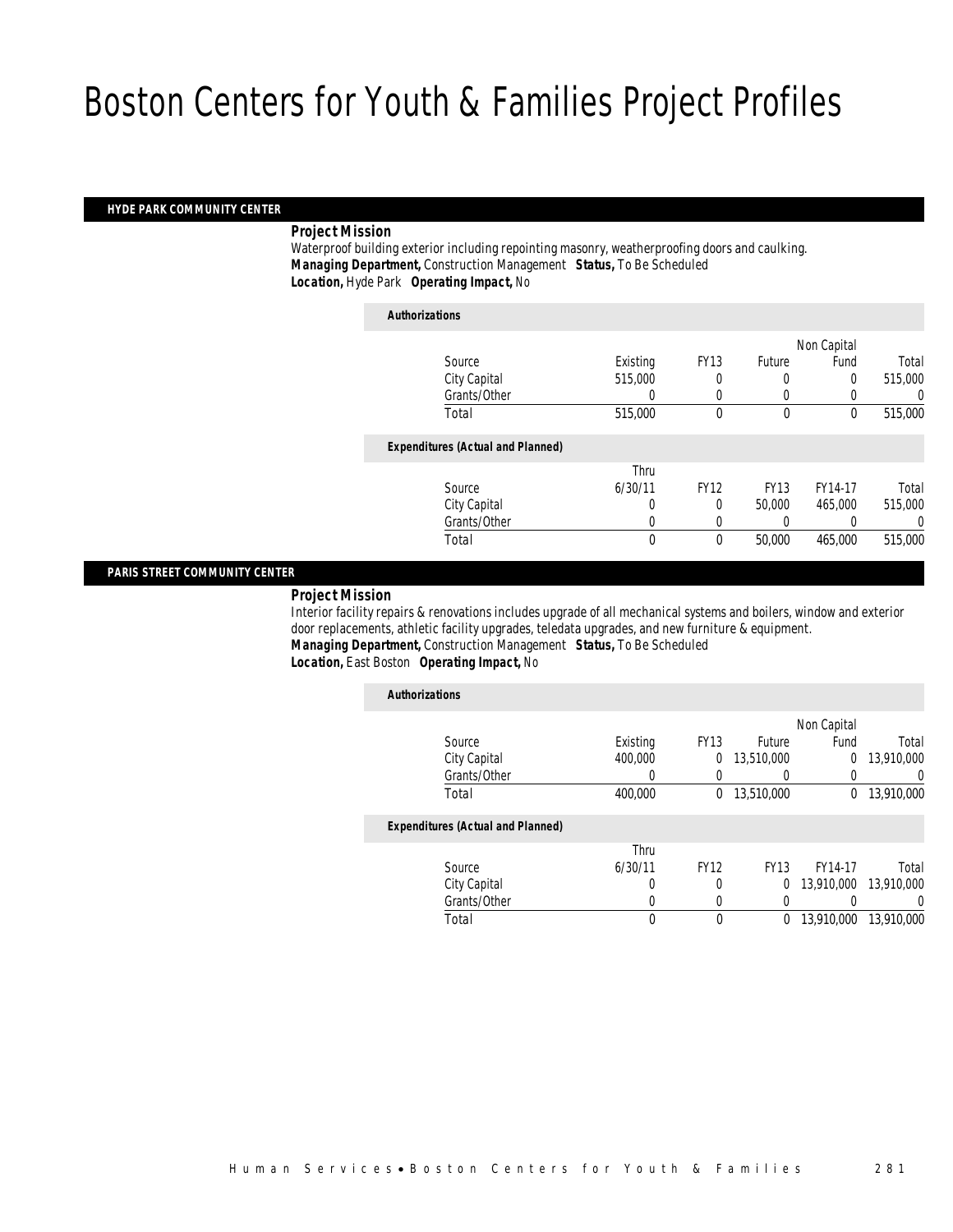# Boston Centers for Youth & Families Project Profiles

## HYDE PARK COMMUNITY CENTER

***Project Mission***

Waterproof building exterior including repointing masonry, weatherproofing doors and caulking.

***Managing Department,*** Construction Management ***Status,*** To Be Scheduled

***Location,*** Hyde Park ***Operating Impact,*** No

***Authorizations***

| Source | Existing | FY13 | Future | Non Capital Fund | Total |
|---|---|---|---|---|---|
| City Capital | 515,000 | 0 | 0 | 0 | 515,000 |
| Grants/Other | 0 | 0 | 0 | 0 | 0 |
| Total | 515,000 | 0 | 0 | 0 | 515,000 |

***Expenditures (Actual and Planned)***

| Source | Thru 6/30/11 | FY12 | FY13 | FY14-17 | Total |
|---|---|---|---|---|---|
| City Capital | 0 | 0 | 50,000 | 465,000 | 515,000 |
| Grants/Other | 0 | 0 | 0 | 0 | 0 |
| Total | 0 | 0 | 50,000 | 465,000 | 515,000 |

## PARIS STREET COMMUNITY CENTER

***Project Mission***

Interior facility repairs & renovations includes upgrade of all mechanical systems and boilers, window and exterior door replacements, athletic facility upgrades, teledata upgrades, and new furniture & equipment.

***Managing Department,*** Construction Management ***Status,*** To Be Scheduled

***Location,*** East Boston ***Operating Impact,*** No

***Authorizations***

| Source | Existing | FY13 | Future | Non Capital Fund | Total |
|---|---|---|---|---|---|
| City Capital | 400,000 | 0 | 13,510,000 | 0 | 13,910,000 |
| Grants/Other | 0 | 0 | 0 | 0 | 0 |
| Total | 400,000 | 0 | 13,510,000 | 0 | 13,910,000 |

***Expenditures (Actual and Planned)***

| Source | Thru 6/30/11 | FY12 | FY13 | FY14-17 | Total |
|---|---|---|---|---|---|
| City Capital | 0 | 0 | 0 | 13,910,000 | 13,910,000 |
| Grants/Other | 0 | 0 | 0 | 0 | 0 |
| Total | 0 | 0 | 0 | 13,910,000 | 13,910,000 |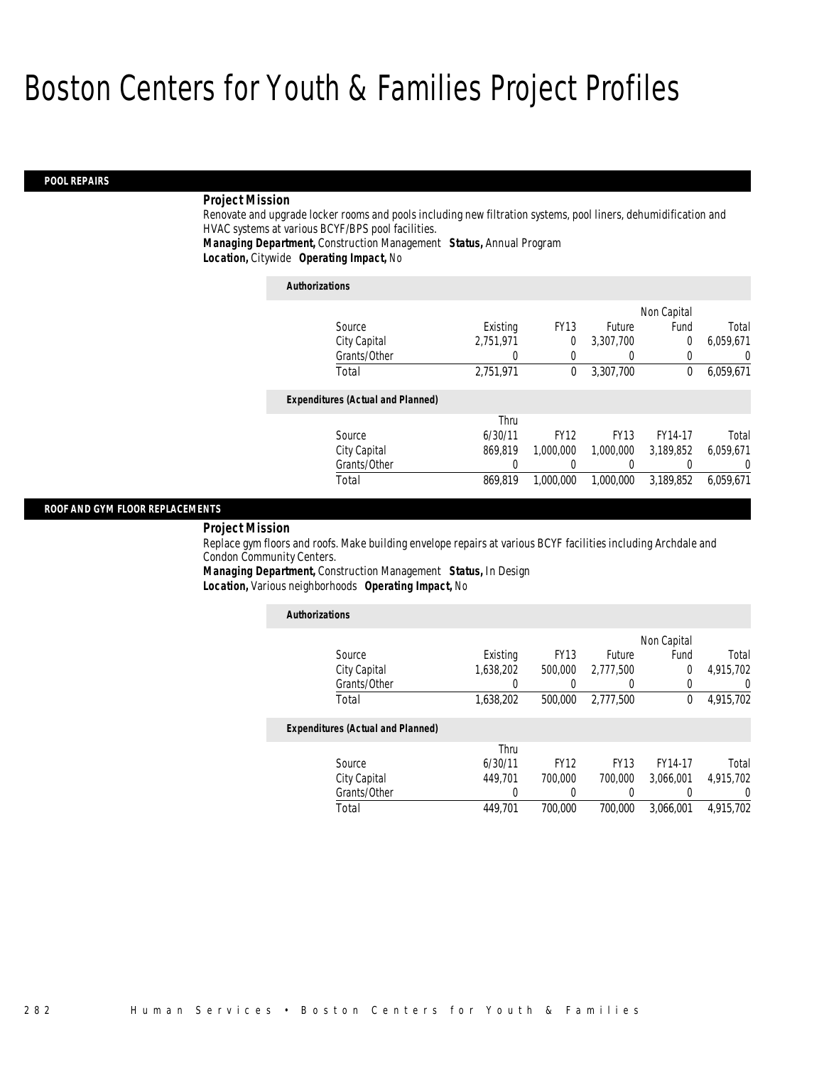# Boston Centers for Youth & Families Project Profiles

## POOL REPAIRS

***Project Mission***

Renovate and upgrade locker rooms and pools including new filtration systems, pool liners, dehumidification and HVAC systems at various BCYF/BPS pool facilities.

***Managing Department,*** Construction Management ***Status,*** Annual Program

***Location,*** Citywide ***Operating Impact,*** No

***Authorizations***

| Source | Existing | FY13 | Future | Non Capital Fund | Total |
|---|---|---|---|---|---|
| City Capital | 2,751,971 | 0 | 3,307,700 | 0 | 6,059,671 |
| Grants/Other | 0 | 0 | 0 | 0 | 0 |
| Total | 2,751,971 | 0 | 3,307,700 | 0 | 6,059,671 |

***Expenditures (Actual and Planned)***

| Source | Thru 6/30/11 | FY12 | FY13 | FY14-17 | Total |
|---|---|---|---|---|---|
| City Capital | 869,819 | 1,000,000 | 1,000,000 | 3,189,852 | 6,059,671 |
| Grants/Other | 0 | 0 | 0 | 0 | 0 |
| Total | 869,819 | 1,000,000 | 1,000,000 | 3,189,852 | 6,059,671 |

## ROOF AND GYM FLOOR REPLACEMENTS

***Project Mission***

Replace gym floors and roofs. Make building envelope repairs at various BCYF facilities including Archdale and Condon Community Centers.

***Managing Department,*** Construction Management ***Status,*** In Design

***Location,*** Various neighborhoods ***Operating Impact,*** No

***Authorizations***

| Source | Existing | FY13 | Future | Non Capital Fund | Total |
|---|---|---|---|---|---|
| City Capital | 1,638,202 | 500,000 | 2,777,500 | 0 | 4,915,702 |
| Grants/Other | 0 | 0 | 0 | 0 | 0 |
| Total | 1,638,202 | 500,000 | 2,777,500 | 0 | 4,915,702 |

***Expenditures (Actual and Planned)***

| Source | Thru 6/30/11 | FY12 | FY13 | FY14-17 | Total |
|---|---|---|---|---|---|
| City Capital | 449,701 | 700,000 | 700,000 | 3,066,001 | 4,915,702 |
| Grants/Other | 0 | 0 | 0 | 0 | 0 |
| Total | 449,701 | 700,000 | 700,000 | 3,066,001 | 4,915,702 |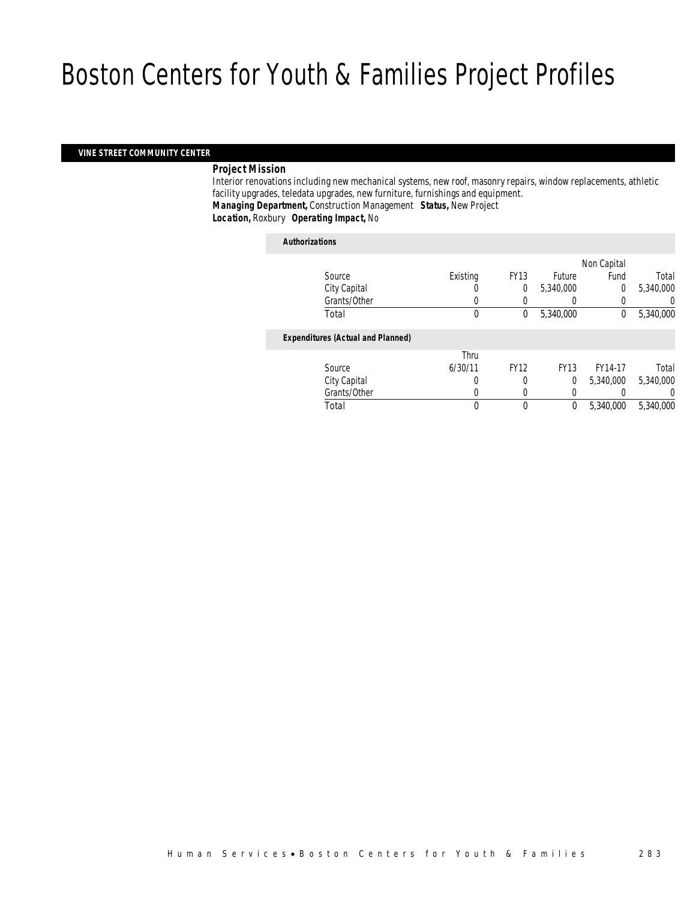# Boston Centers for Youth & Families Project Profiles

## VINE STREET COMMUNITY CENTER

**Project Mission**

Interior renovations including new mechanical systems, new roof, masonry repairs, window replacements, athletic facility upgrades, teledata upgrades, new furniture, furnishings and equipment.

***Managing Department,*** Construction Management ***Status,*** New Project

***Location,*** Roxbury ***Operating Impact,*** No

***Authorizations***

| Source | Existing | FY13 | Future | Non Capital Fund | Total |
|---|---|---|---|---|---|
| City Capital | 0 | 0 | 5,340,000 | 0 | 5,340,000 |
| Grants/Other | 0 | 0 | 0 | 0 | 0 |
| Total | 0 | 0 | 5,340,000 | 0 | 5,340,000 |

***Expenditures (Actual and Planned)***

| Source | Thru 6/30/11 | FY12 | FY13 | FY14-17 | Total |
|---|---|---|---|---|---|
| City Capital | 0 | 0 | 0 | 5,340,000 | 5,340,000 |
| Grants/Other | 0 | 0 | 0 | 0 | 0 |
| Total | 0 | 0 | 0 | 5,340,000 | 5,340,000 |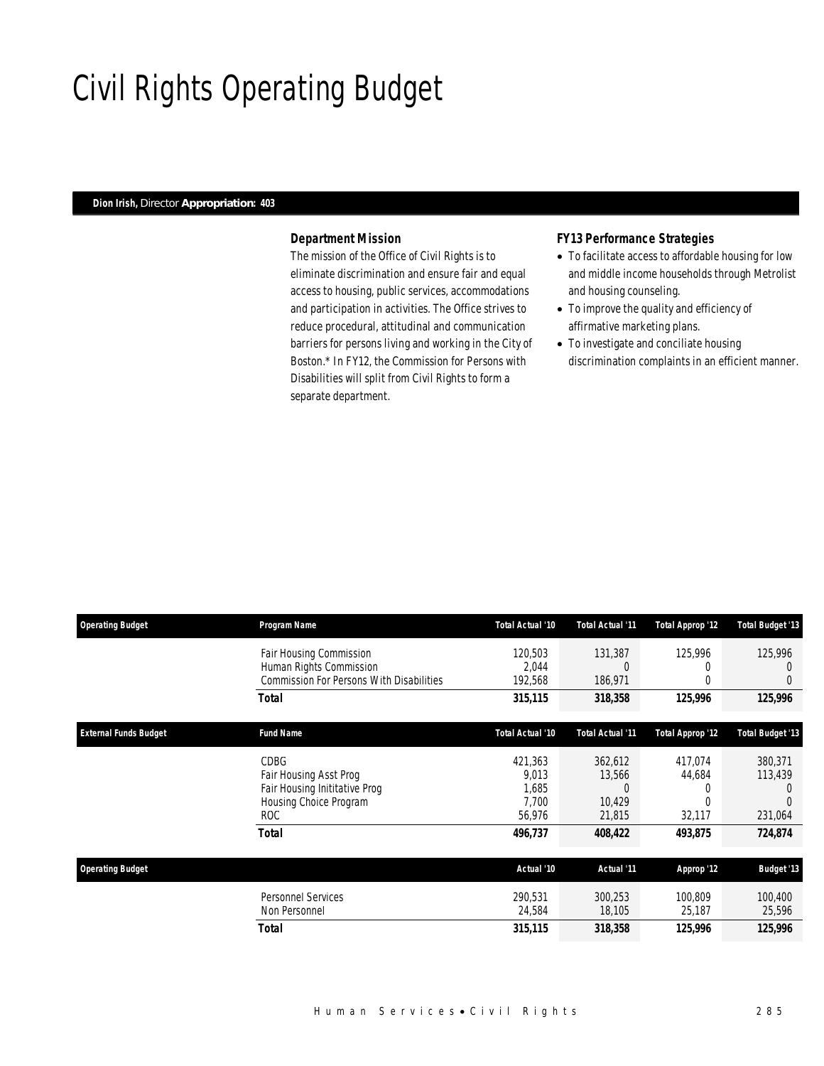# Civil Rights Operating Budget

**Dion Irish,** Director **Appropriation: 403**

### Department Mission

The mission of the Office of Civil Rights is to eliminate discrimination and ensure fair and equal access to housing, public services, accommodations and participation in activities. The Office strives to reduce procedural, attitudinal and communication barriers for persons living and working in the City of Boston.* In FY12, the Commission for Persons with Disabilities will split from Civil Rights to form a separate department.

### FY13 Performance Strategies

- To facilitate access to affordable housing for low and middle income households through Metrolist and housing counseling.
- To improve the quality and efficiency of affirmative marketing plans.
- To investigate and conciliate housing discrimination complaints in an efficient manner.

| Operating Budget | Program Name | Total Actual '10 | Total Actual '11 | Total Approp '12 | Total Budget '13 |
|---|---|---|---|---|---|
| | Fair Housing Commission | 120,503 | 131,387 | 125,996 | 125,996 |
| | Human Rights Commission | 2,044 | 0 | 0 | 0 |
| | Commission For Persons With Disabilities | 192,568 | 186,971 | 0 | 0 |
| | **Total** | **315,115** | **318,358** | **125,996** | **125,996** |

| External Funds Budget | Fund Name | Total Actual '10 | Total Actual '11 | Total Approp '12 | Total Budget '13 |
|---|---|---|---|---|---|
| | CDBG | 421,363 | 362,612 | 417,074 | 380,371 |
| | Fair Housing Asst Prog | 9,013 | 13,566 | 44,684 | 113,439 |
| | Fair Housing Inititative Prog | 1,685 | 0 | 0 | 0 |
| | Housing Choice Program | 7,700 | 10,429 | 0 | 0 |
| | ROC | 56,976 | 21,815 | 32,117 | 231,064 |
| | **Total** | **496,737** | **408,422** | **493,875** | **724,874** |

| Operating Budget | | Actual '10 | Actual '11 | Approp '12 | Budget '13 |
|---|---|---|---|---|---|
| | Personnel Services | 290,531 | 300,253 | 100,809 | 100,400 |
| | Non Personnel | 24,584 | 18,105 | 25,187 | 25,596 |
| | **Total** | **315,115** | **318,358** | **125,996** | **125,996** |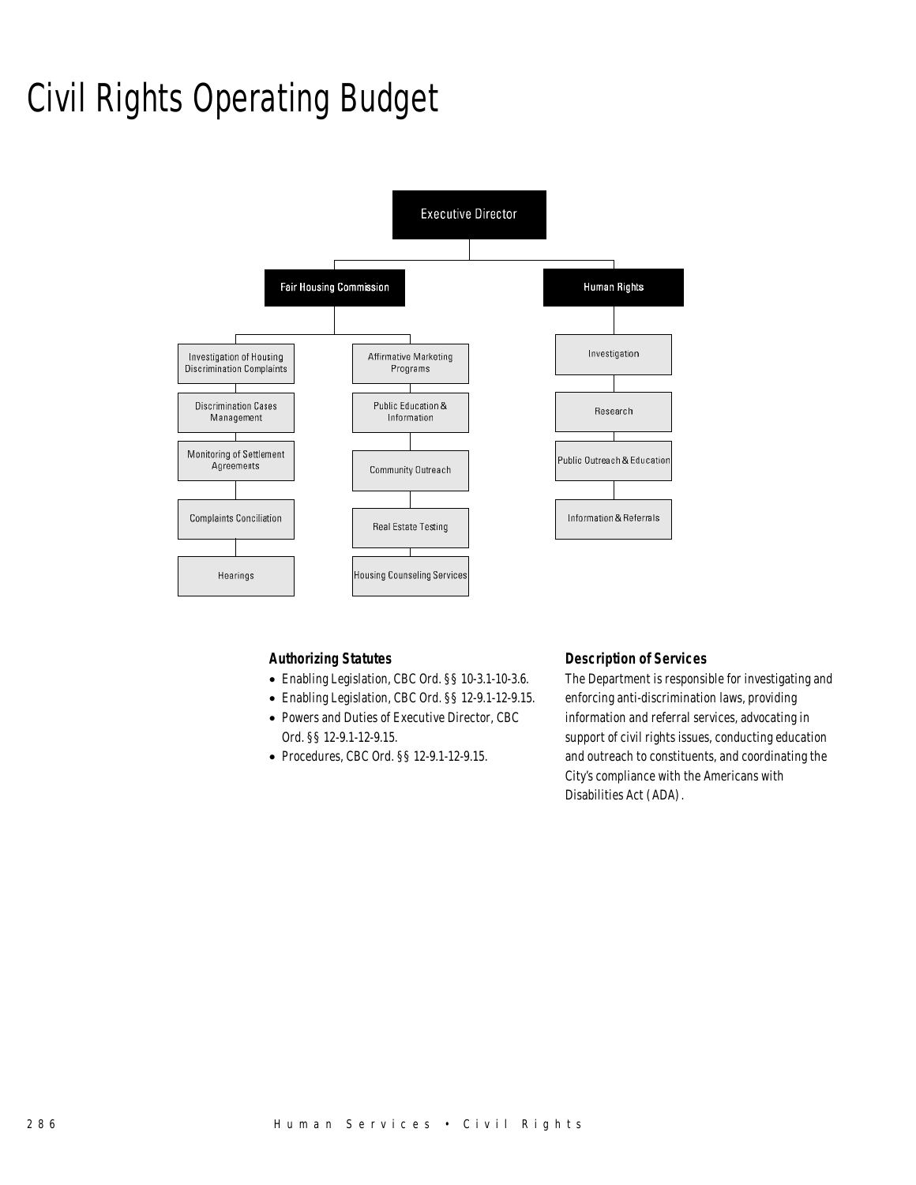# Civil Rights Operating Budget

- Executive Director
  - Fair Housing Commission
    - Investigation of Housing Discrimination Complaints
    - Discrimination Cases Management
    - Monitoring of Settlement Agreements
    - Complaints Conciliation
    - Hearings
    - Affirmative Marketing Programs
    - Public Education & Information
    - Community Outreach
    - Real Estate Testing
    - Housing Counseling Services
  - Human Rights
    - Investigation
    - Research
    - Public Outreach & Education
    - Information & Referrals

### Authorizing Statutes

- Enabling Legislation, CBC Ord. §§ 10-3.1-10-3.6.
- Enabling Legislation, CBC Ord. §§ 12-9.1-12-9.15.
- Powers and Duties of Executive Director, CBC Ord. §§ 12-9.1-12-9.15.
- Procedures, CBC Ord. §§ 12-9.1-12-9.15.

### Description of Services

The Department is responsible for investigating and enforcing anti-discrimination laws, providing information and referral services, advocating in support of civil rights issues, conducting education and outreach to constituents, and coordinating the City's compliance with the Americans with Disabilities Act (ADA).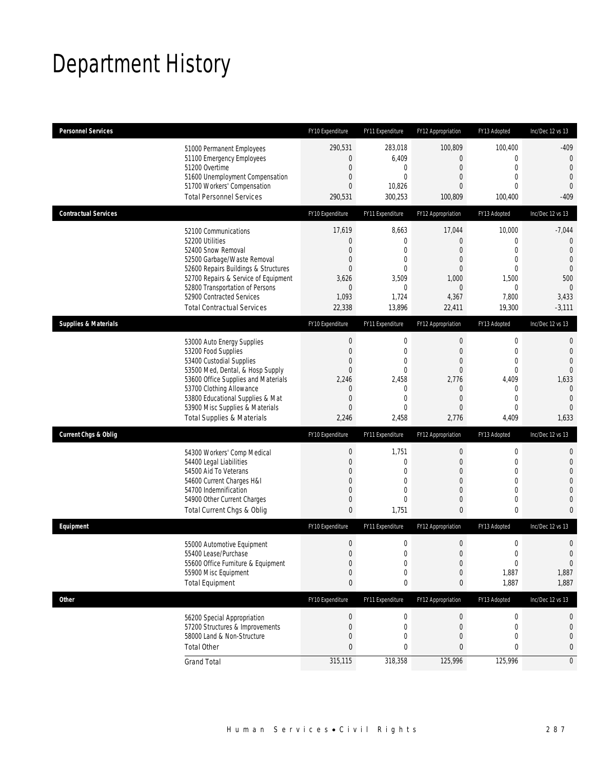# Department History

| Personnel Services | FY10 Expenditure | FY11 Expenditure | FY12 Appropriation | FY13 Adopted | Inc/Dec 12 vs 13 |
|---|---|---|---|---|---|
| 51000 Permanent Employees | 290,531 | 283,018 | 100,809 | 100,400 | -409 |
| 51100 Emergency Employees | 0 | 6,409 | 0 | 0 | 0 |
| 51200 Overtime | 0 | 0 | 0 | 0 | 0 |
| 51600 Unemployment Compensation | 0 | 0 | 0 | 0 | 0 |
| 51700 Workers' Compensation | 0 | 10,826 | 0 | 0 | 0 |
| Total Personnel Services | 290,531 | 300,253 | 100,809 | 100,400 | -409 |

| Contractual Services | FY10 Expenditure | FY11 Expenditure | FY12 Appropriation | FY13 Adopted | Inc/Dec 12 vs 13 |
|---|---|---|---|---|---|
| 52100 Communications | 17,619 | 8,663 | 17,044 | 10,000 | -7,044 |
| 52200 Utilities | 0 | 0 | 0 | 0 | 0 |
| 52400 Snow Removal | 0 | 0 | 0 | 0 | 0 |
| 52500 Garbage/Waste Removal | 0 | 0 | 0 | 0 | 0 |
| 52600 Repairs Buildings & Structures | 0 | 0 | 0 | 0 | 0 |
| 52700 Repairs & Service of Equipment | 3,626 | 3,509 | 1,000 | 1,500 | 500 |
| 52800 Transportation of Persons | 0 | 0 | 0 | 0 | 0 |
| 52900 Contracted Services | 1,093 | 1,724 | 4,367 | 7,800 | 3,433 |
| Total Contractual Services | 22,338 | 13,896 | 22,411 | 19,300 | -3,111 |

| Supplies & Materials | FY10 Expenditure | FY11 Expenditure | FY12 Appropriation | FY13 Adopted | Inc/Dec 12 vs 13 |
|---|---|---|---|---|---|
| 53000 Auto Energy Supplies | 0 | 0 | 0 | 0 | 0 |
| 53200 Food Supplies | 0 | 0 | 0 | 0 | 0 |
| 53400 Custodial Supplies | 0 | 0 | 0 | 0 | 0 |
| 53500 Med, Dental, & Hosp Supply | 0 | 0 | 0 | 0 | 0 |
| 53600 Office Supplies and Materials | 2,246 | 2,458 | 2,776 | 4,409 | 1,633 |
| 53700 Clothing Allowance | 0 | 0 | 0 | 0 | 0 |
| 53800 Educational Supplies & Mat | 0 | 0 | 0 | 0 | 0 |
| 53900 Misc Supplies & Materials | 0 | 0 | 0 | 0 | 0 |
| Total Supplies & Materials | 2,246 | 2,458 | 2,776 | 4,409 | 1,633 |

| Current Chgs & Oblig | FY10 Expenditure | FY11 Expenditure | FY12 Appropriation | FY13 Adopted | Inc/Dec 12 vs 13 |
|---|---|---|---|---|---|
| 54300 Workers' Comp Medical | 0 | 1,751 | 0 | 0 | 0 |
| 54400 Legal Liabilities | 0 | 0 | 0 | 0 | 0 |
| 54500 Aid To Veterans | 0 | 0 | 0 | 0 | 0 |
| 54600 Current Charges H&I | 0 | 0 | 0 | 0 | 0 |
| 54700 Indemnification | 0 | 0 | 0 | 0 | 0 |
| 54900 Other Current Charges | 0 | 0 | 0 | 0 | 0 |
| Total Current Chgs & Oblig | 0 | 1,751 | 0 | 0 | 0 |

| Equipment | FY10 Expenditure | FY11 Expenditure | FY12 Appropriation | FY13 Adopted | Inc/Dec 12 vs 13 |
|---|---|---|---|---|---|
| 55000 Automotive Equipment | 0 | 0 | 0 | 0 | 0 |
| 55400 Lease/Purchase | 0 | 0 | 0 | 0 | 0 |
| 55600 Office Furniture & Equipment | 0 | 0 | 0 | 0 | 0 |
| 55900 Misc Equipment | 0 | 0 | 0 | 1,887 | 1,887 |
| Total Equipment | 0 | 0 | 0 | 1,887 | 1,887 |

| Other | FY10 Expenditure | FY11 Expenditure | FY12 Appropriation | FY13 Adopted | Inc/Dec 12 vs 13 |
|---|---|---|---|---|---|
| 56200 Special Appropriation | 0 | 0 | 0 | 0 | 0 |
| 57200 Structures & Improvements | 0 | 0 | 0 | 0 | 0 |
| 58000 Land & Non-Structure | 0 | 0 | 0 | 0 | 0 |
| Total Other | 0 | 0 | 0 | 0 | 0 |
| Grand Total | 315,115 | 318,358 | 125,996 | 125,996 | 0 |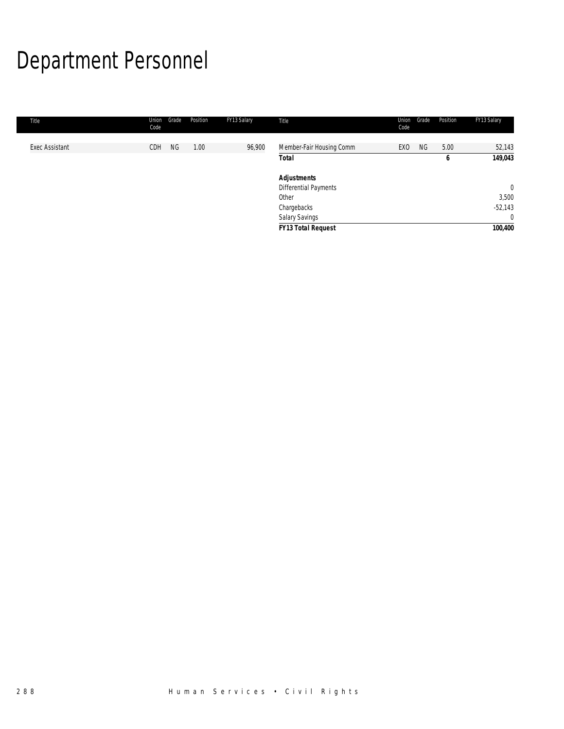# Department Personnel

| Title | Union Code | Grade | Position | FY13 Salary | Title | Union Code | Grade | Position | FY13 Salary |
|---|---|---|---|---|---|---|---|---|---|
| Exec Assistant | CDH | NG | 1.00 | 96,900 | Member-Fair Housing Comm | EXO | NG | 5.00 | 52,143 |
| | | | | | **Total** | | | **6** | **149,043** |
| | | | | | | | | | |
| | | | | | ***Adjustments*** | | | | |
| | | | | | Differential Payments | | | | 0 |
| | | | | | Other | | | | 3,500 |
| | | | | | Chargebacks | | | | -52,143 |
| | | | | | Salary Savings | | | | 0 |
| | | | | | ***FY13 Total Request*** | | | | **100,400** |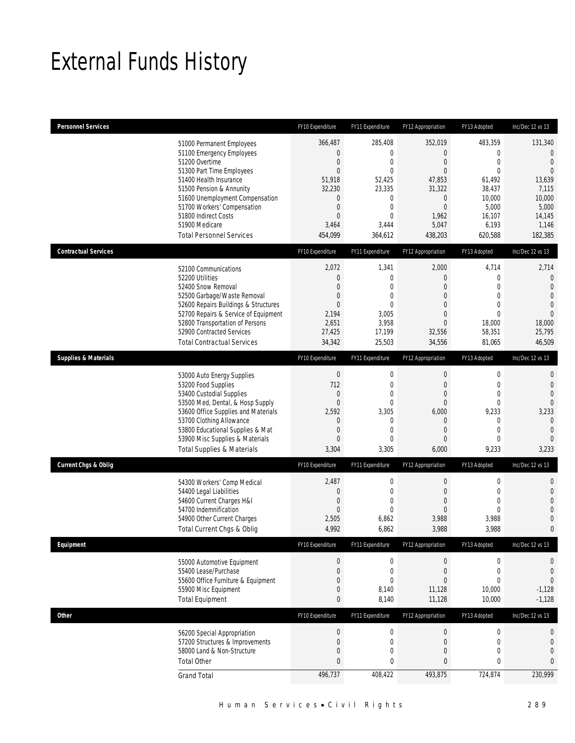# External Funds History

| Personnel Services | FY10 Expenditure | FY11 Expenditure | FY12 Appropriation | FY13 Adopted | Inc/Dec 12 vs 13 |
|---|---|---|---|---|---|
| 51000 Permanent Employees | 366,487 | 285,408 | 352,019 | 483,359 | 131,340 |
| 51100 Emergency Employees | 0 | 0 | 0 | 0 | 0 |
| 51200 Overtime | 0 | 0 | 0 | 0 | 0 |
| 51300 Part Time Employees | 0 | 0 | 0 | 0 | 0 |
| 51400 Health Insurance | 51,918 | 52,425 | 47,853 | 61,492 | 13,639 |
| 51500 Pension & Annunity | 32,230 | 23,335 | 31,322 | 38,437 | 7,115 |
| 51600 Unemployment Compensation | 0 | 0 | 0 | 10,000 | 10,000 |
| 51700 Workers' Compensation | 0 | 0 | 0 | 5,000 | 5,000 |
| 51800 Indirect Costs | 0 | 0 | 1,962 | 16,107 | 14,145 |
| 51900 Medicare | 3,464 | 3,444 | 5,047 | 6,193 | 1,146 |
| Total Personnel Services | 454,099 | 364,612 | 438,203 | 620,588 | 182,385 |

| Contractual Services | FY10 Expenditure | FY11 Expenditure | FY12 Appropriation | FY13 Adopted | Inc/Dec 12 vs 13 |
|---|---|---|---|---|---|
| 52100 Communications | 2,072 | 1,341 | 2,000 | 4,714 | 2,714 |
| 52200 Utilities | 0 | 0 | 0 | 0 | 0 |
| 52400 Snow Removal | 0 | 0 | 0 | 0 | 0 |
| 52500 Garbage/Waste Removal | 0 | 0 | 0 | 0 | 0 |
| 52600 Repairs Buildings & Structures | 0 | 0 | 0 | 0 | 0 |
| 52700 Repairs & Service of Equipment | 2,194 | 3,005 | 0 | 0 | 0 |
| 52800 Transportation of Persons | 2,651 | 3,958 | 0 | 18,000 | 18,000 |
| 52900 Contracted Services | 27,425 | 17,199 | 32,556 | 58,351 | 25,795 |
| Total Contractual Services | 34,342 | 25,503 | 34,556 | 81,065 | 46,509 |

| Supplies & Materials | FY10 Expenditure | FY11 Expenditure | FY12 Appropriation | FY13 Adopted | Inc/Dec 12 vs 13 |
|---|---|---|---|---|---|
| 53000 Auto Energy Supplies | 0 | 0 | 0 | 0 | 0 |
| 53200 Food Supplies | 712 | 0 | 0 | 0 | 0 |
| 53400 Custodial Supplies | 0 | 0 | 0 | 0 | 0 |
| 53500 Med, Dental, & Hosp Supply | 0 | 0 | 0 | 0 | 0 |
| 53600 Office Supplies and Materials | 2,592 | 3,305 | 6,000 | 9,233 | 3,233 |
| 53700 Clothing Allowance | 0 | 0 | 0 | 0 | 0 |
| 53800 Educational Supplies & Mat | 0 | 0 | 0 | 0 | 0 |
| 53900 Misc Supplies & Materials | 0 | 0 | 0 | 0 | 0 |
| Total Supplies & Materials | 3,304 | 3,305 | 6,000 | 9,233 | 3,233 |

| Current Chgs & Oblig | FY10 Expenditure | FY11 Expenditure | FY12 Appropriation | FY13 Adopted | Inc/Dec 12 vs 13 |
|---|---|---|---|---|---|
| 54300 Workers' Comp Medical | 2,487 | 0 | 0 | 0 | 0 |
| 54400 Legal Liabilities | 0 | 0 | 0 | 0 | 0 |
| 54600 Current Charges H&I | 0 | 0 | 0 | 0 | 0 |
| 54700 Indemnification | 0 | 0 | 0 | 0 | 0 |
| 54900 Other Current Charges | 2,505 | 6,862 | 3,988 | 3,988 | 0 |
| Total Current Chgs & Oblig | 4,992 | 6,862 | 3,988 | 3,988 | 0 |

| Equipment | FY10 Expenditure | FY11 Expenditure | FY12 Appropriation | FY13 Adopted | Inc/Dec 12 vs 13 |
|---|---|---|---|---|---|
| 55000 Automotive Equipment | 0 | 0 | 0 | 0 | 0 |
| 55400 Lease/Purchase | 0 | 0 | 0 | 0 | 0 |
| 55600 Office Furniture & Equipment | 0 | 0 | 0 | 0 | 0 |
| 55900 Misc Equipment | 0 | 8,140 | 11,128 | 10,000 | -1,128 |
| Total Equipment | 0 | 8,140 | 11,128 | 10,000 | -1,128 |

| Other | FY10 Expenditure | FY11 Expenditure | FY12 Appropriation | FY13 Adopted | Inc/Dec 12 vs 13 |
|---|---|---|---|---|---|
| 56200 Special Appropriation | 0 | 0 | 0 | 0 | 0 |
| 57200 Structures & Improvements | 0 | 0 | 0 | 0 | 0 |
| 58000 Land & Non-Structure | 0 | 0 | 0 | 0 | 0 |
| Total Other | 0 | 0 | 0 | 0 | 0 |
| Grand Total | 496,737 | 408,422 | 493,875 | 724,874 | 230,999 |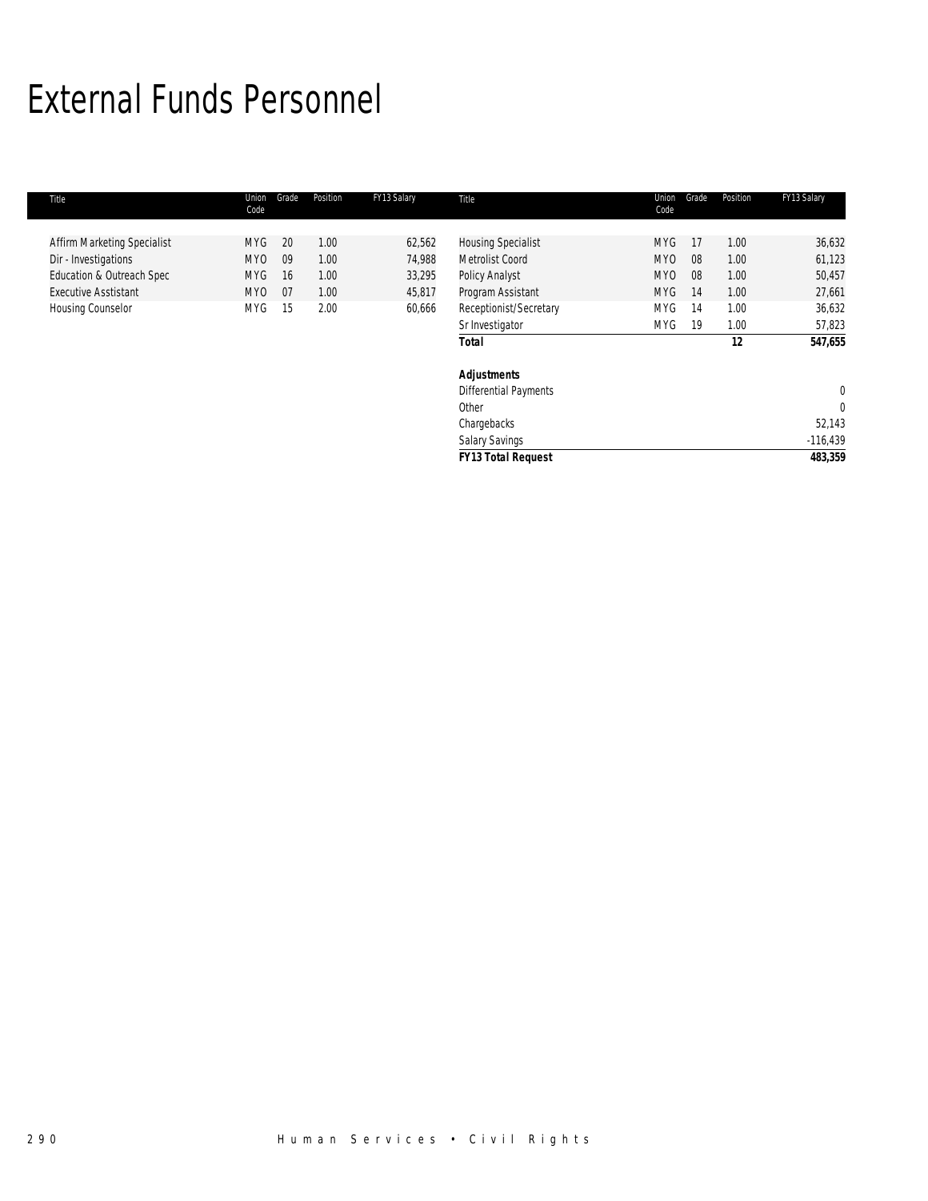# External Funds Personnel

| Title | Union Code | Grade | Position | FY13 Salary | Title | Union Code | Grade | Position | FY13 Salary |
|---|---|---|---|---|---|---|---|---|---|
| Affirm Marketing Specialist | MYG | 20 | 1.00 | 62,562 | Housing Specialist | MYG | 17 | 1.00 | 36,632 |
| Dir - Investigations | MYO | 09 | 1.00 | 74,988 | Metrolist Coord | MYO | 08 | 1.00 | 61,123 |
| Education & Outreach Spec | MYG | 16 | 1.00 | 33,295 | Policy Analyst | MYO | 08 | 1.00 | 50,457 |
| Executive Asstistant | MYO | 07 | 1.00 | 45,817 | Program Assistant | MYG | 14 | 1.00 | 27,661 |
| Housing Counselor | MYG | 15 | 2.00 | 60,666 | Receptionist/Secretary | MYG | 14 | 1.00 | 36,632 |
| | | | | | Sr Investigator | MYG | 19 | 1.00 | 57,823 |
| | | | | | ***Total*** | | | **12** | **547,655** |
| | | | | | | | | | |
| | | | | | ***Adjustments*** | | | | |
| | | | | | Differential Payments | | | | 0 |
| | | | | | Other | | | | 0 |
| | | | | | Chargebacks | | | | 52,143 |
| | | | | | Salary Savings | | | | -116,439 |
| | | | | | ***FY13 Total Request*** | | | | **483,359** |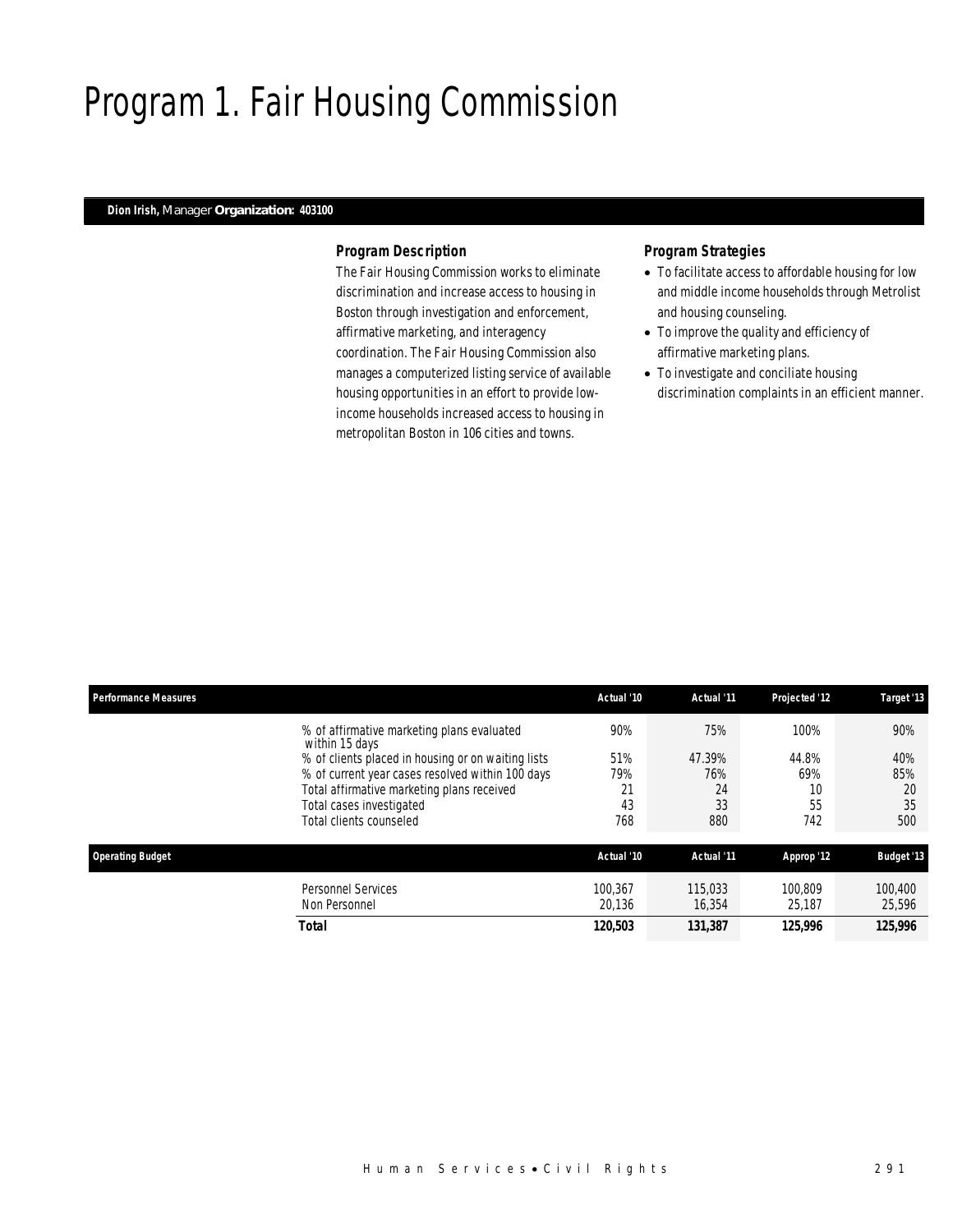# Program 1. Fair Housing Commission

**Dion Irish,** Manager **Organization: 403100**

### *Program Description*

The Fair Housing Commission works to eliminate discrimination and increase access to housing in Boston through investigation and enforcement, affirmative marketing, and interagency coordination. The Fair Housing Commission also manages a computerized listing service of available housing opportunities in an effort to provide low-income households increased access to housing in metropolitan Boston in 106 cities and towns.

### *Program Strategies*

- To facilitate access to affordable housing for low and middle income households through Metrolist and housing counseling.
- To improve the quality and efficiency of affirmative marketing plans.
- To investigate and conciliate housing discrimination complaints in an efficient manner.

| Performance Measures | Actual '10 | Actual '11 | Projected '12 | Target '13 |
|---|---|---|---|---|
| % of affirmative marketing plans evaluated within 15 days | 90% | 75% | 100% | 90% |
| % of clients placed in housing or on waiting lists | 51% | 47.39% | 44.8% | 40% |
| % of current year cases resolved within 100 days | 79% | 76% | 69% | 85% |
| Total affirmative marketing plans received | 21 | 24 | 10 | 20 |
| Total cases investigated | 43 | 33 | 55 | 35 |
| Total clients counseled | 768 | 880 | 742 | 500 |

| Operating Budget | Actual '10 | Actual '11 | Approp '12 | Budget '13 |
|---|---|---|---|---|
| Personnel Services | 100,367 | 115,033 | 100,809 | 100,400 |
| Non Personnel | 20,136 | 16,354 | 25,187 | 25,596 |
| **Total** | **120,503** | **131,387** | **125,996** | **125,996** |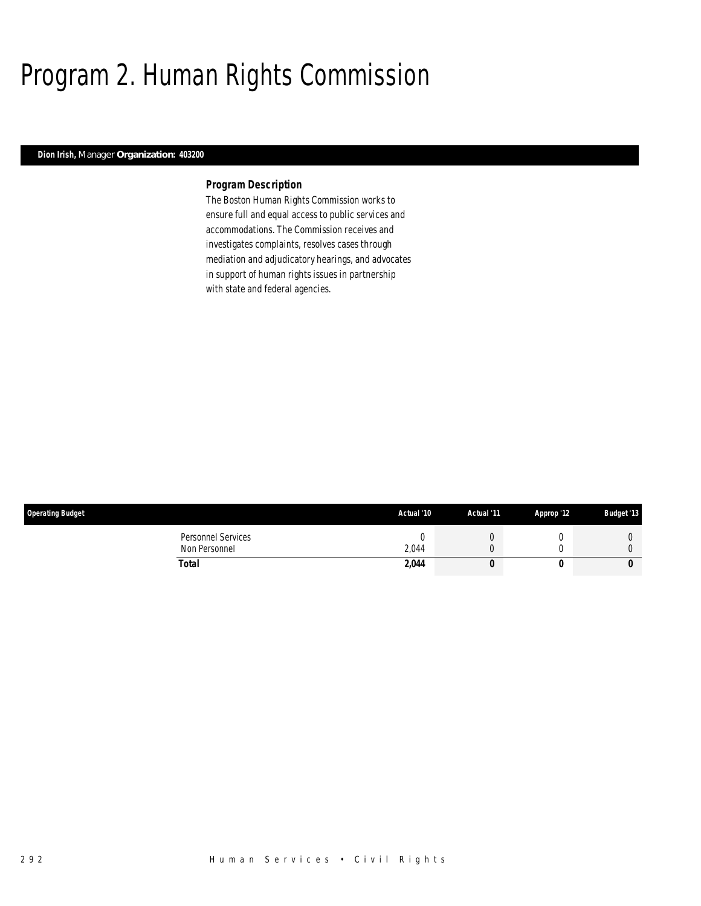# Program 2. Human Rights Commission

**Dion Irish,** Manager **Organization: 403200**

### *Program Description*

The Boston Human Rights Commission works to ensure full and equal access to public services and accommodations. The Commission receives and investigates complaints, resolves cases through mediation and adjudicatory hearings, and advocates in support of human rights issues in partnership with state and federal agencies.

| Operating Budget | Actual '10 | Actual '11 | Approp '12 | Budget '13 |
|---|---|---|---|---|
| Personnel Services | 0 | 0 | 0 | 0 |
| Non Personnel | 2,044 | 0 | 0 | 0 |
| **Total** | **2,044** | **0** | **0** | **0** |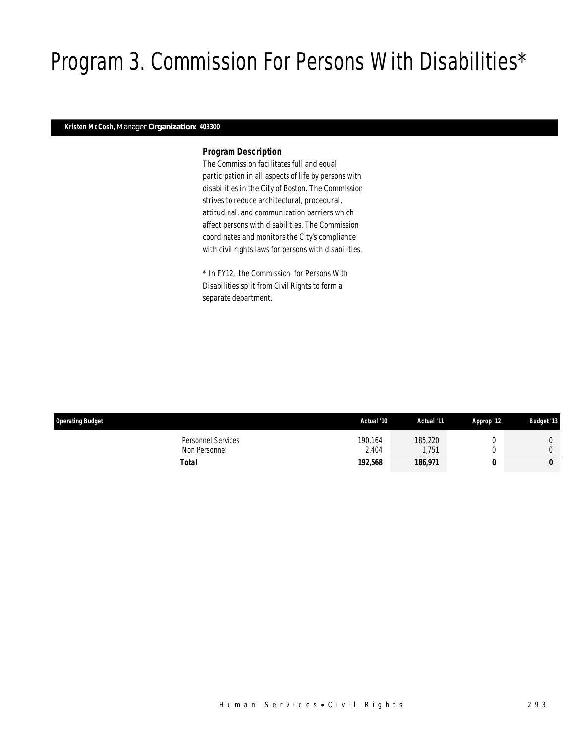# Program 3. Commission For Persons With Disabilities*

**Kristen McCosh,** Manager **Organization: 403300**

### *Program Description*

The Commission facilitates full and equal participation in all aspects of life by persons with disabilities in the City of Boston. The Commission strives to reduce architectural, procedural, attitudinal, and communication barriers which affect persons with disabilities. The Commission coordinates and monitors the City's compliance with civil rights laws for persons with disabilities.

* In FY12, the Commission for Persons With Disabilities split from Civil Rights to form a separate department.

| Operating Budget | Actual '10 | Actual '11 | Approp '12 | Budget '13 |
|---|---|---|---|---|
| Personnel Services | 190,164 | 185,220 | 0 | 0 |
| Non Personnel | 2,404 | 1,751 | 0 | 0 |
| **Total** | **192,568** | **186,971** | **0** | **0** |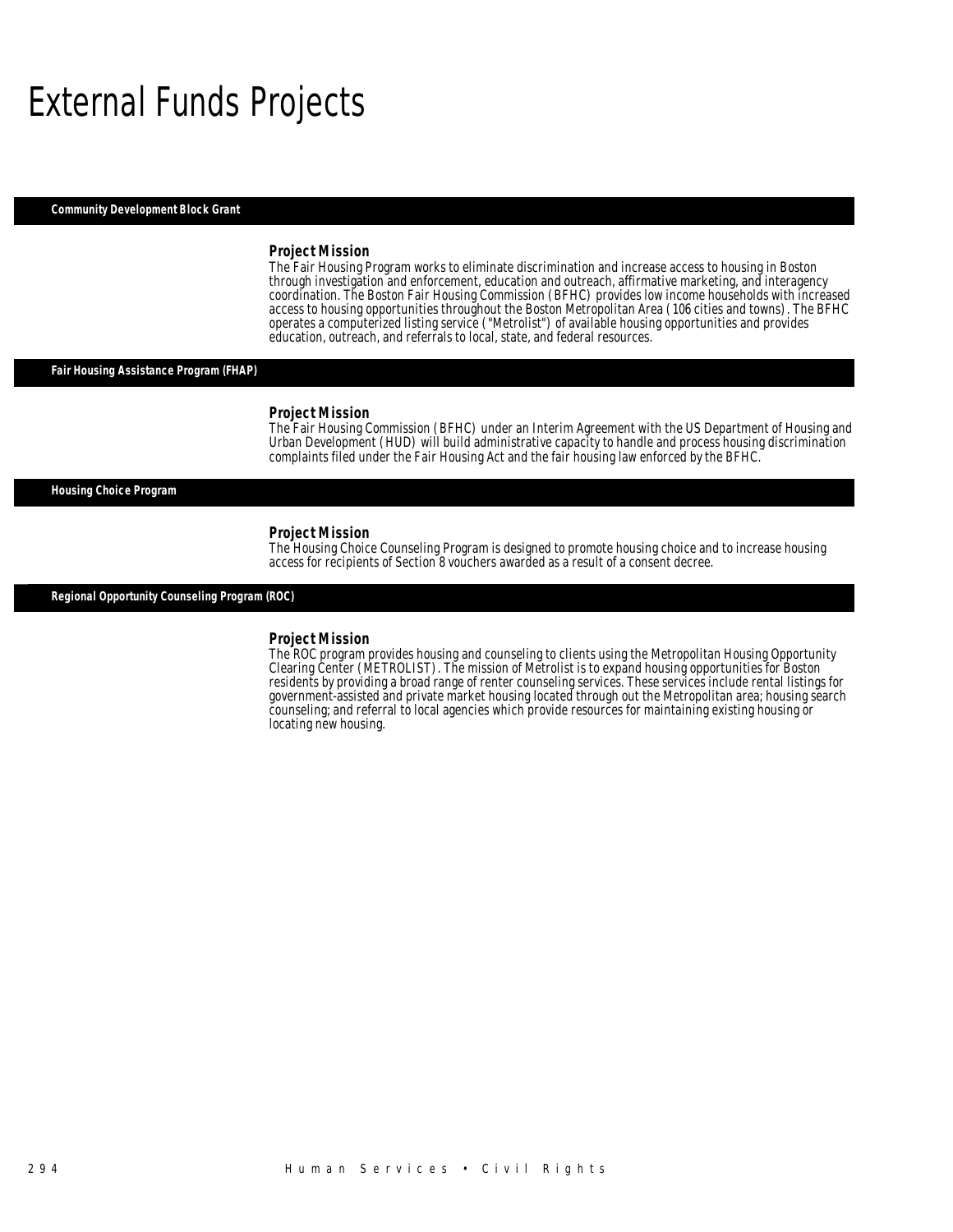# External Funds Projects

## Community Development Block Grant

### Project Mission

The Fair Housing Program works to eliminate discrimination and increase access to housing in Boston through investigation and enforcement, education and outreach, affirmative marketing, and interagency coordination. The Boston Fair Housing Commission (BFHC) provides low income households with increased access to housing opportunities throughout the Boston Metropolitan Area (106 cities and towns). The BFHC operates a computerized listing service ("Metrolist") of available housing opportunities and provides education, outreach, and referrals to local, state, and federal resources.

## Fair Housing Assistance Program (FHAP)

### Project Mission

The Fair Housing Commission (BFHC) under an Interim Agreement with the US Department of Housing and Urban Development (HUD) will build administrative capacity to handle and process housing discrimination complaints filed under the Fair Housing Act and the fair housing law enforced by the BFHC.

## Housing Choice Program

### Project Mission

The Housing Choice Counseling Program is designed to promote housing choice and to increase housing access for recipients of Section 8 vouchers awarded as a result of a consent decree.

## Regional Opportunity Counseling Program (ROC)

### Project Mission

The ROC program provides housing and counseling to clients using the Metropolitan Housing Opportunity Clearing Center (METROLIST). The mission of Metrolist is to expand housing opportunities for Boston residents by providing a broad range of renter counseling services. These services include rental listings for government-assisted and private market housing located through out the Metropolitan area; housing search counseling; and referral to local agencies which provide resources for maintaining existing housing or locating new housing.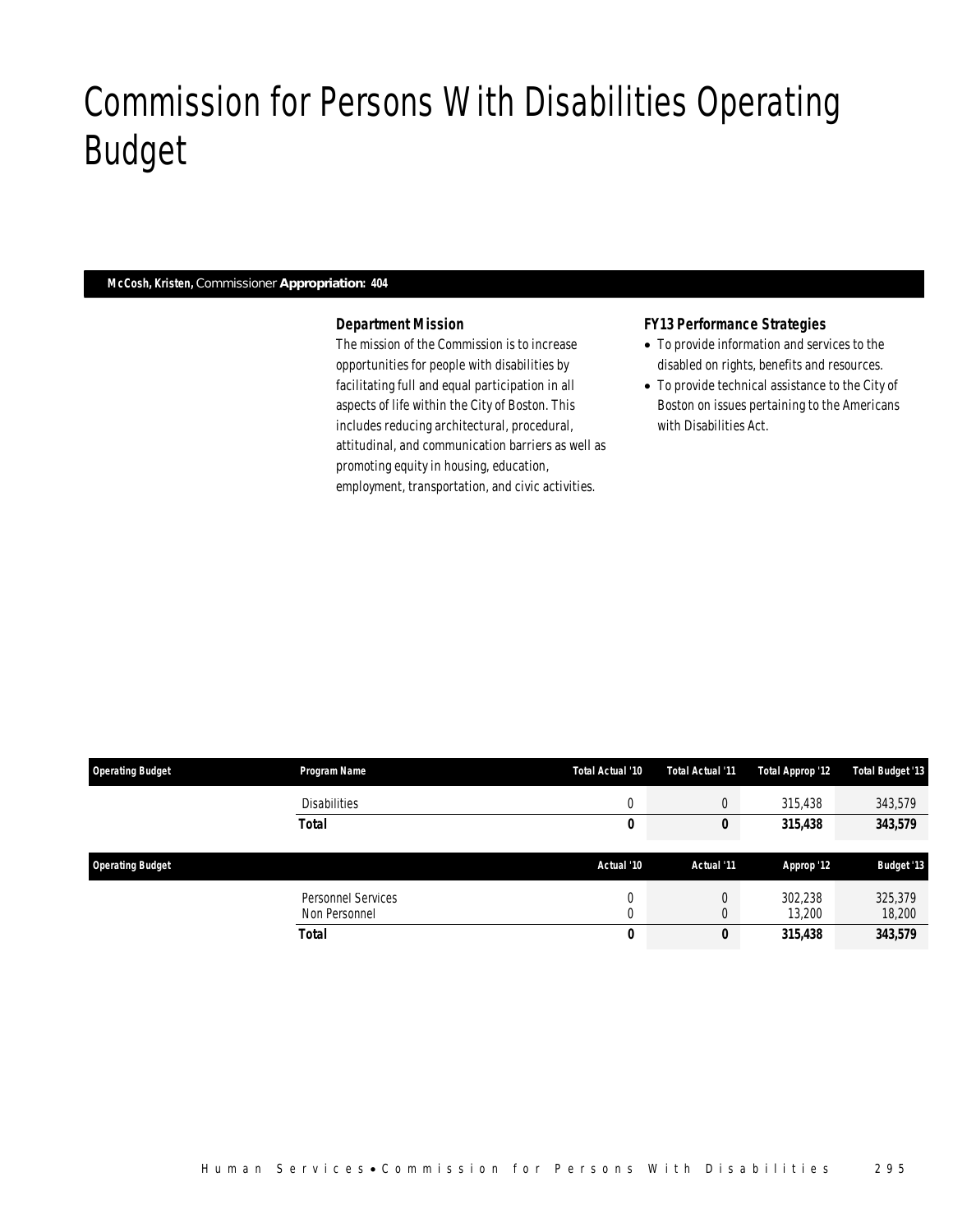# Commission for Persons With Disabilities Operating Budget

**McCosh, Kristen,** Commissioner **Appropriation: 404**

### Department Mission

The mission of the Commission is to increase opportunities for people with disabilities by facilitating full and equal participation in all aspects of life within the City of Boston. This includes reducing architectural, procedural, attitudinal, and communication barriers as well as promoting equity in housing, education, employment, transportation, and civic activities.

### FY13 Performance Strategies

- To provide information and services to the disabled on rights, benefits and resources.
- To provide technical assistance to the City of Boston on issues pertaining to the Americans with Disabilities Act.

| Operating Budget | Program Name | Total Actual '10 | Total Actual '11 | Total Approp '12 | Total Budget '13 |
|---|---|---|---|---|---|
| | Disabilities | 0 | 0 | 315,438 | 343,579 |
| | **Total** | **0** | **0** | **315,438** | **343,579** |

| Operating Budget | | Actual '10 | Actual '11 | Approp '12 | Budget '13 |
|---|---|---|---|---|---|
| | Personnel Services | 0 | 0 | 302,238 | 325,379 |
| | Non Personnel | 0 | 0 | 13,200 | 18,200 |
| | **Total** | **0** | **0** | **315,438** | **343,579** |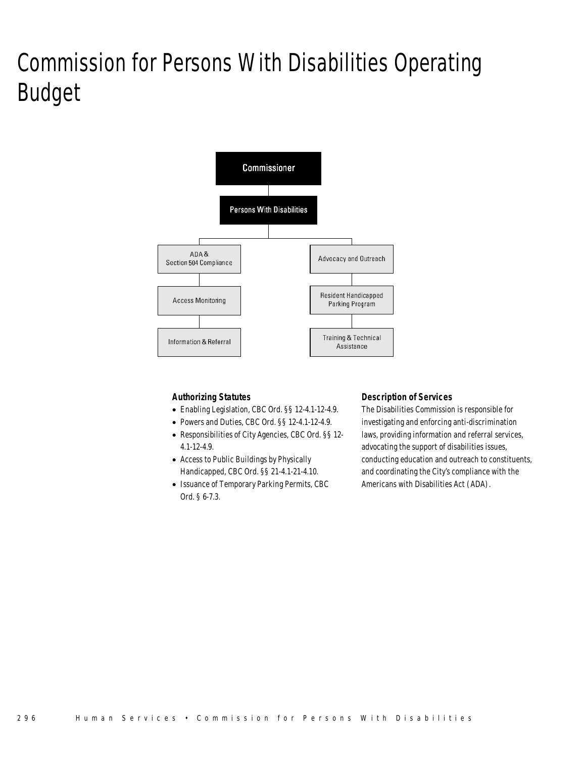# Commission for Persons With Disabilities Operating Budget

Commissioner

Persons With Disabilities

ADA & Section 504 Compliance

Access Monitoring

Information & Referral

Advocacy and Outreach

Resident Handicapped Parking Program

Training & Technical Assistance

### *Authorizing Statutes*

- Enabling Legislation, CBC Ord. §§ 12-4.1-12-4.9.
- Powers and Duties, CBC Ord. §§ 12-4.1-12-4.9.
- Responsibilities of City Agencies, CBC Ord. §§ 12-4.1-12-4.9.
- Access to Public Buildings by Physically Handicapped, CBC Ord. §§ 21-4.1-21-4.10.
- Issuance of Temporary Parking Permits, CBC Ord. § 6-7.3.

### *Description of Services*

The Disabilities Commission is responsible for investigating and enforcing anti-discrimination laws, providing information and referral services, advocating the support of disabilities issues, conducting education and outreach to constituents, and coordinating the City's compliance with the Americans with Disabilities Act (ADA).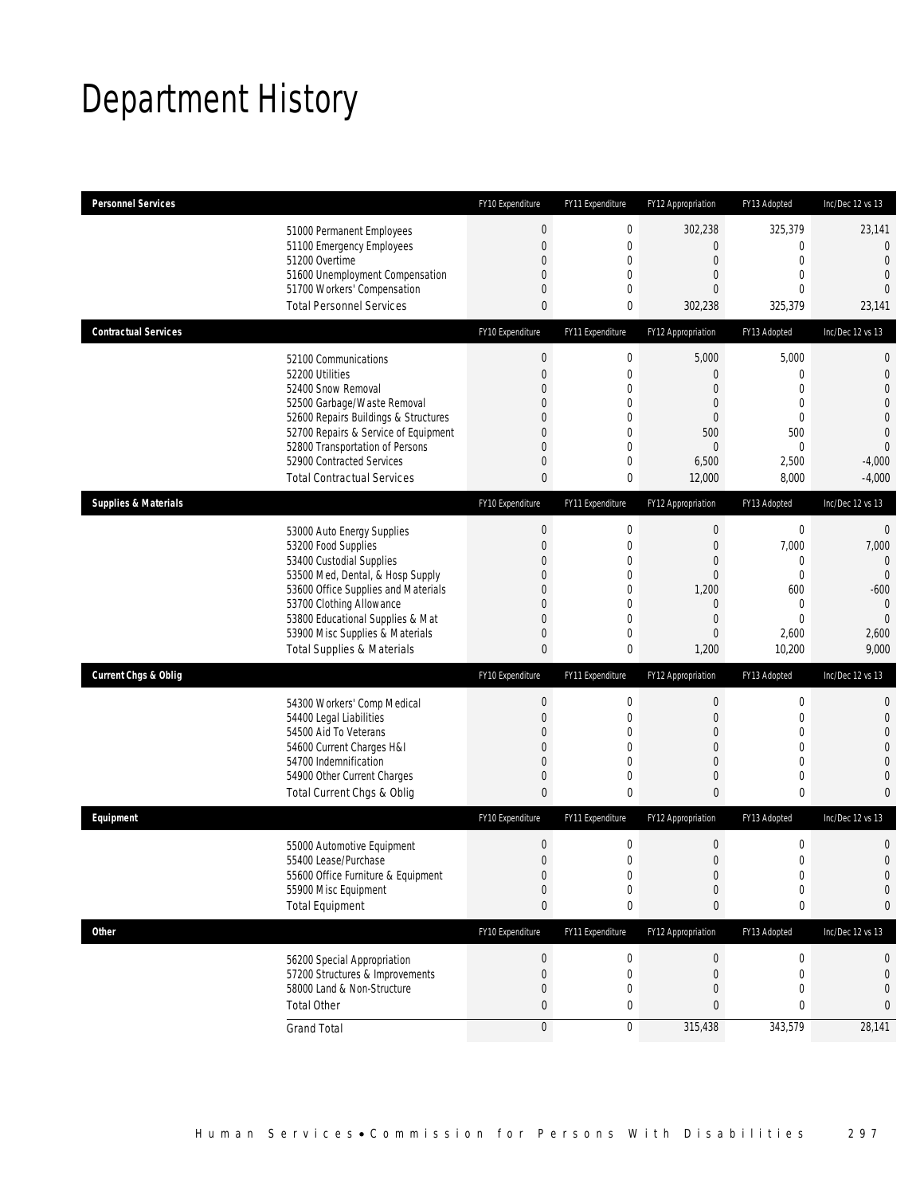# Department History

| Personnel Services | FY10 Expenditure | FY11 Expenditure | FY12 Appropriation | FY13 Adopted | Inc/Dec 12 vs 13 |
|---|---|---|---|---|---|
| 51000 Permanent Employees | 0 | 0 | 302,238 | 325,379 | 23,141 |
| 51100 Emergency Employees | 0 | 0 | 0 | 0 | 0 |
| 51200 Overtime | 0 | 0 | 0 | 0 | 0 |
| 51600 Unemployment Compensation | 0 | 0 | 0 | 0 | 0 |
| 51700 Workers' Compensation | 0 | 0 | 0 | 0 | 0 |
| Total Personnel Services | 0 | 0 | 302,238 | 325,379 | 23,141 |

| Contractual Services | FY10 Expenditure | FY11 Expenditure | FY12 Appropriation | FY13 Adopted | Inc/Dec 12 vs 13 |
|---|---|---|---|---|---|
| 52100 Communications | 0 | 0 | 5,000 | 5,000 | 0 |
| 52200 Utilities | 0 | 0 | 0 | 0 | 0 |
| 52400 Snow Removal | 0 | 0 | 0 | 0 | 0 |
| 52500 Garbage/Waste Removal | 0 | 0 | 0 | 0 | 0 |
| 52600 Repairs Buildings & Structures | 0 | 0 | 0 | 0 | 0 |
| 52700 Repairs & Service of Equipment | 0 | 0 | 500 | 500 | 0 |
| 52800 Transportation of Persons | 0 | 0 | 0 | 0 | 0 |
| 52900 Contracted Services | 0 | 0 | 6,500 | 2,500 | -4,000 |
| Total Contractual Services | 0 | 0 | 12,000 | 8,000 | -4,000 |

| Supplies & Materials | FY10 Expenditure | FY11 Expenditure | FY12 Appropriation | FY13 Adopted | Inc/Dec 12 vs 13 |
|---|---|---|---|---|---|
| 53000 Auto Energy Supplies | 0 | 0 | 0 | 0 | 0 |
| 53200 Food Supplies | 0 | 0 | 0 | 7,000 | 7,000 |
| 53400 Custodial Supplies | 0 | 0 | 0 | 0 | 0 |
| 53500 Med, Dental, & Hosp Supply | 0 | 0 | 0 | 0 | 0 |
| 53600 Office Supplies and Materials | 0 | 0 | 1,200 | 600 | -600 |
| 53700 Clothing Allowance | 0 | 0 | 0 | 0 | 0 |
| 53800 Educational Supplies & Mat | 0 | 0 | 0 | 0 | 0 |
| 53900 Misc Supplies & Materials | 0 | 0 | 0 | 2,600 | 2,600 |
| Total Supplies & Materials | 0 | 0 | 1,200 | 10,200 | 9,000 |

| Current Chgs & Oblig | FY10 Expenditure | FY11 Expenditure | FY12 Appropriation | FY13 Adopted | Inc/Dec 12 vs 13 |
|---|---|---|---|---|---|
| 54300 Workers' Comp Medical | 0 | 0 | 0 | 0 | 0 |
| 54400 Legal Liabilities | 0 | 0 | 0 | 0 | 0 |
| 54500 Aid To Veterans | 0 | 0 | 0 | 0 | 0 |
| 54600 Current Charges H&I | 0 | 0 | 0 | 0 | 0 |
| 54700 Indemnification | 0 | 0 | 0 | 0 | 0 |
| 54900 Other Current Charges | 0 | 0 | 0 | 0 | 0 |
| Total Current Chgs & Oblig | 0 | 0 | 0 | 0 | 0 |

| Equipment | FY10 Expenditure | FY11 Expenditure | FY12 Appropriation | FY13 Adopted | Inc/Dec 12 vs 13 |
|---|---|---|---|---|---|
| 55000 Automotive Equipment | 0 | 0 | 0 | 0 | 0 |
| 55400 Lease/Purchase | 0 | 0 | 0 | 0 | 0 |
| 55600 Office Furniture & Equipment | 0 | 0 | 0 | 0 | 0 |
| 55900 Misc Equipment | 0 | 0 | 0 | 0 | 0 |
| Total Equipment | 0 | 0 | 0 | 0 | 0 |

| Other | FY10 Expenditure | FY11 Expenditure | FY12 Appropriation | FY13 Adopted | Inc/Dec 12 vs 13 |
|---|---|---|---|---|---|
| 56200 Special Appropriation | 0 | 0 | 0 | 0 | 0 |
| 57200 Structures & Improvements | 0 | 0 | 0 | 0 | 0 |
| 58000 Land & Non-Structure | 0 | 0 | 0 | 0 | 0 |
| Total Other | 0 | 0 | 0 | 0 | 0 |
| Grand Total | 0 | 0 | 315,438 | 343,579 | 28,141 |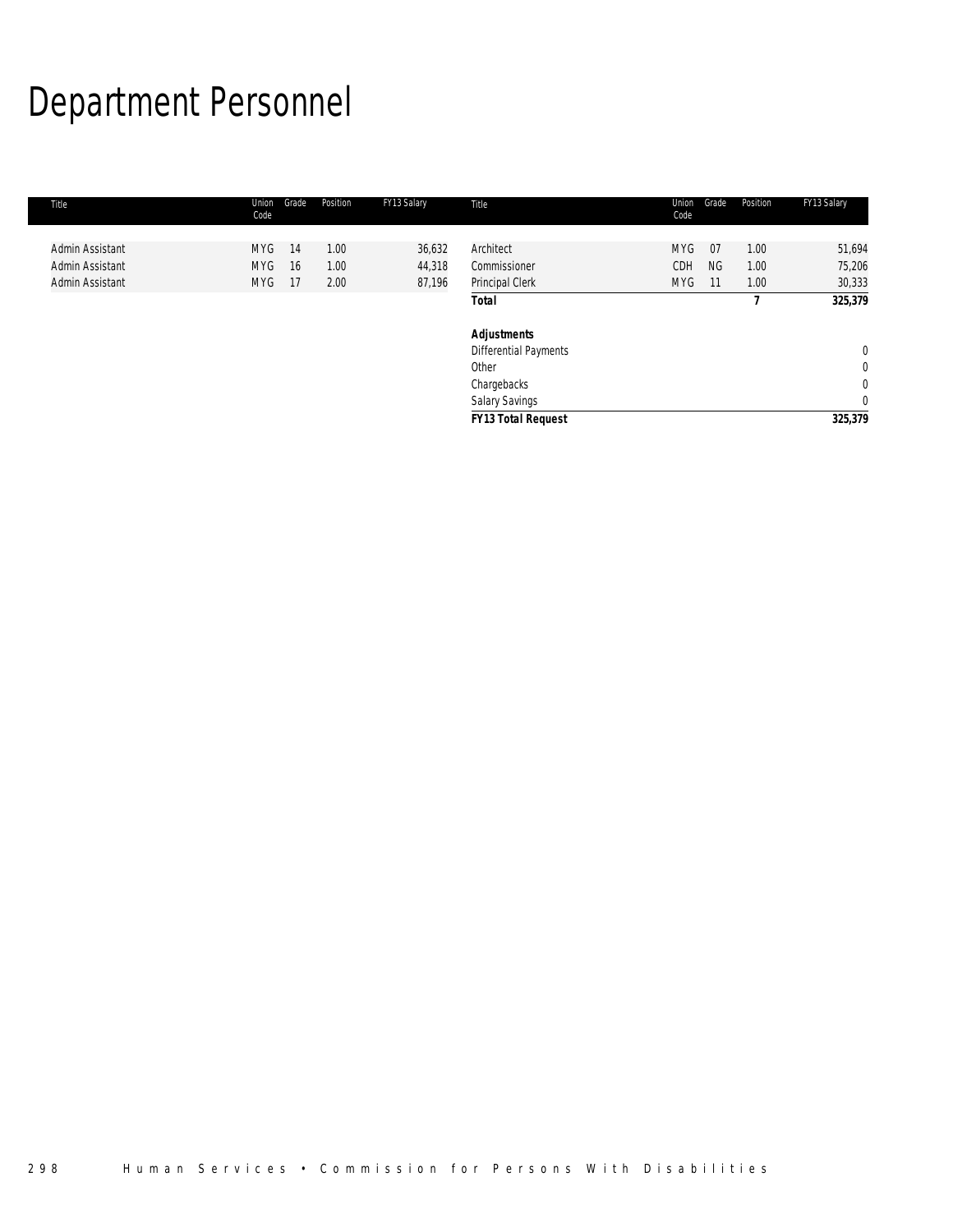# Department Personnel

| Title | Union Code | Grade | Position | FY13 Salary | Title | Union Code | Grade | Position | FY13 Salary |
|---|---|---|---|---|---|---|---|---|---|
| Admin Assistant | MYG | 14 | 1.00 | 36,632 | Architect | MYG | 07 | 1.00 | 51,694 |
| Admin Assistant | MYG | 16 | 1.00 | 44,318 | Commissioner | CDH | NG | 1.00 | 75,206 |
| Admin Assistant | MYG | 17 | 2.00 | 87,196 | Principal Clerk | MYG | 11 | 1.00 | 30,333 |
| | | | | | ***Total*** | | | ***7*** | ***325,379*** |
| | | | | | | | | | |
| | | | | | ***Adjustments*** | | | | |
| | | | | | Differential Payments | | | | 0 |
| | | | | | Other | | | | 0 |
| | | | | | Chargebacks | | | | 0 |
| | | | | | Salary Savings | | | | 0 |
| | | | | | ***FY13 Total Request*** | | | | ***325,379*** |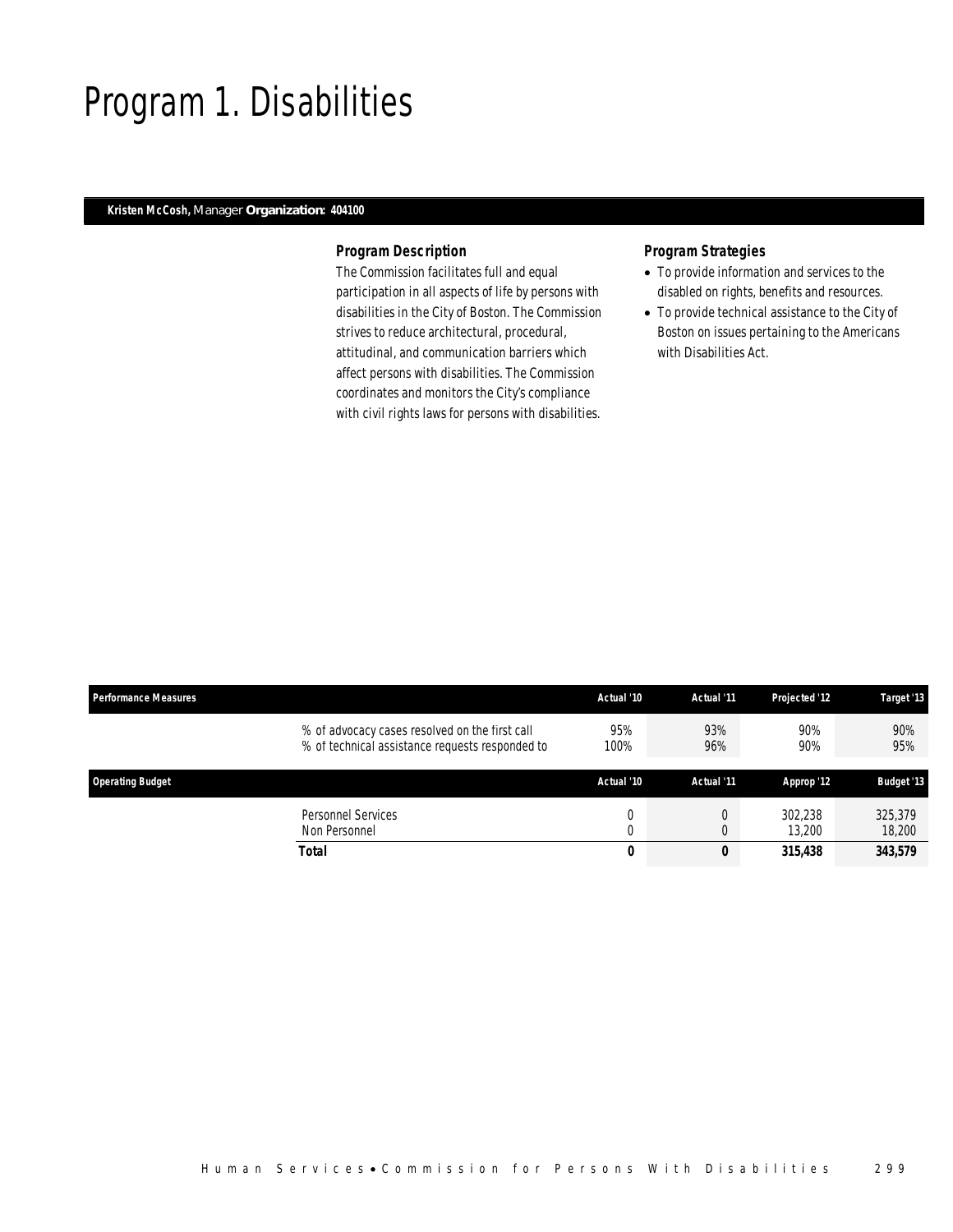# Program 1. Disabilities

**Kristen McCosh,** Manager **Organization: 404100**

### *Program Description*

The Commission facilitates full and equal participation in all aspects of life by persons with disabilities in the City of Boston. The Commission strives to reduce architectural, procedural, attitudinal, and communication barriers which affect persons with disabilities. The Commission coordinates and monitors the City's compliance with civil rights laws for persons with disabilities.

### *Program Strategies*

- To provide information and services to the disabled on rights, benefits and resources.
- To provide technical assistance to the City of Boston on issues pertaining to the Americans with Disabilities Act.

| Performance Measures | Actual '10 | Actual '11 | Projected '12 | Target '13 |
|---|---|---|---|---|
| % of advocacy cases resolved on the first call | 95% | 93% | 90% | 90% |
| % of technical assistance requests responded to | 100% | 96% | 90% | 95% |

| Operating Budget | Actual '10 | Actual '11 | Approp '12 | Budget '13 |
|---|---|---|---|---|
| Personnel Services | 0 | 0 | 302,238 | 325,379 |
| Non Personnel | 0 | 0 | 13,200 | 18,200 |
| **Total** | **0** | **0** | **315,438** | **343,579** |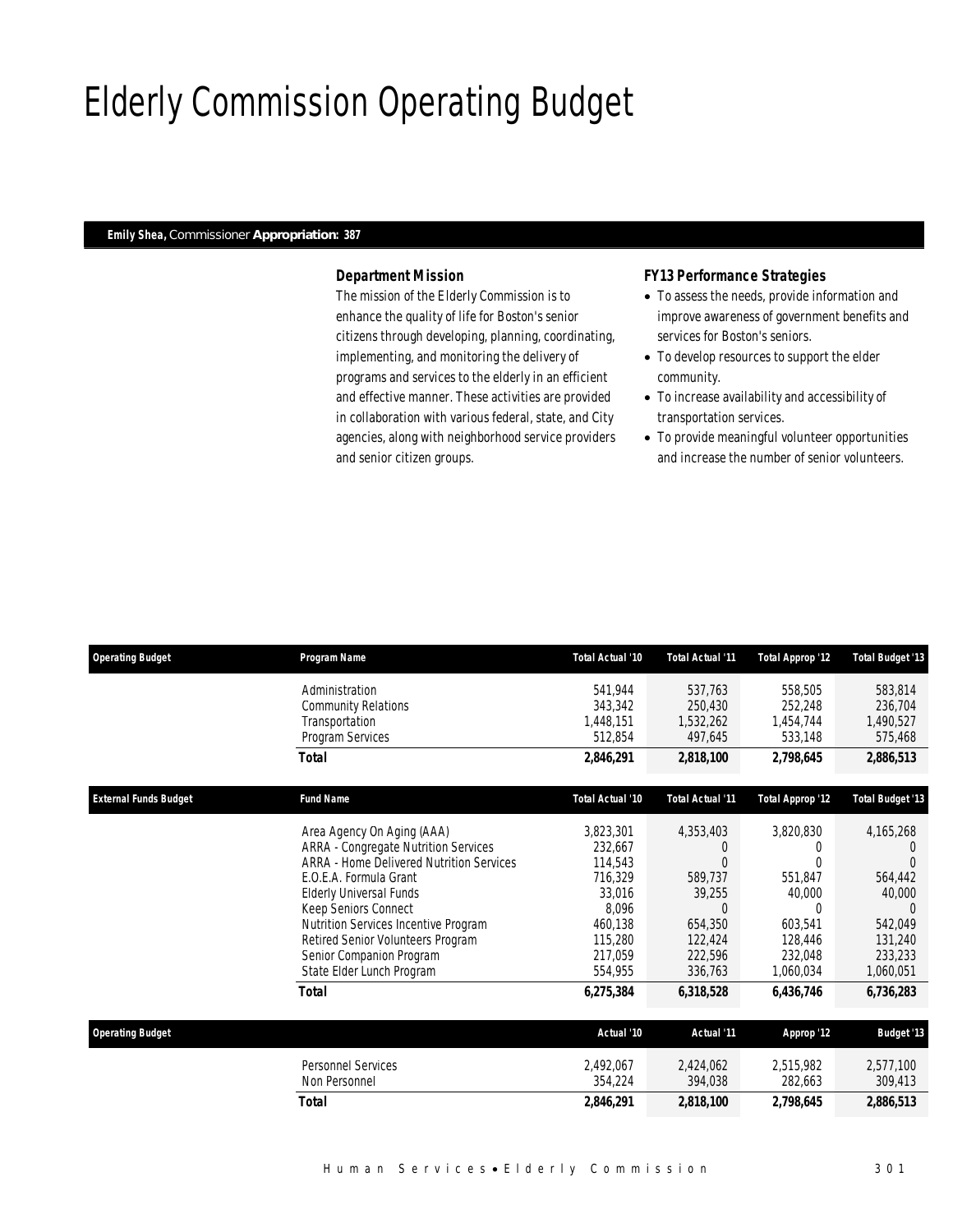# Elderly Commission Operating Budget

**Emily Shea,** Commissioner **Appropriation: 387**

### *Department Mission*

The mission of the Elderly Commission is to enhance the quality of life for Boston's senior citizens through developing, planning, coordinating, implementing, and monitoring the delivery of programs and services to the elderly in an efficient and effective manner. These activities are provided in collaboration with various federal, state, and City agencies, along with neighborhood service providers and senior citizen groups.

### *FY13 Performance Strategies*

- To assess the needs, provide information and improve awareness of government benefits and services for Boston's seniors.
- To develop resources to support the elder community.
- To increase availability and accessibility of transportation services.
- To provide meaningful volunteer opportunities and increase the number of senior volunteers.

| Operating Budget | Program Name | Total Actual '10 | Total Actual '11 | Total Approp '12 | Total Budget '13 |
|---|---|---|---|---|---|
| | Administration | 541,944 | 537,763 | 558,505 | 583,814 |
| | Community Relations | 343,342 | 250,430 | 252,248 | 236,704 |
| | Transportation | 1,448,151 | 1,532,262 | 1,454,744 | 1,490,527 |
| | Program Services | 512,854 | 497,645 | 533,148 | 575,468 |
| | **Total** | **2,846,291** | **2,818,100** | **2,798,645** | **2,886,513** |

| External Funds Budget | Fund Name | Total Actual '10 | Total Actual '11 | Total Approp '12 | Total Budget '13 |
|---|---|---|---|---|---|
| | Area Agency On Aging (AAA) | 3,823,301 | 4,353,403 | 3,820,830 | 4,165,268 |
| | ARRA - Congregate Nutrition Services | 232,667 | 0 | 0 | 0 |
| | ARRA - Home Delivered Nutrition Services | 114,543 | 0 | 0 | 0 |
| | E.O.E.A. Formula Grant | 716,329 | 589,737 | 551,847 | 564,442 |
| | Elderly Universal Funds | 33,016 | 39,255 | 40,000 | 40,000 |
| | Keep Seniors Connect | 8,096 | 0 | 0 | 0 |
| | Nutrition Services Incentive Program | 460,138 | 654,350 | 603,541 | 542,049 |
| | Retired Senior Volunteers Program | 115,280 | 122,424 | 128,446 | 131,240 |
| | Senior Companion Program | 217,059 | 222,596 | 232,048 | 233,233 |
| | State Elder Lunch Program | 554,955 | 336,763 | 1,060,034 | 1,060,051 |
| | **Total** | **6,275,384** | **6,318,528** | **6,436,746** | **6,736,283** |

| Operating Budget | | Actual '10 | Actual '11 | Approp '12 | Budget '13 |
|---|---|---|---|---|---|
| | Personnel Services | 2,492,067 | 2,424,062 | 2,515,982 | 2,577,100 |
| | Non Personnel | 354,224 | 394,038 | 282,663 | 309,413 |
| | **Total** | **2,846,291** | **2,818,100** | **2,798,645** | **2,886,513** |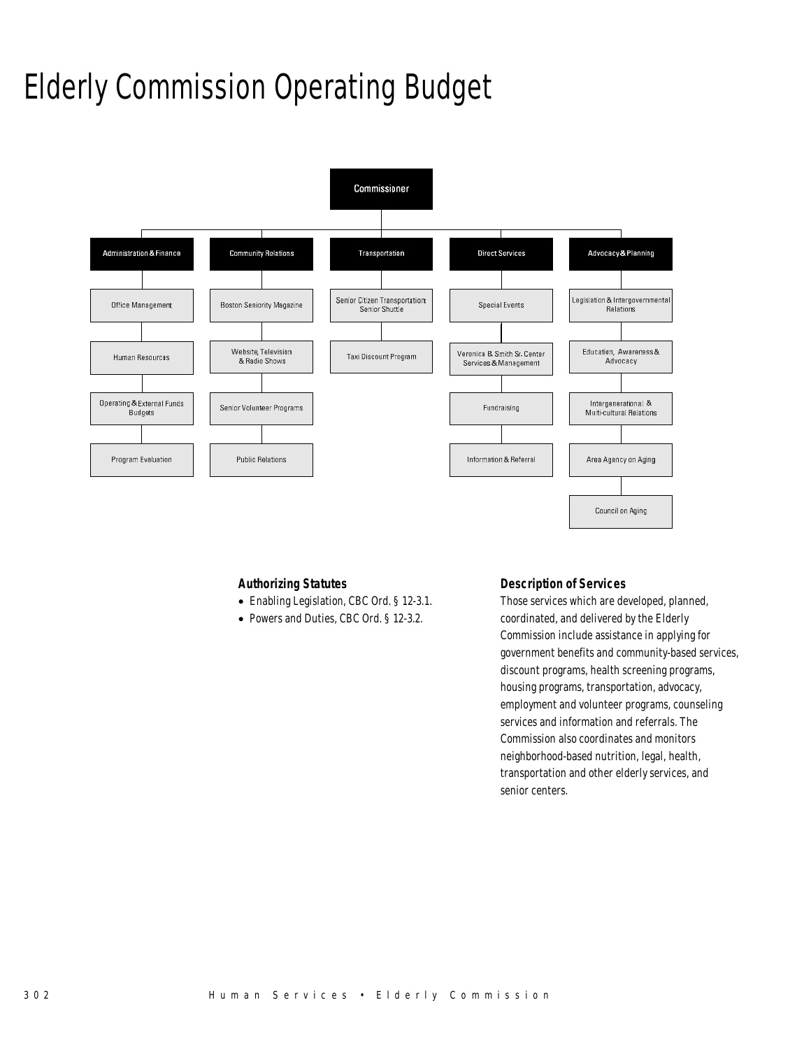# Elderly Commission Operating Budget

- Commissioner
  - Administration & Finance
    - Office Management
    - Human Resources
    - Operating & External Funds Budgets
    - Program Evaluation
  - Community Relations
    - Boston Seniority Magazine
    - Website, Television & Radio Shows
    - Senior Volunteer Programs
    - Public Relations
  - Transportation
    - Senior Citizen Transportation: Senior Shuttle
    - Taxi Discount Program
  - Direct Services
    - Special Events
    - Veronica B. Smith Sr. Center Services & Management
    - Fundraising
    - Information & Referral
  - Advocacy & Planning
    - Legislation & Intergovernmental Relations
    - Education, Awareness & Advocacy
    - Intergenerational & Multi-cultural Relations
    - Area Agency on Aging
    - Council on Aging

### Authorizing Statutes

- Enabling Legislation, CBC Ord. § 12-3.1.
- Powers and Duties, CBC Ord. § 12-3.2.

### Description of Services

Those services which are developed, planned, coordinated, and delivered by the Elderly Commission include assistance in applying for government benefits and community-based services, discount programs, health screening programs, housing programs, transportation, advocacy, employment and volunteer programs, counseling services and information and referrals. The Commission also coordinates and monitors neighborhood-based nutrition, legal, health, transportation and other elderly services, and senior centers.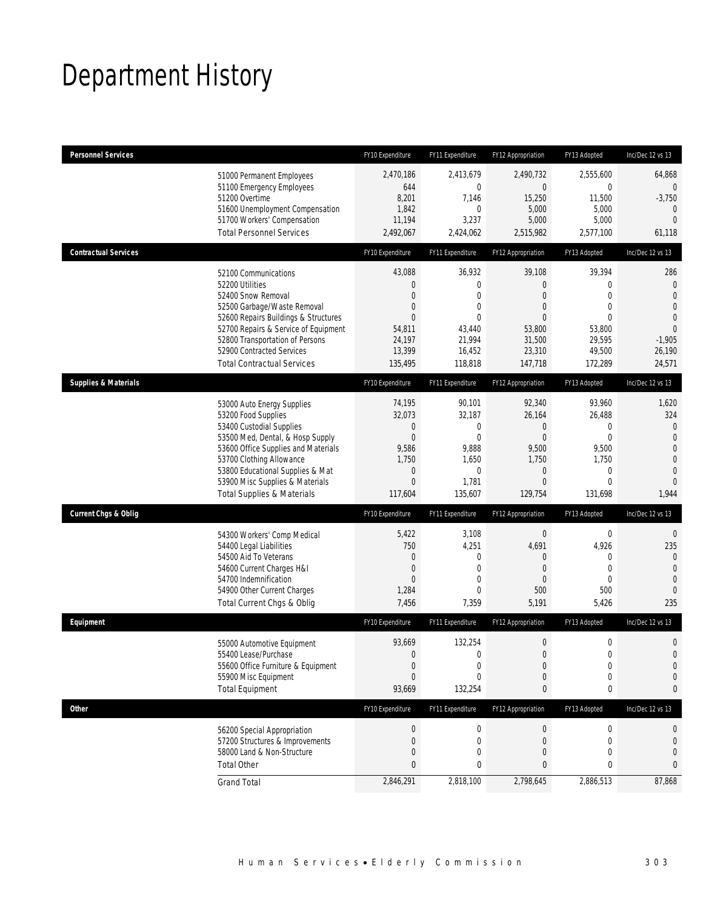# Department History

| Personnel Services | FY10 Expenditure | FY11 Expenditure | FY12 Appropriation | FY13 Adopted | Inc/Dec 12 vs 13 |
|---|---|---|---|---|---|
| 51000 Permanent Employees | 2,470,186 | 2,413,679 | 2,490,732 | 2,555,600 | 64,868 |
| 51100 Emergency Employees | 644 | 0 | 0 | 0 | 0 |
| 51200 Overtime | 8,201 | 7,146 | 15,250 | 11,500 | -3,750 |
| 51600 Unemployment Compensation | 1,842 | 0 | 5,000 | 5,000 | 0 |
| 51700 Workers' Compensation | 11,194 | 3,237 | 5,000 | 5,000 | 0 |
| Total Personnel Services | 2,492,067 | 2,424,062 | 2,515,982 | 2,577,100 | 61,118 |

| Contractual Services | FY10 Expenditure | FY11 Expenditure | FY12 Appropriation | FY13 Adopted | Inc/Dec 12 vs 13 |
|---|---|---|---|---|---|
| 52100 Communications | 43,088 | 36,932 | 39,108 | 39,394 | 286 |
| 52200 Utilities | 0 | 0 | 0 | 0 | 0 |
| 52400 Snow Removal | 0 | 0 | 0 | 0 | 0 |
| 52500 Garbage/Waste Removal | 0 | 0 | 0 | 0 | 0 |
| 52600 Repairs Buildings & Structures | 0 | 0 | 0 | 0 | 0 |
| 52700 Repairs & Service of Equipment | 54,811 | 43,440 | 53,800 | 53,800 | 0 |
| 52800 Transportation of Persons | 24,197 | 21,994 | 31,500 | 29,595 | -1,905 |
| 52900 Contracted Services | 13,399 | 16,452 | 23,310 | 49,500 | 26,190 |
| Total Contractual Services | 135,495 | 118,818 | 147,718 | 172,289 | 24,571 |

| Supplies & Materials | FY10 Expenditure | FY11 Expenditure | FY12 Appropriation | FY13 Adopted | Inc/Dec 12 vs 13 |
|---|---|---|---|---|---|
| 53000 Auto Energy Supplies | 74,195 | 90,101 | 92,340 | 93,960 | 1,620 |
| 53200 Food Supplies | 32,073 | 32,187 | 26,164 | 26,488 | 324 |
| 53400 Custodial Supplies | 0 | 0 | 0 | 0 | 0 |
| 53500 Med, Dental, & Hosp Supply | 0 | 0 | 0 | 0 | 0 |
| 53600 Office Supplies and Materials | 9,586 | 9,888 | 9,500 | 9,500 | 0 |
| 53700 Clothing Allowance | 1,750 | 1,650 | 1,750 | 1,750 | 0 |
| 53800 Educational Supplies & Mat | 0 | 0 | 0 | 0 | 0 |
| 53900 Misc Supplies & Materials | 0 | 1,781 | 0 | 0 | 0 |
| Total Supplies & Materials | 117,604 | 135,607 | 129,754 | 131,698 | 1,944 |

| Current Chgs & Oblig | FY10 Expenditure | FY11 Expenditure | FY12 Appropriation | FY13 Adopted | Inc/Dec 12 vs 13 |
|---|---|---|---|---|---|
| 54300 Workers' Comp Medical | 5,422 | 3,108 | 0 | 0 | 0 |
| 54400 Legal Liabilities | 750 | 4,251 | 4,691 | 4,926 | 235 |
| 54500 Aid To Veterans | 0 | 0 | 0 | 0 | 0 |
| 54600 Current Charges H&I | 0 | 0 | 0 | 0 | 0 |
| 54700 Indemnification | 0 | 0 | 0 | 0 | 0 |
| 54900 Other Current Charges | 1,284 | 0 | 500 | 500 | 0 |
| Total Current Chgs & Oblig | 7,456 | 7,359 | 5,191 | 5,426 | 235 |

| Equipment | FY10 Expenditure | FY11 Expenditure | FY12 Appropriation | FY13 Adopted | Inc/Dec 12 vs 13 |
|---|---|---|---|---|---|
| 55000 Automotive Equipment | 93,669 | 132,254 | 0 | 0 | 0 |
| 55400 Lease/Purchase | 0 | 0 | 0 | 0 | 0 |
| 55600 Office Furniture & Equipment | 0 | 0 | 0 | 0 | 0 |
| 55900 Misc Equipment | 0 | 0 | 0 | 0 | 0 |
| Total Equipment | 93,669 | 132,254 | 0 | 0 | 0 |

| Other | FY10 Expenditure | FY11 Expenditure | FY12 Appropriation | FY13 Adopted | Inc/Dec 12 vs 13 |
|---|---|---|---|---|---|
| 56200 Special Appropriation | 0 | 0 | 0 | 0 | 0 |
| 57200 Structures & Improvements | 0 | 0 | 0 | 0 | 0 |
| 58000 Land & Non-Structure | 0 | 0 | 0 | 0 | 0 |
| Total Other | 0 | 0 | 0 | 0 | 0 |
| Grand Total | 2,846,291 | 2,818,100 | 2,798,645 | 2,886,513 | 87,868 |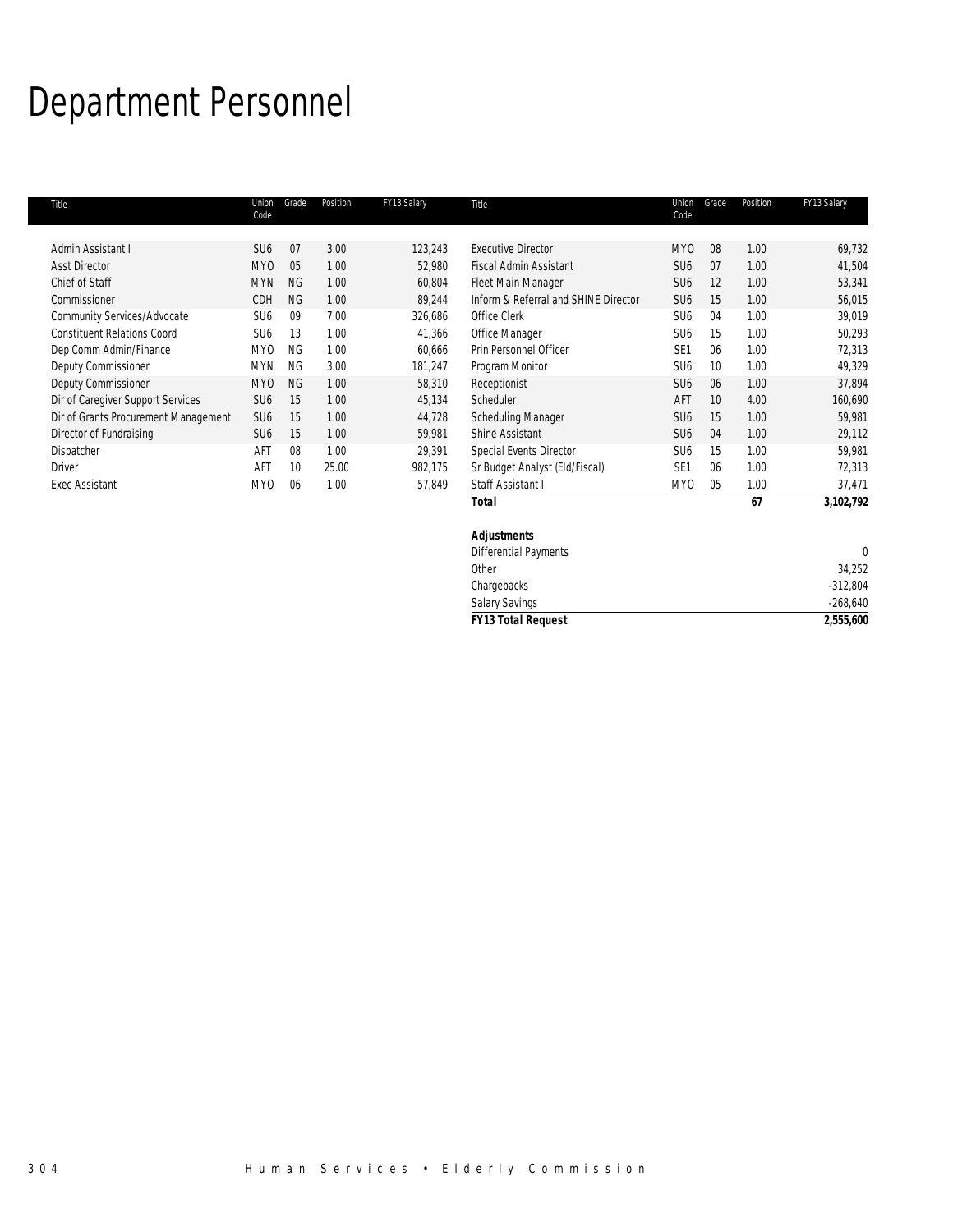# Department Personnel

| Title | Union Code | Grade | Position | FY13 Salary |
|---|---|---|---|---|
| Admin Assistant I | SU6 | 07 | 3.00 | 123,243 |
| Asst Director | MYO | 05 | 1.00 | 52,980 |
| Chief of Staff | MYN | NG | 1.00 | 60,804 |
| Commissioner | CDH | NG | 1.00 | 89,244 |
| Community Services/Advocate | SU6 | 09 | 7.00 | 326,686 |
| Constituent Relations Coord | SU6 | 13 | 1.00 | 41,366 |
| Dep Comm Admin/Finance | MYO | NG | 1.00 | 60,666 |
| Deputy Commissioner | MYN | NG | 3.00 | 181,247 |
| Deputy Commissioner | MYO | NG | 1.00 | 58,310 |
| Dir of Caregiver Support Services | SU6 | 15 | 1.00 | 45,134 |
| Dir of Grants Procurement Management | SU6 | 15 | 1.00 | 44,728 |
| Director of Fundraising | SU6 | 15 | 1.00 | 59,981 |
| Dispatcher | AFT | 08 | 1.00 | 29,391 |
| Driver | AFT | 10 | 25.00 | 982,175 |
| Exec Assistant | MYO | 06 | 1.00 | 57,849 |
| Executive Director | MYO | 08 | 1.00 | 69,732 |
| Fiscal Admin Assistant | SU6 | 07 | 1.00 | 41,504 |
| Fleet Main Manager | SU6 | 12 | 1.00 | 53,341 |
| Inform & Referral and SHINE Director | SU6 | 15 | 1.00 | 56,015 |
| Office Clerk | SU6 | 04 | 1.00 | 39,019 |
| Office Manager | SU6 | 15 | 1.00 | 50,293 |
| Prin Personnel Officer | SE1 | 06 | 1.00 | 72,313 |
| Program Monitor | SU6 | 10 | 1.00 | 49,329 |
| Receptionist | SU6 | 06 | 1.00 | 37,894 |
| Scheduler | AFT | 10 | 4.00 | 160,690 |
| Scheduling Manager | SU6 | 15 | 1.00 | 59,981 |
| Shine Assistant | SU6 | 04 | 1.00 | 29,112 |
| Special Events Director | SU6 | 15 | 1.00 | 59,981 |
| Sr Budget Analyst (Eld/Fiscal) | SE1 | 06 | 1.00 | 72,313 |
| Staff Assistant I | MYO | 05 | 1.00 | 37,471 |
| **Total** | | | **67** | **3,102,792** |

| **Adjustments** | |
|---|---|
| Differential Payments | 0 |
| Other | 34,252 |
| Chargebacks | -312,804 |
| Salary Savings | -268,640 |
| **FY13 Total Request** | **2,555,600** |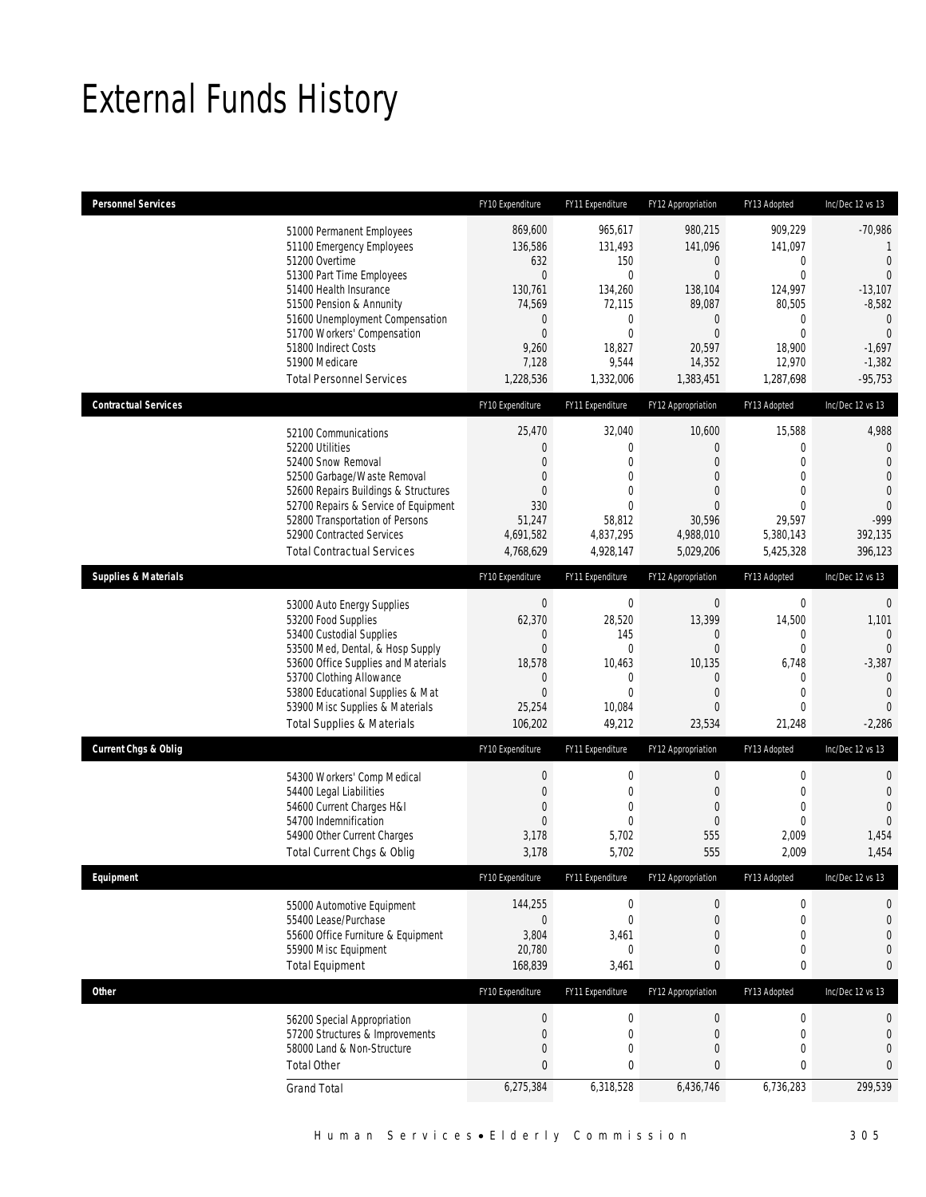# External Funds History

| Personnel Services | FY10 Expenditure | FY11 Expenditure | FY12 Appropriation | FY13 Adopted | Inc/Dec 12 vs 13 |
|---|---|---|---|---|---|
| 51000 Permanent Employees | 869,600 | 965,617 | 980,215 | 909,229 | -70,986 |
| 51100 Emergency Employees | 136,586 | 131,493 | 141,096 | 141,097 | 1 |
| 51200 Overtime | 632 | 150 | 0 | 0 | 0 |
| 51300 Part Time Employees | 0 | 0 | 0 | 0 | 0 |
| 51400 Health Insurance | 130,761 | 134,260 | 138,104 | 124,997 | -13,107 |
| 51500 Pension & Annunity | 74,569 | 72,115 | 89,087 | 80,505 | -8,582 |
| 51600 Unemployment Compensation | 0 | 0 | 0 | 0 | 0 |
| 51700 Workers' Compensation | 0 | 0 | 0 | 0 | 0 |
| 51800 Indirect Costs | 9,260 | 18,827 | 20,597 | 18,900 | -1,697 |
| 51900 Medicare | 7,128 | 9,544 | 14,352 | 12,970 | -1,382 |
| Total Personnel Services | 1,228,536 | 1,332,006 | 1,383,451 | 1,287,698 | -95,753 |

| Contractual Services | FY10 Expenditure | FY11 Expenditure | FY12 Appropriation | FY13 Adopted | Inc/Dec 12 vs 13 |
|---|---|---|---|---|---|
| 52100 Communications | 25,470 | 32,040 | 10,600 | 15,588 | 4,988 |
| 52200 Utilities | 0 | 0 | 0 | 0 | 0 |
| 52400 Snow Removal | 0 | 0 | 0 | 0 | 0 |
| 52500 Garbage/Waste Removal | 0 | 0 | 0 | 0 | 0 |
| 52600 Repairs Buildings & Structures | 0 | 0 | 0 | 0 | 0 |
| 52700 Repairs & Service of Equipment | 330 | 0 | 0 | 0 | 0 |
| 52800 Transportation of Persons | 51,247 | 58,812 | 30,596 | 29,597 | -999 |
| 52900 Contracted Services | 4,691,582 | 4,837,295 | 4,988,010 | 5,380,143 | 392,135 |
| Total Contractual Services | 4,768,629 | 4,928,147 | 5,029,206 | 5,425,328 | 396,123 |

| Supplies & Materials | FY10 Expenditure | FY11 Expenditure | FY12 Appropriation | FY13 Adopted | Inc/Dec 12 vs 13 |
|---|---|---|---|---|---|
| 53000 Auto Energy Supplies | 0 | 0 | 0 | 0 | 0 |
| 53200 Food Supplies | 62,370 | 28,520 | 13,399 | 14,500 | 1,101 |
| 53400 Custodial Supplies | 0 | 145 | 0 | 0 | 0 |
| 53500 Med, Dental, & Hosp Supply | 0 | 0 | 0 | 0 | 0 |
| 53600 Office Supplies and Materials | 18,578 | 10,463 | 10,135 | 6,748 | -3,387 |
| 53700 Clothing Allowance | 0 | 0 | 0 | 0 | 0 |
| 53800 Educational Supplies & Mat | 0 | 0 | 0 | 0 | 0 |
| 53900 Misc Supplies & Materials | 25,254 | 10,084 | 0 | 0 | 0 |
| Total Supplies & Materials | 106,202 | 49,212 | 23,534 | 21,248 | -2,286 |

| Current Chgs & Oblig | FY10 Expenditure | FY11 Expenditure | FY12 Appropriation | FY13 Adopted | Inc/Dec 12 vs 13 |
|---|---|---|---|---|---|
| 54300 Workers' Comp Medical | 0 | 0 | 0 | 0 | 0 |
| 54400 Legal Liabilities | 0 | 0 | 0 | 0 | 0 |
| 54600 Current Charges H&I | 0 | 0 | 0 | 0 | 0 |
| 54700 Indemnification | 0 | 0 | 0 | 0 | 0 |
| 54900 Other Current Charges | 3,178 | 5,702 | 555 | 2,009 | 1,454 |
| Total Current Chgs & Oblig | 3,178 | 5,702 | 555 | 2,009 | 1,454 |

| Equipment | FY10 Expenditure | FY11 Expenditure | FY12 Appropriation | FY13 Adopted | Inc/Dec 12 vs 13 |
|---|---|---|---|---|---|
| 55000 Automotive Equipment | 144,255 | 0 | 0 | 0 | 0 |
| 55400 Lease/Purchase | 0 | 0 | 0 | 0 | 0 |
| 55600 Office Furniture & Equipment | 3,804 | 3,461 | 0 | 0 | 0 |
| 55900 Misc Equipment | 20,780 | 0 | 0 | 0 | 0 |
| Total Equipment | 168,839 | 3,461 | 0 | 0 | 0 |

| Other | FY10 Expenditure | FY11 Expenditure | FY12 Appropriation | FY13 Adopted | Inc/Dec 12 vs 13 |
|---|---|---|---|---|---|
| 56200 Special Appropriation | 0 | 0 | 0 | 0 | 0 |
| 57200 Structures & Improvements | 0 | 0 | 0 | 0 | 0 |
| 58000 Land & Non-Structure | 0 | 0 | 0 | 0 | 0 |
| Total Other | 0 | 0 | 0 | 0 | 0 |
| Grand Total | 6,275,384 | 6,318,528 | 6,436,746 | 6,736,283 | 299,539 |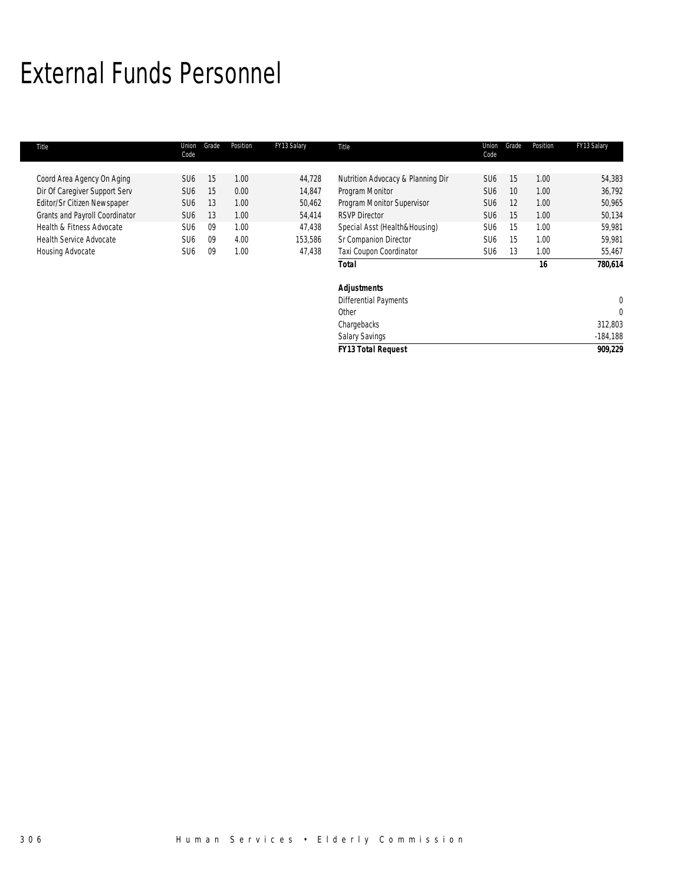# External Funds Personnel

| Title | Union Code | Grade | Position | FY13 Salary |
|---|---|---|---|---|
| Coord Area Agency On Aging | SU6 | 15 | 1.00 | 44,728 |
| Dir Of Caregiver Support Serv | SU6 | 15 | 0.00 | 14,847 |
| Editor/Sr Citizen Newspaper | SU6 | 13 | 1.00 | 50,462 |
| Grants and Payroll Coordinator | SU6 | 13 | 1.00 | 54,414 |
| Health & Fitness Advocate | SU6 | 09 | 1.00 | 47,438 |
| Health Service Advocate | SU6 | 09 | 4.00 | 153,586 |
| Housing Advocate | SU6 | 09 | 1.00 | 47,438 |
| Nutrition Advocacy & Planning Dir | SU6 | 15 | 1.00 | 54,383 |
| Program Monitor | SU6 | 10 | 1.00 | 36,792 |
| Program Monitor Supervisor | SU6 | 12 | 1.00 | 50,965 |
| RSVP Director | SU6 | 15 | 1.00 | 50,134 |
| Special Asst (Health&Housing) | SU6 | 15 | 1.00 | 59,981 |
| Sr Companion Director | SU6 | 15 | 1.00 | 59,981 |
| Taxi Coupon Coordinator | SU6 | 13 | 1.00 | 55,467 |
| ***Total*** | | | ***16*** | ***780,614*** |
| | | | | |
| ***Adjustments*** | | | | |
| Differential Payments | | | | 0 |
| Other | | | | 0 |
| Chargebacks | | | | 312,803 |
| Salary Savings | | | | -184,188 |
| ***FY13 Total Request*** | | | | ***909,229*** |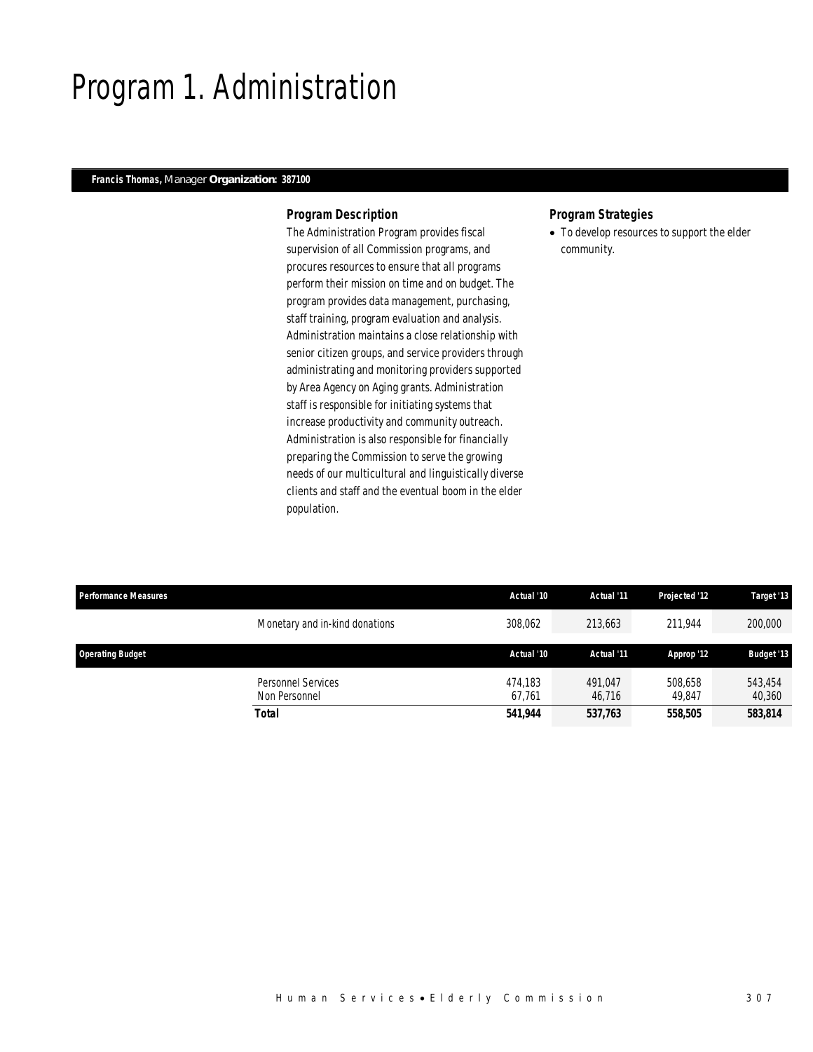# Program 1. Administration

**Francis Thomas,** Manager **Organization: 387100**

### Program Description

The Administration Program provides fiscal supervision of all Commission programs, and procures resources to ensure that all programs perform their mission on time and on budget. The program provides data management, purchasing, staff training, program evaluation and analysis. Administration maintains a close relationship with senior citizen groups, and service providers through administrating and monitoring providers supported by Area Agency on Aging grants. Administration staff is responsible for initiating systems that increase productivity and community outreach. Administration is also responsible for financially preparing the Commission to serve the growing needs of our multicultural and linguistically diverse clients and staff and the eventual boom in the elder population.

### Program Strategies

- To develop resources to support the elder community.

| Performance Measures | | Actual '10 | Actual '11 | Projected '12 | Target '13 |
|---|---|---|---|---|---|
| | Monetary and in-kind donations | 308,062 | 213,663 | 211,944 | 200,000 |

| Operating Budget | | Actual '10 | Actual '11 | Approp '12 | Budget '13 |
|---|---|---|---|---|---|
| | Personnel Services | 474,183 | 491,047 | 508,658 | 543,454 |
| | Non Personnel | 67,761 | 46,716 | 49,847 | 40,360 |
| | **Total** | **541,944** | **537,763** | **558,505** | **583,814** |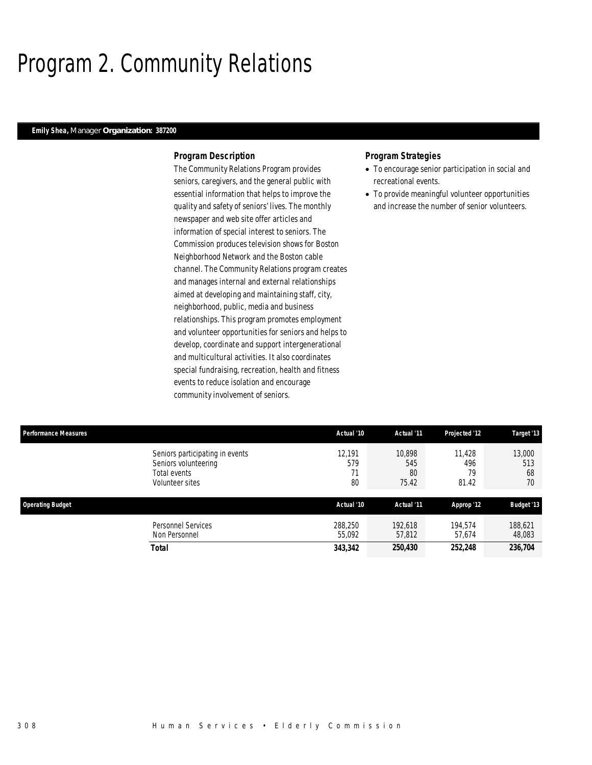# Program 2. Community Relations

**Emily Shea,** Manager **Organization: 387200**

### Program Description

The Community Relations Program provides seniors, caregivers, and the general public with essential information that helps to improve the quality and safety of seniors' lives. The monthly newspaper and web site offer articles and information of special interest to seniors. The Commission produces television shows for Boston Neighborhood Network and the Boston cable channel. The Community Relations program creates and manages internal and external relationships aimed at developing and maintaining staff, city, neighborhood, public, media and business relationships. This program promotes employment and volunteer opportunities for seniors and helps to develop, coordinate and support intergenerational and multicultural activities. It also coordinates special fundraising, recreation, health and fitness events to reduce isolation and encourage community involvement of seniors.

### Program Strategies

- To encourage senior participation in social and recreational events.
- To provide meaningful volunteer opportunities and increase the number of senior volunteers.

| Performance Measures | Actual '10 | Actual '11 | Projected '12 | Target '13 |
|---|---|---|---|---|
| Seniors participating in events | 12,191 | 10,898 | 11,428 | 13,000 |
| Seniors volunteering | 579 | 545 | 496 | 513 |
| Total events | 71 | 80 | 79 | 68 |
| Volunteer sites | 80 | 75.42 | 81.42 | 70 |

| Operating Budget | Actual '10 | Actual '11 | Approp '12 | Budget '13 |
|---|---|---|---|---|
| Personnel Services | 288,250 | 192,618 | 194,574 | 188,621 |
| Non Personnel | 55,092 | 57,812 | 57,674 | 48,083 |
| **Total** | **343,342** | **250,430** | **252,248** | **236,704** |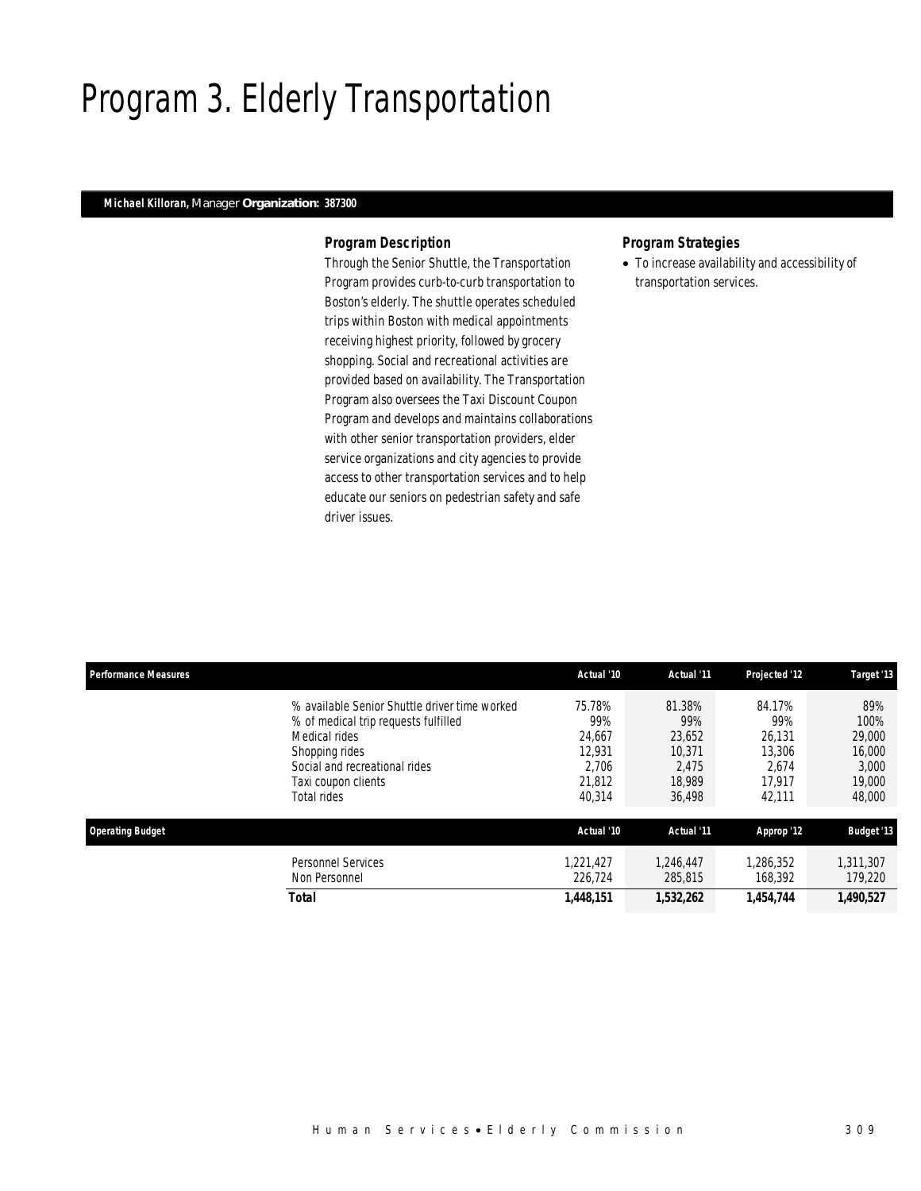# Program 3. Elderly Transportation

**Michael Killoran,** Manager **Organization: 387300**

### *Program Description*

Through the Senior Shuttle, the Transportation Program provides curb-to-curb transportation to Boston's elderly. The shuttle operates scheduled trips within Boston with medical appointments receiving highest priority, followed by grocery shopping. Social and recreational activities are provided based on availability. The Transportation Program also oversees the Taxi Discount Coupon Program and develops and maintains collaborations with other senior transportation providers, elder service organizations and city agencies to provide access to other transportation services and to help educate our seniors on pedestrian safety and safe driver issues.

### *Program Strategies*

- To increase availability and accessibility of transportation services.

| Performance Measures | Actual '10 | Actual '11 | Projected '12 | Target '13 |
|---|---|---|---|---|
| % available Senior Shuttle driver time worked | 75.78% | 81.38% | 84.17% | 89% |
| % of medical trip requests fulfilled | 99% | 99% | 99% | 100% |
| Medical rides | 24,667 | 23,652 | 26,131 | 29,000 |
| Shopping rides | 12,931 | 10,371 | 13,306 | 16,000 |
| Social and recreational rides | 2,706 | 2,475 | 2,674 | 3,000 |
| Taxi coupon clients | 21,812 | 18,989 | 17,917 | 19,000 |
| Total rides | 40,314 | 36,498 | 42,111 | 48,000 |

| Operating Budget | Actual '10 | Actual '11 | Approp '12 | Budget '13 |
|---|---|---|---|---|
| Personnel Services | 1,221,427 | 1,246,447 | 1,286,352 | 1,311,307 |
| Non Personnel | 226,724 | 285,815 | 168,392 | 179,220 |
| **Total** | **1,448,151** | **1,532,262** | **1,454,744** | **1,490,527** |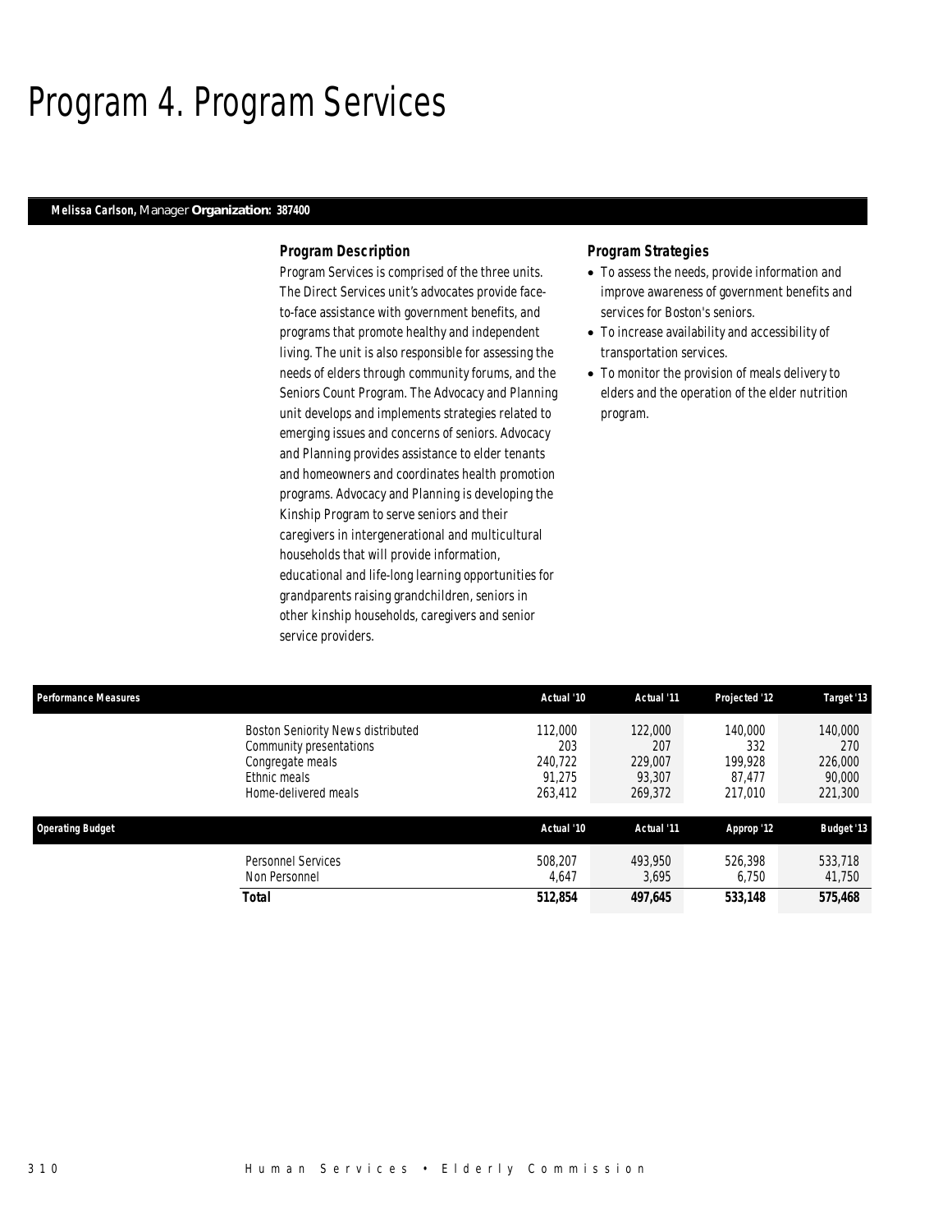# Program 4. Program Services

**Melissa Carlson,** Manager **Organization: 387400**

### Program Description

Program Services is comprised of the three units. The Direct Services unit's advocates provide face-to-face assistance with government benefits, and programs that promote healthy and independent living. The unit is also responsible for assessing the needs of elders through community forums, and the Seniors Count Program. The Advocacy and Planning unit develops and implements strategies related to emerging issues and concerns of seniors. Advocacy and Planning provides assistance to elder tenants and homeowners and coordinates health promotion programs. Advocacy and Planning is developing the Kinship Program to serve seniors and their caregivers in intergenerational and multicultural households that will provide information, educational and life-long learning opportunities for grandparents raising grandchildren, seniors in other kinship households, caregivers and senior service providers.

### Program Strategies

- To assess the needs, provide information and improve awareness of government benefits and services for Boston's seniors.
- To increase availability and accessibility of transportation services.
- To monitor the provision of meals delivery to elders and the operation of the elder nutrition program.

| Performance Measures | Actual '10 | Actual '11 | Projected '12 | Target '13 |
|---|---|---|---|---|
| Boston Seniority News distributed | 112,000 | 122,000 | 140,000 | 140,000 |
| Community presentations | 203 | 207 | 332 | 270 |
| Congregate meals | 240,722 | 229,007 | 199,928 | 226,000 |
| Ethnic meals | 91,275 | 93,307 | 87,477 | 90,000 |
| Home-delivered meals | 263,412 | 269,372 | 217,010 | 221,300 |

| Operating Budget | Actual '10 | Actual '11 | Approp '12 | Budget '13 |
|---|---|---|---|---|
| Personnel Services | 508,207 | 493,950 | 526,398 | 533,718 |
| Non Personnel | 4,647 | 3,695 | 6,750 | 41,750 |
| **Total** | **512,854** | **497,645** | **533,148** | **575,468** |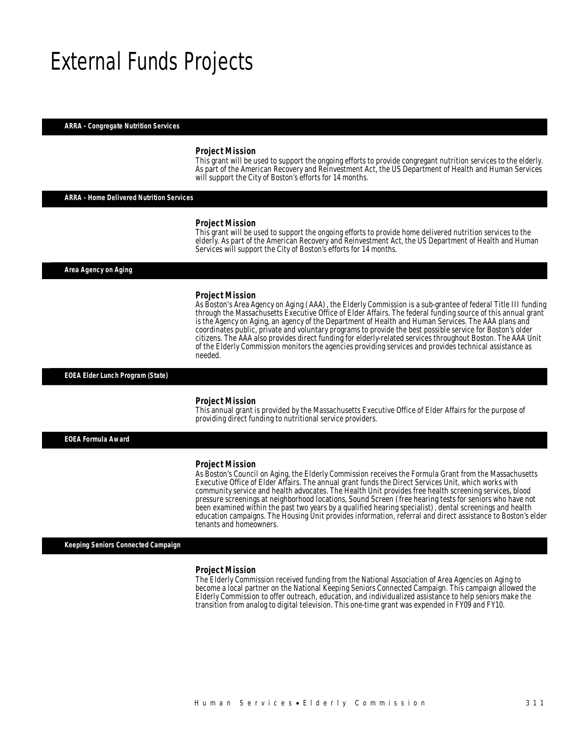# External Funds Projects

## ARRA - Congregate Nutrition Services

### Project Mission

This grant will be used to support the ongoing efforts to provide congregant nutrition services to the elderly. As part of the American Recovery and Reinvestment Act, the US Department of Health and Human Services will support the City of Boston's efforts for 14 months.

## ARRA - Home Delivered Nutrition Services

### Project Mission

This grant will be used to support the ongoing efforts to provide home delivered nutrition services to the elderly. As part of the American Recovery and Reinvestment Act, the US Department of Health and Human Services will support the City of Boston's efforts for 14 months.

## Area Agency on Aging

### Project Mission

As Boston's Area Agency on Aging (AAA), the Elderly Commission is a sub-grantee of federal Title III funding through the Massachusetts Executive Office of Elder Affairs. The federal funding source of this annual grant is the Agency on Aging, an agency of the Department of Health and Human Services. The AAA plans and coordinates public, private and voluntary programs to provide the best possible service for Boston's older citizens. The AAA also provides direct funding for elderly-related services throughout Boston. The AAA Unit of the Elderly Commission monitors the agencies providing services and provides technical assistance as needed.

## EOEA Elder Lunch Program (State)

### Project Mission

This annual grant is provided by the Massachusetts Executive Office of Elder Affairs for the purpose of providing direct funding to nutritional service providers.

## EOEA Formula Award

### Project Mission

As Boston's Council on Aging, the Elderly Commission receives the Formula Grant from the Massachusetts Executive Office of Elder Affairs. The annual grant funds the Direct Services Unit, which works with community service and health advocates. The Health Unit provides free health screening services, blood pressure screenings at neighborhood locations, Sound Screen (free hearing tests for seniors who have not been examined within the past two years by a qualified hearing specialist), dental screenings and health education campaigns. The Housing Unit provides information, referral and direct assistance to Boston's elder tenants and homeowners.

## Keeping Seniors Connected Campaign

### Project Mission

The Elderly Commission received funding from the National Association of Area Agencies on Aging to become a local partner on the National Keeping Seniors Connected Campaign. This campaign allowed the Elderly Commission to offer outreach, education, and individualized assistance to help seniors make the transition from analog to digital television. This one-time grant was expended in FY09 and FY10.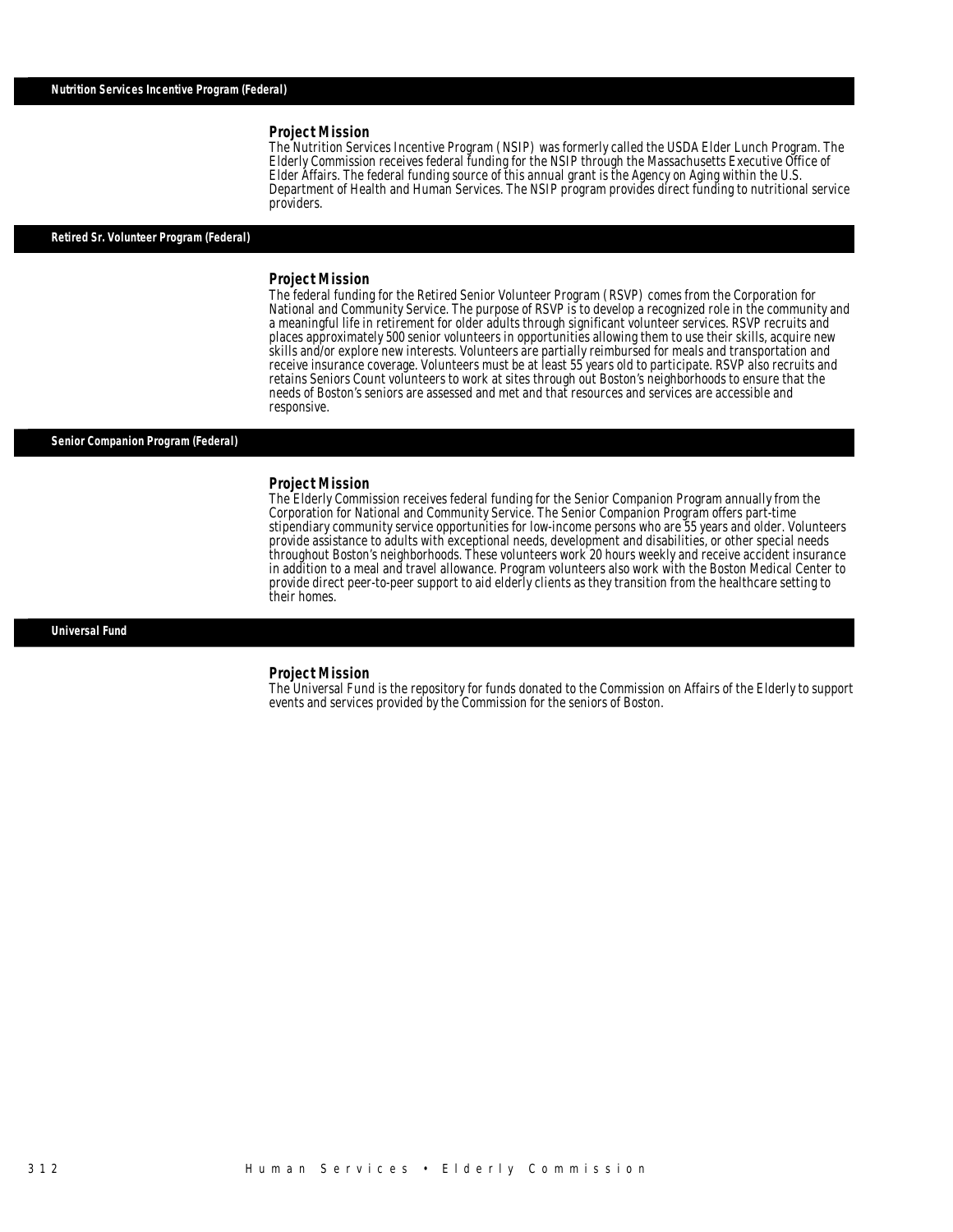## Nutrition Services Incentive Program (Federal)

### Project Mission

The Nutrition Services Incentive Program (NSIP) was formerly called the USDA Elder Lunch Program. The Elderly Commission receives federal funding for the NSIP through the Massachusetts Executive Office of Elder Affairs. The federal funding source of this annual grant is the Agency on Aging within the U.S. Department of Health and Human Services. The NSIP program provides direct funding to nutritional service providers.

## Retired Sr. Volunteer Program (Federal)

### Project Mission

The federal funding for the Retired Senior Volunteer Program (RSVP) comes from the Corporation for National and Community Service. The purpose of RSVP is to develop a recognized role in the community and a meaningful life in retirement for older adults through significant volunteer services. RSVP recruits and places approximately 500 senior volunteers in opportunities allowing them to use their skills, acquire new skills and/or explore new interests. Volunteers are partially reimbursed for meals and transportation and receive insurance coverage. Volunteers must be at least 55 years old to participate. RSVP also recruits and retains Seniors Count volunteers to work at sites through out Boston's neighborhoods to ensure that the needs of Boston's seniors are assessed and met and that resources and services are accessible and responsive.

## Senior Companion Program (Federal)

### Project Mission

The Elderly Commission receives federal funding for the Senior Companion Program annually from the Corporation for National and Community Service. The Senior Companion Program offers part-time stipendiary community service opportunities for low-income persons who are 55 years and older. Volunteers provide assistance to adults with exceptional needs, development and disabilities, or other special needs throughout Boston's neighborhoods. These volunteers work 20 hours weekly and receive accident insurance in addition to a meal and travel allowance. Program volunteers also work with the Boston Medical Center to provide direct peer-to-peer support to aid elderly clients as they transition from the healthcare setting to their homes.

## Universal Fund

### Project Mission

The Universal Fund is the repository for funds donated to the Commission on Affairs of the Elderly to support events and services provided by the Commission for the seniors of Boston.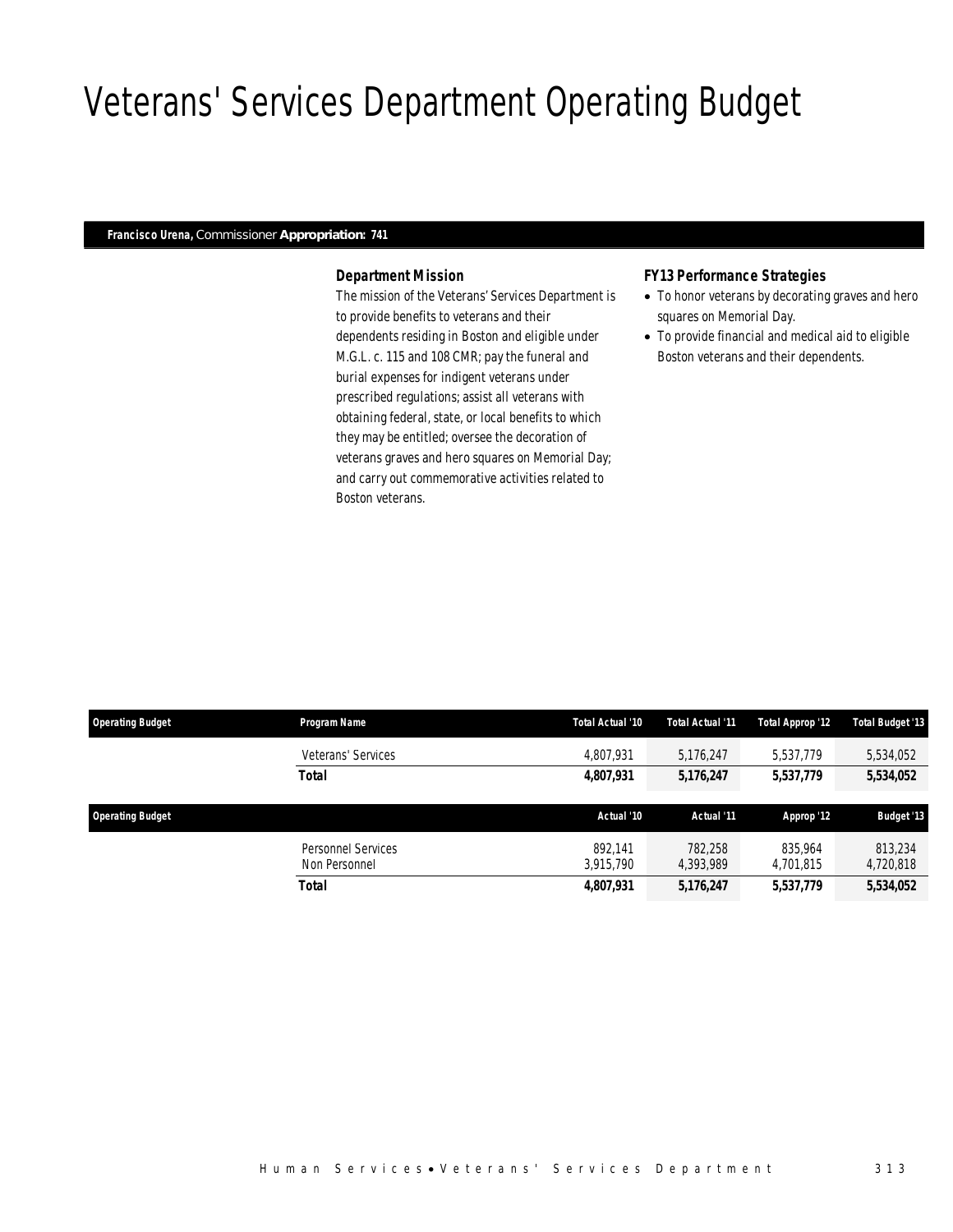# Veterans' Services Department Operating Budget

**Francisco Urena,** Commissioner **Appropriation: 741**

### *Department Mission*

*The mission of the Veterans' Services Department is to provide benefits to veterans and their dependents residing in Boston and eligible under M.G.L. c. 115 and 108 CMR; pay the funeral and burial expenses for indigent veterans under prescribed regulations; assist all veterans with obtaining federal, state, or local benefits to which they may be entitled; oversee the decoration of veterans graves and hero squares on Memorial Day; and carry out commemorative activities related to Boston veterans.*

### *FY13 Performance Strategies*

- *To honor veterans by decorating graves and hero squares on Memorial Day.*
- *To provide financial and medical aid to eligible Boston veterans and their dependents.*

| Operating Budget | Program Name | Total Actual '10 | Total Actual '11 | Total Approp '12 | Total Budget '13 |
|---|---|---|---|---|---|
| | Veterans' Services | 4,807,931 | 5,176,247 | 5,537,779 | 5,534,052 |
| | **Total** | **4,807,931** | **5,176,247** | **5,537,779** | **5,534,052** |

| Operating Budget | | Actual '10 | Actual '11 | Approp '12 | Budget '13 |
|---|---|---|---|---|---|
| | Personnel Services | 892,141 | 782,258 | 835,964 | 813,234 |
| | Non Personnel | 3,915,790 | 4,393,989 | 4,701,815 | 4,720,818 |
| | **Total** | **4,807,931** | **5,176,247** | **5,537,779** | **5,534,052** |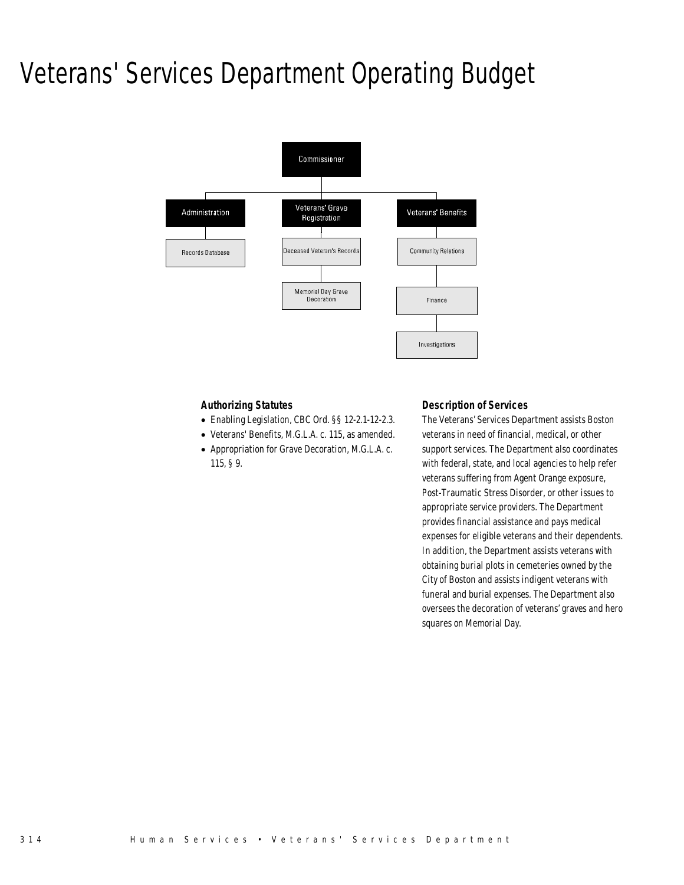# Veterans' Services Department Operating Budget

Commissioner

- Administration
  - Records Database
- Veterans' Grave Registration
  - Deceased Veteran's Records
  - Memorial Day Grave Decoration
- Veterans' Benefits
  - Community Relations
  - Finance
  - Investigations

### Authorizing Statutes

- Enabling Legislation, CBC Ord. §§ 12-2.1-12-2.3.
- Veterans' Benefits, M.G.L.A. c. 115, as amended.
- Appropriation for Grave Decoration, M.G.L.A. c. 115, § 9.

### Description of Services

The Veterans' Services Department assists Boston veterans in need of financial, medical, or other support services. The Department also coordinates with federal, state, and local agencies to help refer veterans suffering from Agent Orange exposure, Post-Traumatic Stress Disorder, or other issues to appropriate service providers. The Department provides financial assistance and pays medical expenses for eligible veterans and their dependents. In addition, the Department assists veterans with obtaining burial plots in cemeteries owned by the City of Boston and assists indigent veterans with funeral and burial expenses. The Department also oversees the decoration of veterans' graves and hero squares on Memorial Day.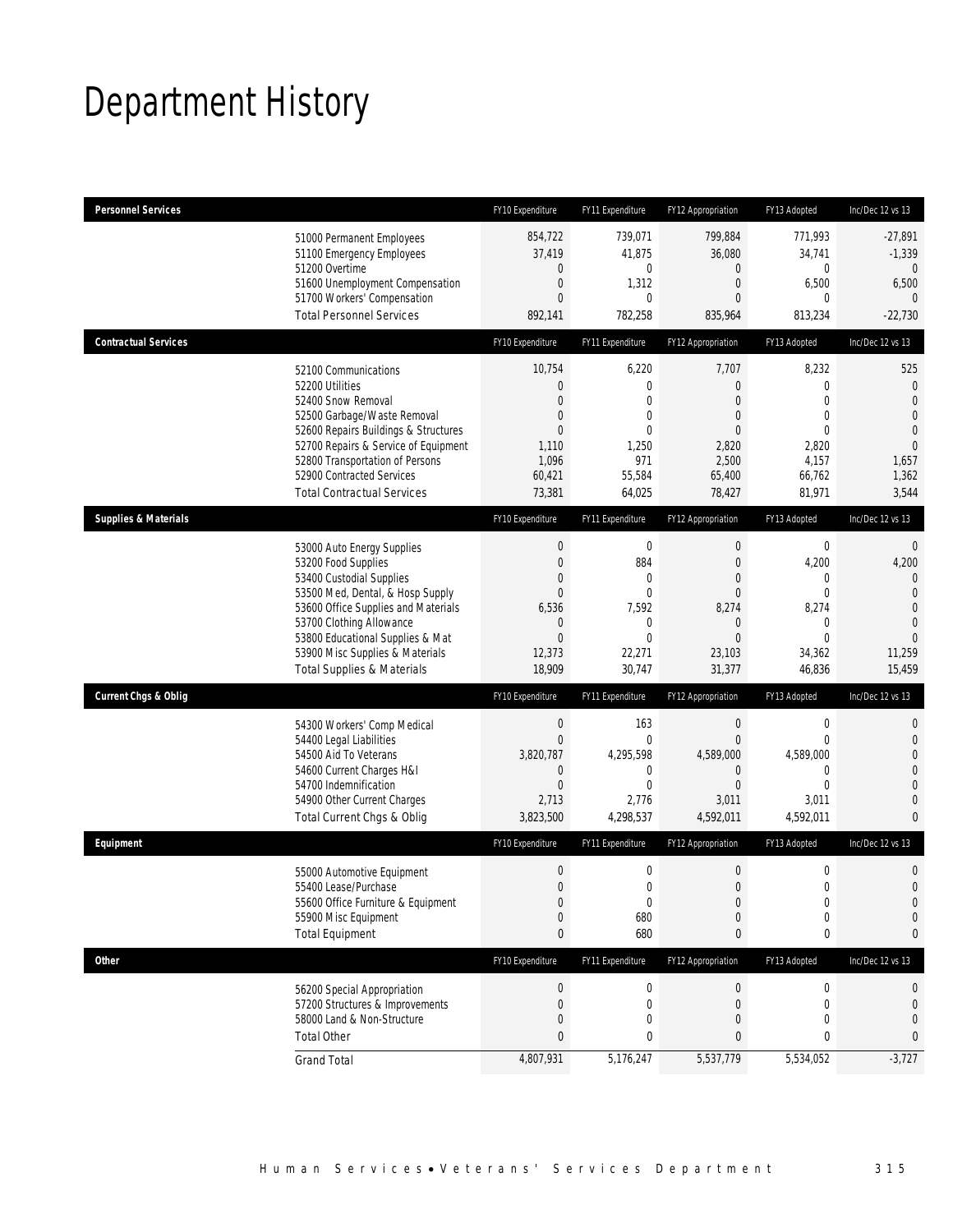# Department History

| Personnel Services | FY10 Expenditure | FY11 Expenditure | FY12 Appropriation | FY13 Adopted | Inc/Dec 12 vs 13 |
|---|---|---|---|---|---|
| 51000 Permanent Employees | 854,722 | 739,071 | 799,884 | 771,993 | -27,891 |
| 51100 Emergency Employees | 37,419 | 41,875 | 36,080 | 34,741 | -1,339 |
| 51200 Overtime | 0 | 0 | 0 | 0 | 0 |
| 51600 Unemployment Compensation | 0 | 1,312 | 0 | 6,500 | 6,500 |
| 51700 Workers' Compensation | 0 | 0 | 0 | 0 | 0 |
| Total Personnel Services | 892,141 | 782,258 | 835,964 | 813,234 | -22,730 |

| Contractual Services | FY10 Expenditure | FY11 Expenditure | FY12 Appropriation | FY13 Adopted | Inc/Dec 12 vs 13 |
|---|---|---|---|---|---|
| 52100 Communications | 10,754 | 6,220 | 7,707 | 8,232 | 525 |
| 52200 Utilities | 0 | 0 | 0 | 0 | 0 |
| 52400 Snow Removal | 0 | 0 | 0 | 0 | 0 |
| 52500 Garbage/Waste Removal | 0 | 0 | 0 | 0 | 0 |
| 52600 Repairs Buildings & Structures | 0 | 0 | 0 | 0 | 0 |
| 52700 Repairs & Service of Equipment | 1,110 | 1,250 | 2,820 | 2,820 | 0 |
| 52800 Transportation of Persons | 1,096 | 971 | 2,500 | 4,157 | 1,657 |
| 52900 Contracted Services | 60,421 | 55,584 | 65,400 | 66,762 | 1,362 |
| Total Contractual Services | 73,381 | 64,025 | 78,427 | 81,971 | 3,544 |

| Supplies & Materials | FY10 Expenditure | FY11 Expenditure | FY12 Appropriation | FY13 Adopted | Inc/Dec 12 vs 13 |
|---|---|---|---|---|---|
| 53000 Auto Energy Supplies | 0 | 0 | 0 | 0 | 0 |
| 53200 Food Supplies | 0 | 884 | 0 | 4,200 | 4,200 |
| 53400 Custodial Supplies | 0 | 0 | 0 | 0 | 0 |
| 53500 Med, Dental, & Hosp Supply | 0 | 0 | 0 | 0 | 0 |
| 53600 Office Supplies and Materials | 6,536 | 7,592 | 8,274 | 8,274 | 0 |
| 53700 Clothing Allowance | 0 | 0 | 0 | 0 | 0 |
| 53800 Educational Supplies & Mat | 0 | 0 | 0 | 0 | 0 |
| 53900 Misc Supplies & Materials | 12,373 | 22,271 | 23,103 | 34,362 | 11,259 |
| Total Supplies & Materials | 18,909 | 30,747 | 31,377 | 46,836 | 15,459 |

| Current Chgs & Oblig | FY10 Expenditure | FY11 Expenditure | FY12 Appropriation | FY13 Adopted | Inc/Dec 12 vs 13 |
|---|---|---|---|---|---|
| 54300 Workers' Comp Medical | 0 | 163 | 0 | 0 | 0 |
| 54400 Legal Liabilities | 0 | 0 | 0 | 0 | 0 |
| 54500 Aid To Veterans | 3,820,787 | 4,295,598 | 4,589,000 | 4,589,000 | 0 |
| 54600 Current Charges H&I | 0 | 0 | 0 | 0 | 0 |
| 54700 Indemnification | 0 | 0 | 0 | 0 | 0 |
| 54900 Other Current Charges | 2,713 | 2,776 | 3,011 | 3,011 | 0 |
| Total Current Chgs & Oblig | 3,823,500 | 4,298,537 | 4,592,011 | 4,592,011 | 0 |

| Equipment | FY10 Expenditure | FY11 Expenditure | FY12 Appropriation | FY13 Adopted | Inc/Dec 12 vs 13 |
|---|---|---|---|---|---|
| 55000 Automotive Equipment | 0 | 0 | 0 | 0 | 0 |
| 55400 Lease/Purchase | 0 | 0 | 0 | 0 | 0 |
| 55600 Office Furniture & Equipment | 0 | 0 | 0 | 0 | 0 |
| 55900 Misc Equipment | 0 | 680 | 0 | 0 | 0 |
| Total Equipment | 0 | 680 | 0 | 0 | 0 |

| Other | FY10 Expenditure | FY11 Expenditure | FY12 Appropriation | FY13 Adopted | Inc/Dec 12 vs 13 |
|---|---|---|---|---|---|
| 56200 Special Appropriation | 0 | 0 | 0 | 0 | 0 |
| 57200 Structures & Improvements | 0 | 0 | 0 | 0 | 0 |
| 58000 Land & Non-Structure | 0 | 0 | 0 | 0 | 0 |
| Total Other | 0 | 0 | 0 | 0 | 0 |
| Grand Total | 4,807,931 | 5,176,247 | 5,537,779 | 5,534,052 | -3,727 |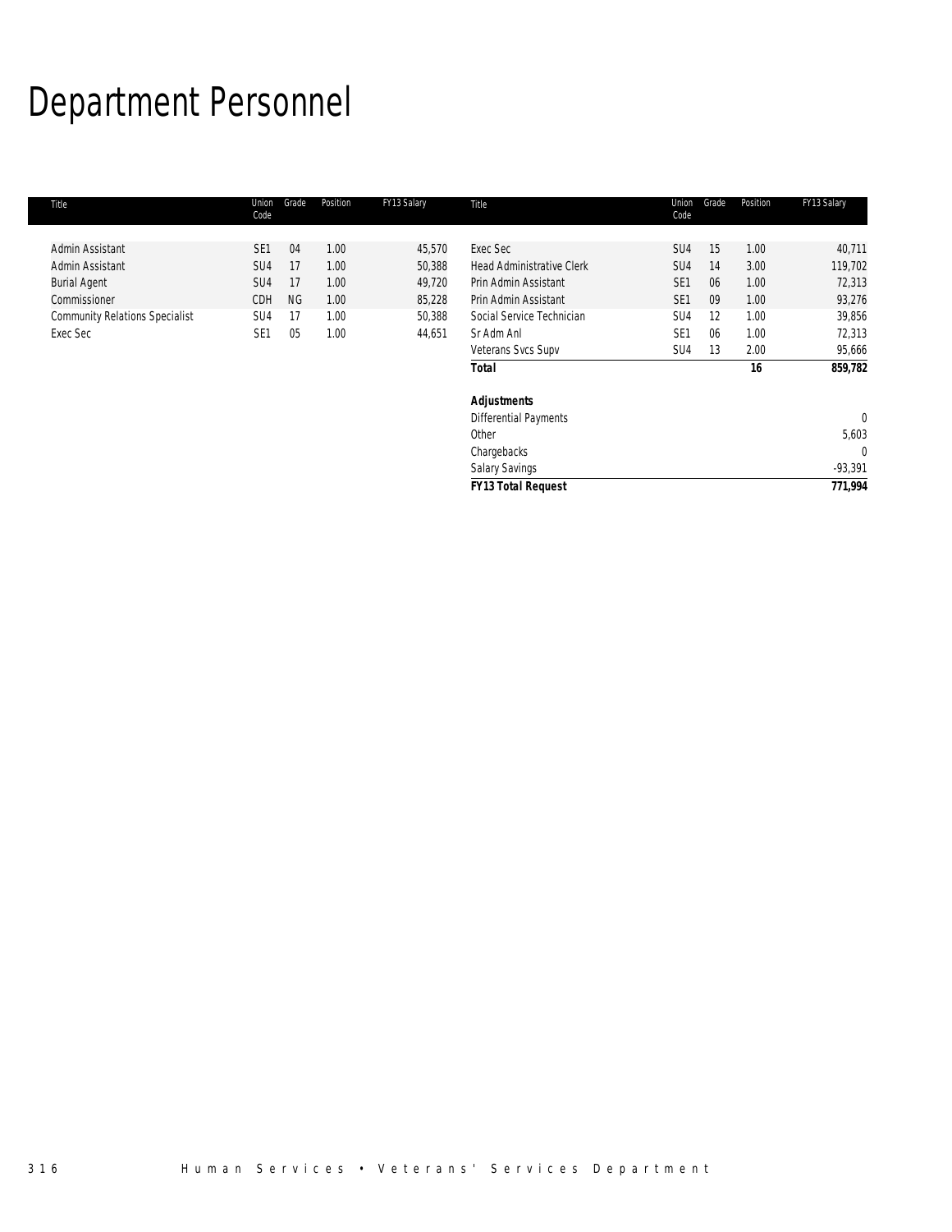# Department Personnel

| Title | Union Code | Grade | Position | FY13 Salary |
|---|---|---|---|---|
| Admin Assistant | SE1 | 04 | 1.00 | 45,570 |
| Admin Assistant | SU4 | 17 | 1.00 | 50,388 |
| Burial Agent | SU4 | 17 | 1.00 | 49,720 |
| Commissioner | CDH | NG | 1.00 | 85,228 |
| Community Relations Specialist | SU4 | 17 | 1.00 | 50,388 |
| Exec Sec | SE1 | 05 | 1.00 | 44,651 |
| Exec Sec | SU4 | 15 | 1.00 | 40,711 |
| Head Administrative Clerk | SU4 | 14 | 3.00 | 119,702 |
| Prin Admin Assistant | SE1 | 06 | 1.00 | 72,313 |
| Prin Admin Assistant | SE1 | 09 | 1.00 | 93,276 |
| Social Service Technician | SU4 | 12 | 1.00 | 39,856 |
| Sr Adm Anl | SE1 | 06 | 1.00 | 72,313 |
| Veterans Svcs Supv | SU4 | 13 | 2.00 | 95,666 |
| **Total** | | | **16** | **859,782** |
| | | | | |
| ***Adjustments*** | | | | |
| Differential Payments | | | | 0 |
| Other | | | | 5,603 |
| Chargebacks | | | | 0 |
| Salary Savings | | | | -93,391 |
| ***FY13 Total Request*** | | | | **771,994** |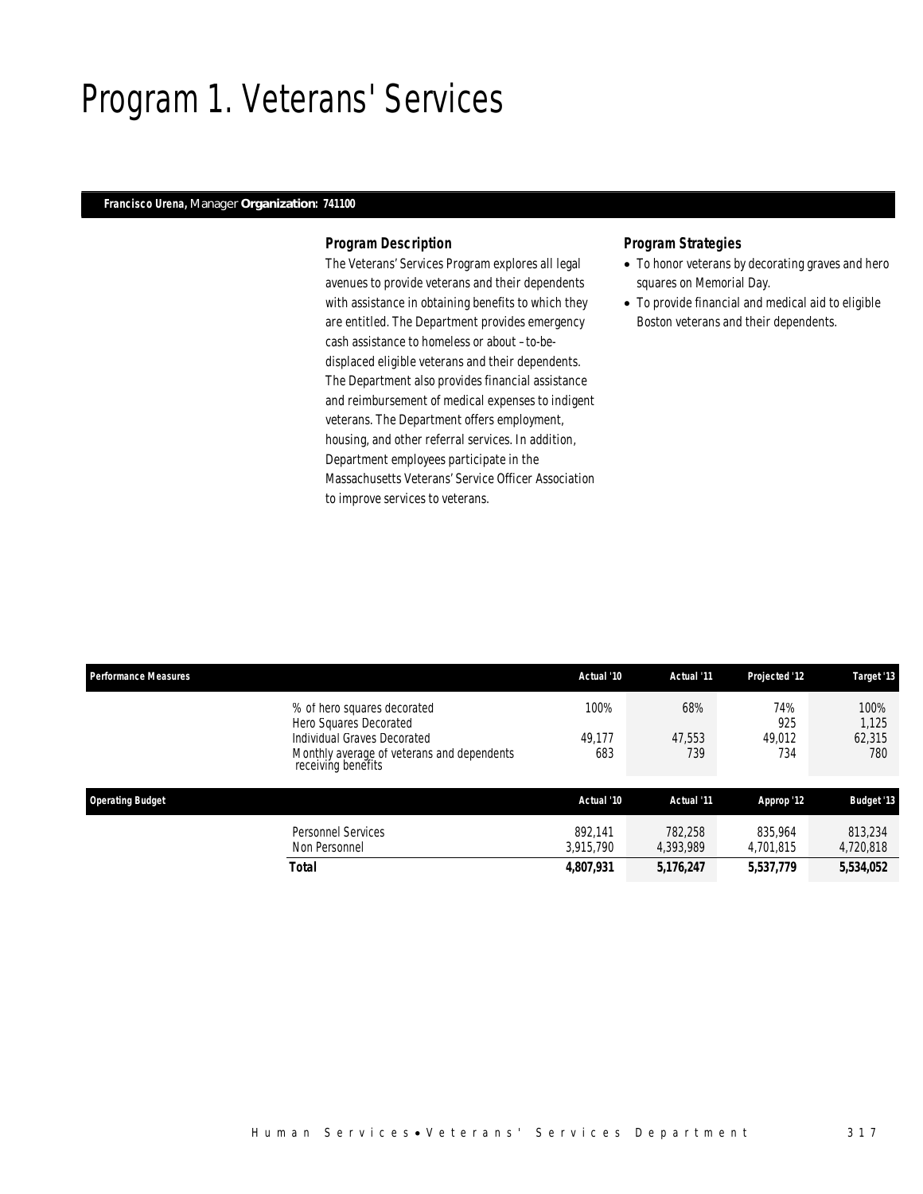# Program 1. Veterans' Services

**Francisco Urena,** Manager **Organization: 741100**

### *Program Description*

The Veterans' Services Program explores all legal avenues to provide veterans and their dependents with assistance in obtaining benefits to which they are entitled. The Department provides emergency cash assistance to homeless or about –to-be-displaced eligible veterans and their dependents. The Department also provides financial assistance and reimbursement of medical expenses to indigent veterans. The Department offers employment, housing, and other referral services. In addition, Department employees participate in the Massachusetts Veterans' Service Officer Association to improve services to veterans.

### *Program Strategies*

- To honor veterans by decorating graves and hero squares on Memorial Day.
- To provide financial and medical aid to eligible Boston veterans and their dependents.

| Performance Measures | Actual '10 | Actual '11 | Projected '12 | Target '13 |
|---|---|---|---|---|
| % of hero squares decorated | 100% | 68% | 74% | 100% |
| Hero Squares Decorated | | | 925 | 1,125 |
| Individual Graves Decorated | 49,177 | 47,553 | 49,012 | 62,315 |
| Monthly average of veterans and dependents receiving benefits | 683 | 739 | 734 | 780 |

| Operating Budget | Actual '10 | Actual '11 | Approp '12 | Budget '13 |
|---|---|---|---|---|
| Personnel Services | 892,141 | 782,258 | 835,964 | 813,234 |
| Non Personnel | 3,915,790 | 4,393,989 | 4,701,815 | 4,720,818 |
| **Total** | **4,807,931** | **5,176,247** | **5,537,779** | **5,534,052** |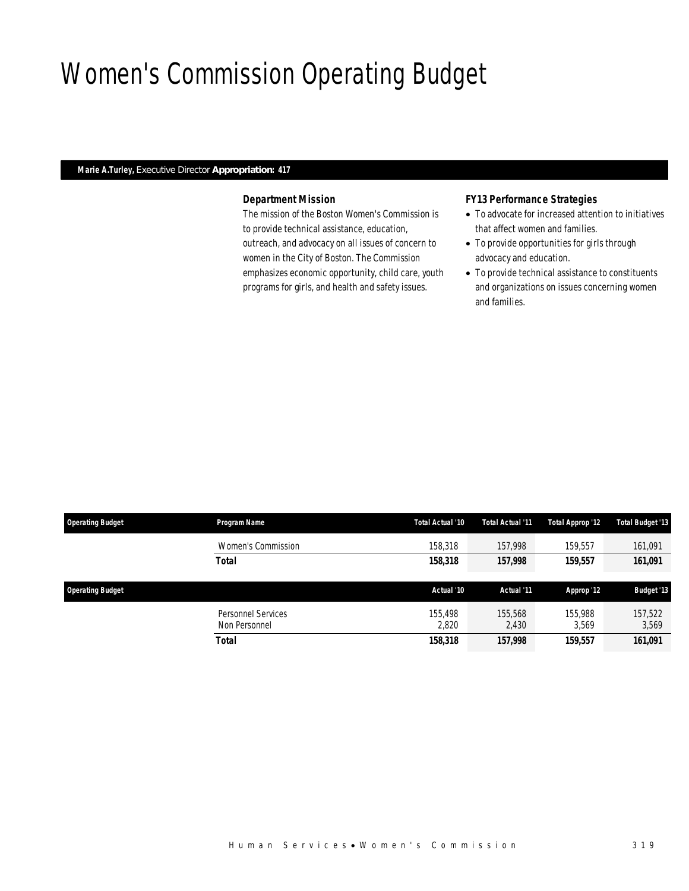# Women's Commission Operating Budget

**Marie A.Turley,** Executive Director **Appropriation: 417**

### *Department Mission*

*The mission of the Boston Women's Commission is to provide technical assistance, education, outreach, and advocacy on all issues of concern to women in the City of Boston. The Commission emphasizes economic opportunity, child care, youth programs for girls, and health and safety issues.*

### *FY13 Performance Strategies*

- *To advocate for increased attention to initiatives that affect women and families.*
- *To provide opportunities for girls through advocacy and education.*
- *To provide technical assistance to constituents and organizations on issues concerning women and families.*

| Operating Budget | Program Name | Total Actual '10 | Total Actual '11 | Total Approp '12 | Total Budget '13 |
|---|---|---|---|---|---|
| | Women's Commission | 158,318 | 157,998 | 159,557 | 161,091 |
| | **Total** | **158,318** | **157,998** | **159,557** | **161,091** |

| Operating Budget | | Actual '10 | Actual '11 | Approp '12 | Budget '13 |
|---|---|---|---|---|---|
| | Personnel Services | 155,498 | 155,568 | 155,988 | 157,522 |
| | Non Personnel | 2,820 | 2,430 | 3,569 | 3,569 |
| | **Total** | **158,318** | **157,998** | **159,557** | **161,091** |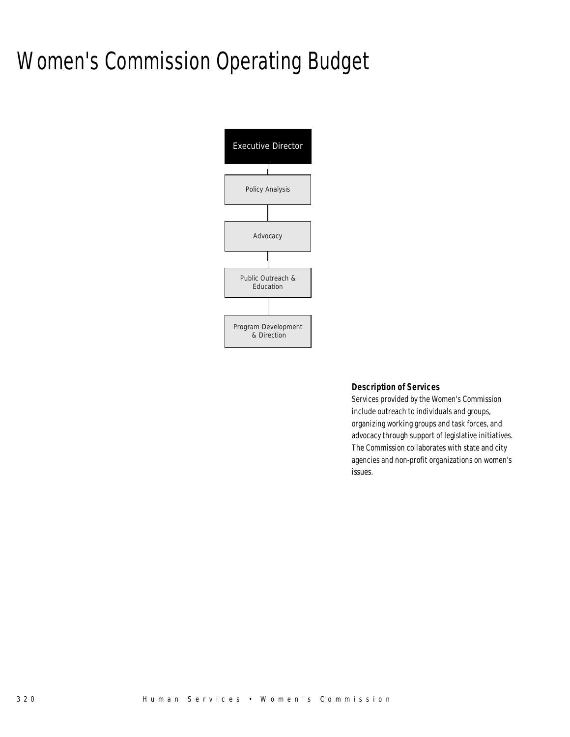# Women's Commission Operating Budget

Executive Director

Policy Analysis

Advocacy

Public Outreach & Education

Program Development & Direction

### Description of Services

Services provided by the Women's Commission include outreach to individuals and groups, organizing working groups and task forces, and advocacy through support of legislative initiatives. The Commission collaborates with state and city agencies and non-profit organizations on women's issues.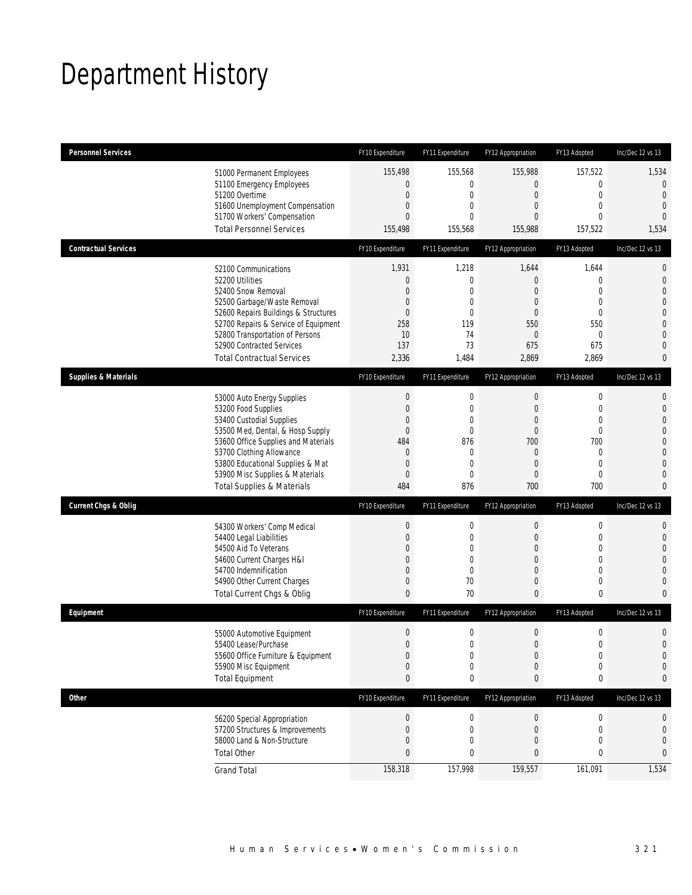# Department History

| Personnel Services | FY10 Expenditure | FY11 Expenditure | FY12 Appropriation | FY13 Adopted | Inc/Dec 12 vs 13 |
|---|---|---|---|---|---|
| 51000 Permanent Employees | 155,498 | 155,568 | 155,988 | 157,522 | 1,534 |
| 51100 Emergency Employees | 0 | 0 | 0 | 0 | 0 |
| 51200 Overtime | 0 | 0 | 0 | 0 | 0 |
| 51600 Unemployment Compensation | 0 | 0 | 0 | 0 | 0 |
| 51700 Workers' Compensation | 0 | 0 | 0 | 0 | 0 |
| Total Personnel Services | 155,498 | 155,568 | 155,988 | 157,522 | 1,534 |

| Contractual Services | FY10 Expenditure | FY11 Expenditure | FY12 Appropriation | FY13 Adopted | Inc/Dec 12 vs 13 |
|---|---|---|---|---|---|
| 52100 Communications | 1,931 | 1,218 | 1,644 | 1,644 | 0 |
| 52200 Utilities | 0 | 0 | 0 | 0 | 0 |
| 52400 Snow Removal | 0 | 0 | 0 | 0 | 0 |
| 52500 Garbage/Waste Removal | 0 | 0 | 0 | 0 | 0 |
| 52600 Repairs Buildings & Structures | 0 | 0 | 0 | 0 | 0 |
| 52700 Repairs & Service of Equipment | 258 | 119 | 550 | 550 | 0 |
| 52800 Transportation of Persons | 10 | 74 | 0 | 0 | 0 |
| 52900 Contracted Services | 137 | 73 | 675 | 675 | 0 |
| Total Contractual Services | 2,336 | 1,484 | 2,869 | 2,869 | 0 |

| Supplies & Materials | FY10 Expenditure | FY11 Expenditure | FY12 Appropriation | FY13 Adopted | Inc/Dec 12 vs 13 |
|---|---|---|---|---|---|
| 53000 Auto Energy Supplies | 0 | 0 | 0 | 0 | 0 |
| 53200 Food Supplies | 0 | 0 | 0 | 0 | 0 |
| 53400 Custodial Supplies | 0 | 0 | 0 | 0 | 0 |
| 53500 Med, Dental, & Hosp Supply | 0 | 0 | 0 | 0 | 0 |
| 53600 Office Supplies and Materials | 484 | 876 | 700 | 700 | 0 |
| 53700 Clothing Allowance | 0 | 0 | 0 | 0 | 0 |
| 53800 Educational Supplies & Mat | 0 | 0 | 0 | 0 | 0 |
| 53900 Misc Supplies & Materials | 0 | 0 | 0 | 0 | 0 |
| Total Supplies & Materials | 484 | 876 | 700 | 700 | 0 |

| Current Chgs & Oblig | FY10 Expenditure | FY11 Expenditure | FY12 Appropriation | FY13 Adopted | Inc/Dec 12 vs 13 |
|---|---|---|---|---|---|
| 54300 Workers' Comp Medical | 0 | 0 | 0 | 0 | 0 |
| 54400 Legal Liabilities | 0 | 0 | 0 | 0 | 0 |
| 54500 Aid To Veterans | 0 | 0 | 0 | 0 | 0 |
| 54600 Current Charges H&I | 0 | 0 | 0 | 0 | 0 |
| 54700 Indemnification | 0 | 0 | 0 | 0 | 0 |
| 54900 Other Current Charges | 0 | 70 | 0 | 0 | 0 |
| Total Current Chgs & Oblig | 0 | 70 | 0 | 0 | 0 |

| Equipment | FY10 Expenditure | FY11 Expenditure | FY12 Appropriation | FY13 Adopted | Inc/Dec 12 vs 13 |
|---|---|---|---|---|---|
| 55000 Automotive Equipment | 0 | 0 | 0 | 0 | 0 |
| 55400 Lease/Purchase | 0 | 0 | 0 | 0 | 0 |
| 55600 Office Furniture & Equipment | 0 | 0 | 0 | 0 | 0 |
| 55900 Misc Equipment | 0 | 0 | 0 | 0 | 0 |
| Total Equipment | 0 | 0 | 0 | 0 | 0 |

| Other | FY10 Expenditure | FY11 Expenditure | FY12 Appropriation | FY13 Adopted | Inc/Dec 12 vs 13 |
|---|---|---|---|---|---|
| 56200 Special Appropriation | 0 | 0 | 0 | 0 | 0 |
| 57200 Structures & Improvements | 0 | 0 | 0 | 0 | 0 |
| 58000 Land & Non-Structure | 0 | 0 | 0 | 0 | 0 |
| Total Other | 0 | 0 | 0 | 0 | 0 |
| Grand Total | 158,318 | 157,998 | 159,557 | 161,091 | 1,534 |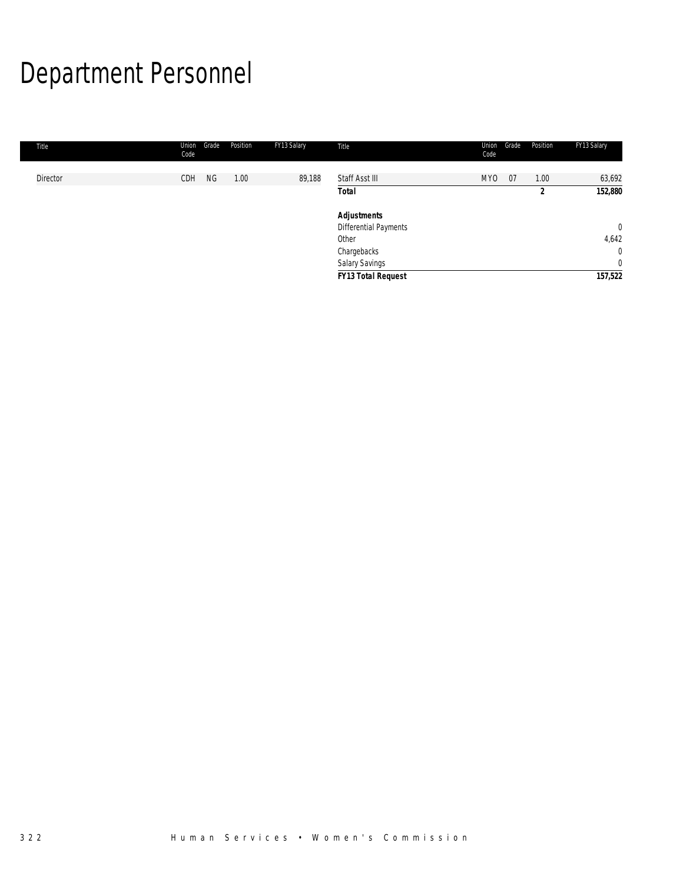# Department Personnel

| Title | Union Code | Grade | Position | FY13 Salary | Title | Union Code | Grade | Position | FY13 Salary |
|---|---|---|---|---|---|---|---|---|---|
| Director | CDH | NG | 1.00 | 89,188 | Staff Asst III | MYO | 07 | 1.00 | 63,692 |
| | | | | | **Total** | | | **2** | **152,880** |
| | | | | | | | | | |
| | | | | | ***Adjustments*** | | | | |
| | | | | | Differential Payments | | | | 0 |
| | | | | | Other | | | | 4,642 |
| | | | | | Chargebacks | | | | 0 |
| | | | | | Salary Savings | | | | 0 |
| | | | | | ***FY13 Total Request*** | | | | **157,522** |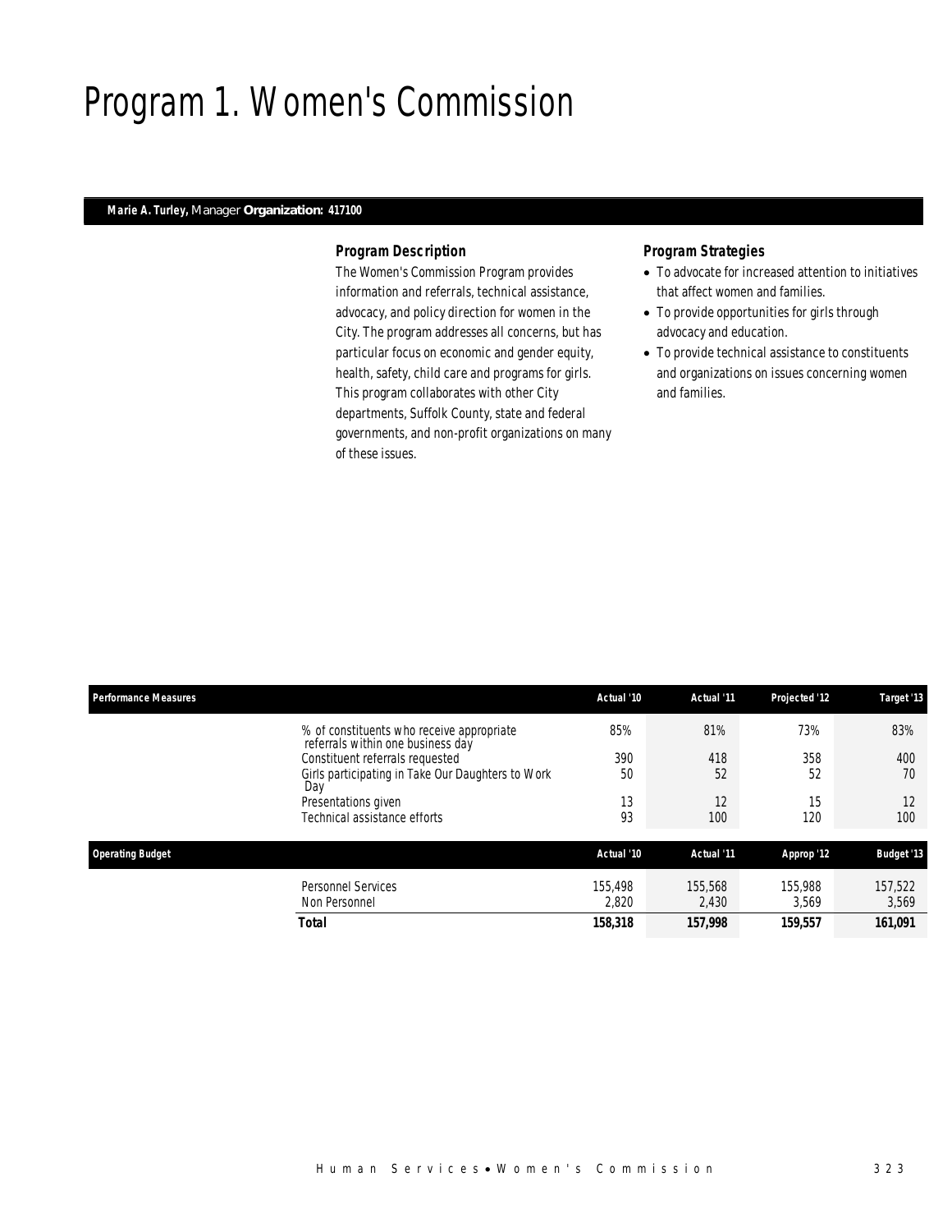# Program 1. Women's Commission

**Marie A. Turley,** Manager **Organization: 417100**

### *Program Description*

The Women's Commission Program provides information and referrals, technical assistance, advocacy, and policy direction for women in the City. The program addresses all concerns, but has particular focus on economic and gender equity, health, safety, child care and programs for girls. This program collaborates with other City departments, Suffolk County, state and federal governments, and non-profit organizations on many of these issues.

### *Program Strategies*

- To advocate for increased attention to initiatives that affect women and families.
- To provide opportunities for girls through advocacy and education.
- To provide technical assistance to constituents and organizations on issues concerning women and families.

| Performance Measures | Actual '10 | Actual '11 | Projected '12 | Target '13 |
|---|---|---|---|---|
| % of constituents who receive appropriate referrals within one business day | 85% | 81% | 73% | 83% |
| Constituent referrals requested | 390 | 418 | 358 | 400 |
| Girls participating in Take Our Daughters to Work Day | 50 | 52 | 52 | 70 |
| Presentations given | 13 | 12 | 15 | 12 |
| Technical assistance efforts | 93 | 100 | 120 | 100 |

| Operating Budget | Actual '10 | Actual '11 | Approp '12 | Budget '13 |
|---|---|---|---|---|
| Personnel Services | 155,498 | 155,568 | 155,988 | 157,522 |
| Non Personnel | 2,820 | 2,430 | 3,569 | 3,569 |
| **Total** | **158,318** | **157,998** | **159,557** | **161,091** |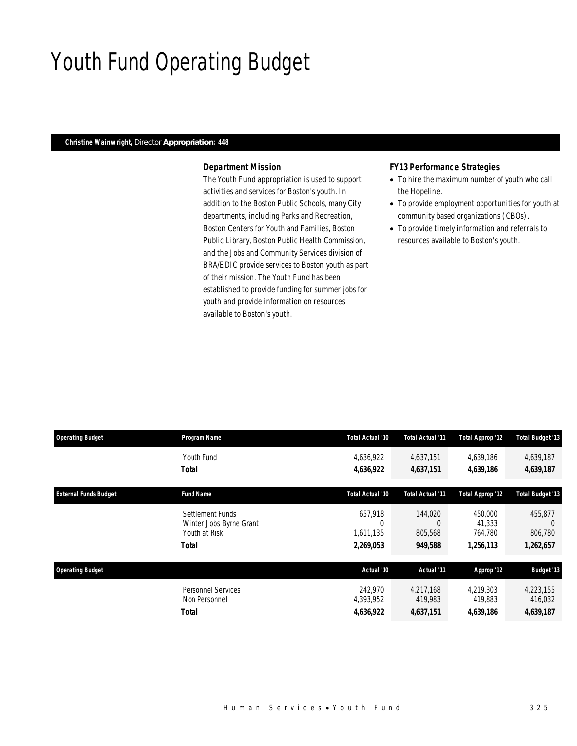# Youth Fund Operating Budget

***Christine Wainwright,*** *Director* ***Appropriation: 448***

### *Department Mission*

*The Youth Fund appropriation is used to support activities and services for Boston's youth. In addition to the Boston Public Schools, many City departments, including Parks and Recreation, Boston Centers for Youth and Families, Boston Public Library, Boston Public Health Commission, and the Jobs and Community Services division of BRA/EDIC provide services to Boston youth as part of their mission. The Youth Fund has been established to provide funding for summer jobs for youth and provide information on resources available to Boston's youth.*

### *FY13 Performance Strategies*

- *To hire the maximum number of youth who call the Hopeline.*
- *To provide employment opportunities for youth at community based organizations (CBOs).*
- *To provide timely information and referrals to resources available to Boston's youth.*

| Operating Budget | Program Name | Total Actual '10 | Total Actual '11 | Total Approp '12 | Total Budget '13 |
|---|---|---|---|---|---|
| | Youth Fund | 4,636,922 | 4,637,151 | 4,639,186 | 4,639,187 |
| | **Total** | **4,636,922** | **4,637,151** | **4,639,186** | **4,639,187** |

| External Funds Budget | Fund Name | Total Actual '10 | Total Actual '11 | Total Approp '12 | Total Budget '13 |
|---|---|---|---|---|---|
| | Settlement Funds | 657,918 | 144,020 | 450,000 | 455,877 |
| | Winter Jobs Byrne Grant | 0 | 0 | 41,333 | 0 |
| | Youth at Risk | 1,611,135 | 805,568 | 764,780 | 806,780 |
| | **Total** | **2,269,053** | **949,588** | **1,256,113** | **1,262,657** |

| Operating Budget | | Actual '10 | Actual '11 | Approp '12 | Budget '13 |
|---|---|---|---|---|---|
| | Personnel Services | 242,970 | 4,217,168 | 4,219,303 | 4,223,155 |
| | Non Personnel | 4,393,952 | 419,983 | 419,883 | 416,032 |
| | **Total** | **4,636,922** | **4,637,151** | **4,639,186** | **4,639,187** |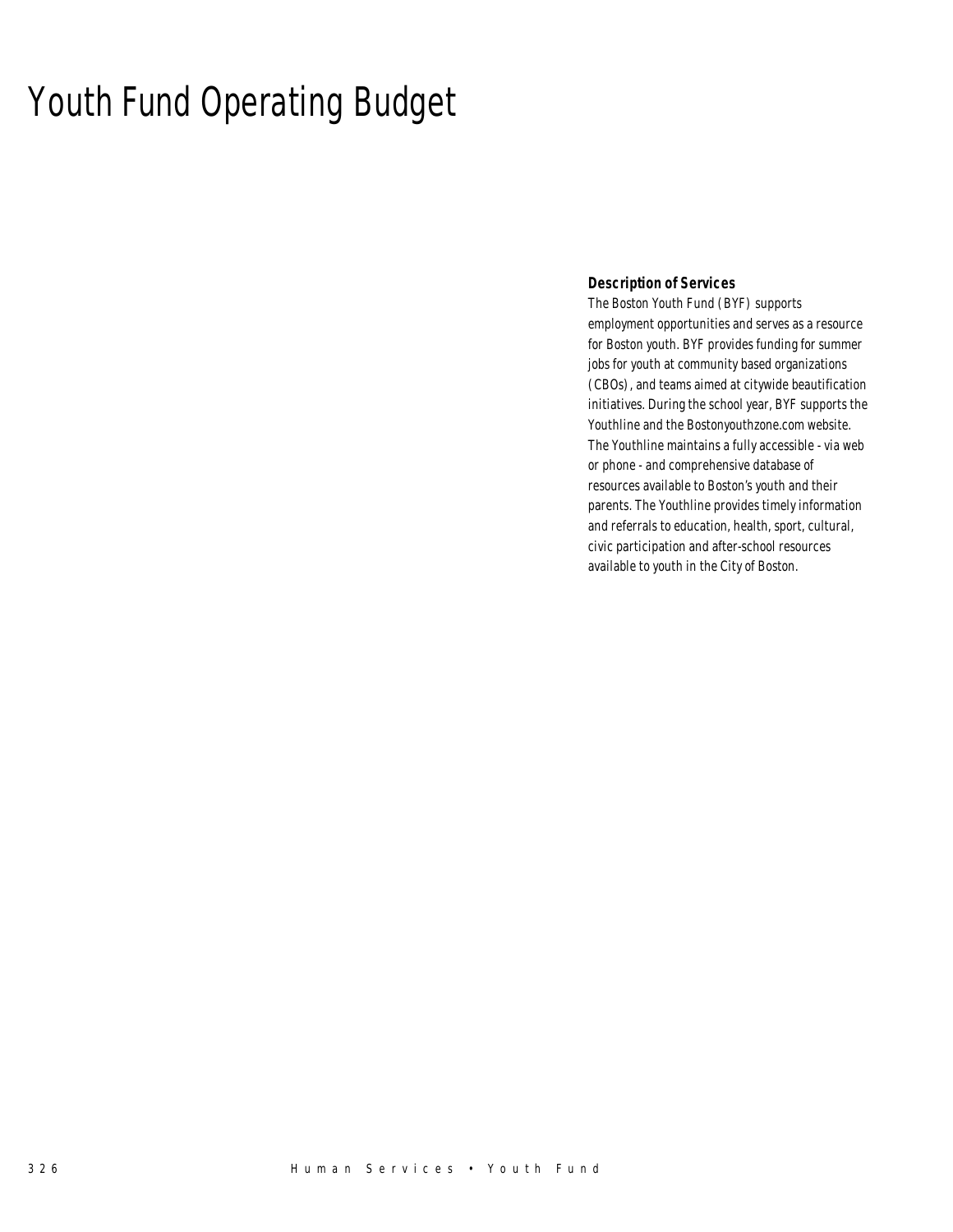# Youth Fund Operating Budget

### Description of Services

The Boston Youth Fund (BYF) supports employment opportunities and serves as a resource for Boston youth. BYF provides funding for summer jobs for youth at community based organizations (CBOs), and teams aimed at citywide beautification initiatives. During the school year, BYF supports the Youthline and the Bostonyouthzone.com website. The Youthline maintains a fully accessible - via web or phone - and comprehensive database of resources available to Boston's youth and their parents. The Youthline provides timely information and referrals to education, health, sport, cultural, civic participation and after-school resources available to youth in the City of Boston.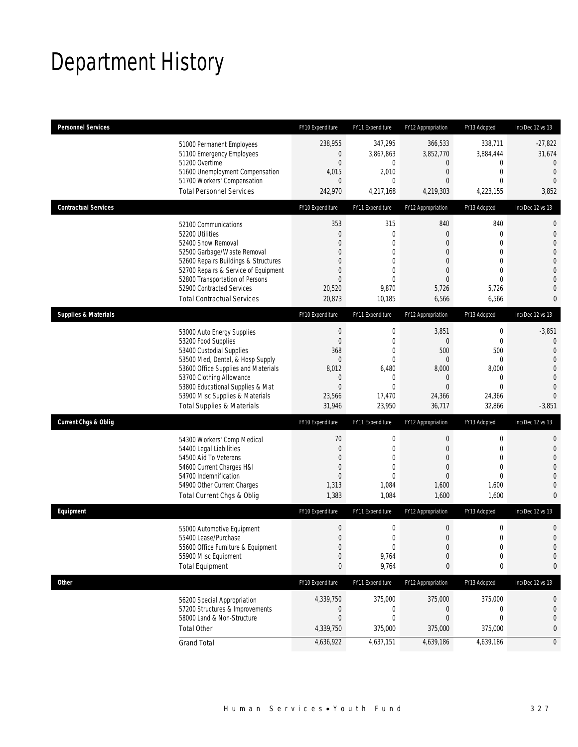# Department History

| Personnel Services | FY10 Expenditure | FY11 Expenditure | FY12 Appropriation | FY13 Adopted | Inc/Dec 12 vs 13 |
|---|---|---|---|---|---|
| 51000 Permanent Employees | 238,955 | 347,295 | 366,533 | 338,711 | -27,822 |
| 51100 Emergency Employees | 0 | 3,867,863 | 3,852,770 | 3,884,444 | 31,674 |
| 51200 Overtime | 0 | 0 | 0 | 0 | 0 |
| 51600 Unemployment Compensation | 4,015 | 2,010 | 0 | 0 | 0 |
| 51700 Workers' Compensation | 0 | 0 | 0 | 0 | 0 |
| Total Personnel Services | 242,970 | 4,217,168 | 4,219,303 | 4,223,155 | 3,852 |

| Contractual Services | FY10 Expenditure | FY11 Expenditure | FY12 Appropriation | FY13 Adopted | Inc/Dec 12 vs 13 |
|---|---|---|---|---|---|
| 52100 Communications | 353 | 315 | 840 | 840 | 0 |
| 52200 Utilities | 0 | 0 | 0 | 0 | 0 |
| 52400 Snow Removal | 0 | 0 | 0 | 0 | 0 |
| 52500 Garbage/Waste Removal | 0 | 0 | 0 | 0 | 0 |
| 52600 Repairs Buildings & Structures | 0 | 0 | 0 | 0 | 0 |
| 52700 Repairs & Service of Equipment | 0 | 0 | 0 | 0 | 0 |
| 52800 Transportation of Persons | 0 | 0 | 0 | 0 | 0 |
| 52900 Contracted Services | 20,520 | 9,870 | 5,726 | 5,726 | 0 |
| Total Contractual Services | 20,873 | 10,185 | 6,566 | 6,566 | 0 |

| Supplies & Materials | FY10 Expenditure | FY11 Expenditure | FY12 Appropriation | FY13 Adopted | Inc/Dec 12 vs 13 |
|---|---|---|---|---|---|
| 53000 Auto Energy Supplies | 0 | 0 | 3,851 | 0 | -3,851 |
| 53200 Food Supplies | 0 | 0 | 0 | 0 | 0 |
| 53400 Custodial Supplies | 368 | 0 | 500 | 500 | 0 |
| 53500 Med, Dental, & Hosp Supply | 0 | 0 | 0 | 0 | 0 |
| 53600 Office Supplies and Materials | 8,012 | 6,480 | 8,000 | 8,000 | 0 |
| 53700 Clothing Allowance | 0 | 0 | 0 | 0 | 0 |
| 53800 Educational Supplies & Mat | 0 | 0 | 0 | 0 | 0 |
| 53900 Misc Supplies & Materials | 23,566 | 17,470 | 24,366 | 24,366 | 0 |
| Total Supplies & Materials | 31,946 | 23,950 | 36,717 | 32,866 | -3,851 |

| Current Chgs & Oblig | FY10 Expenditure | FY11 Expenditure | FY12 Appropriation | FY13 Adopted | Inc/Dec 12 vs 13 |
|---|---|---|---|---|---|
| 54300 Workers' Comp Medical | 70 | 0 | 0 | 0 | 0 |
| 54400 Legal Liabilities | 0 | 0 | 0 | 0 | 0 |
| 54500 Aid To Veterans | 0 | 0 | 0 | 0 | 0 |
| 54600 Current Charges H&I | 0 | 0 | 0 | 0 | 0 |
| 54700 Indemnification | 0 | 0 | 0 | 0 | 0 |
| 54900 Other Current Charges | 1,313 | 1,084 | 1,600 | 1,600 | 0 |
| Total Current Chgs & Oblig | 1,383 | 1,084 | 1,600 | 1,600 | 0 |

| Equipment | FY10 Expenditure | FY11 Expenditure | FY12 Appropriation | FY13 Adopted | Inc/Dec 12 vs 13 |
|---|---|---|---|---|---|
| 55000 Automotive Equipment | 0 | 0 | 0 | 0 | 0 |
| 55400 Lease/Purchase | 0 | 0 | 0 | 0 | 0 |
| 55600 Office Furniture & Equipment | 0 | 0 | 0 | 0 | 0 |
| 55900 Misc Equipment | 0 | 9,764 | 0 | 0 | 0 |
| Total Equipment | 0 | 9,764 | 0 | 0 | 0 |

| Other | FY10 Expenditure | FY11 Expenditure | FY12 Appropriation | FY13 Adopted | Inc/Dec 12 vs 13 |
|---|---|---|---|---|---|
| 56200 Special Appropriation | 4,339,750 | 375,000 | 375,000 | 375,000 | 0 |
| 57200 Structures & Improvements | 0 | 0 | 0 | 0 | 0 |
| 58000 Land & Non-Structure | 0 | 0 | 0 | 0 | 0 |
| Total Other | 4,339,750 | 375,000 | 375,000 | 375,000 | 0 |
| Grand Total | 4,636,922 | 4,637,151 | 4,639,186 | 4,639,186 | 0 |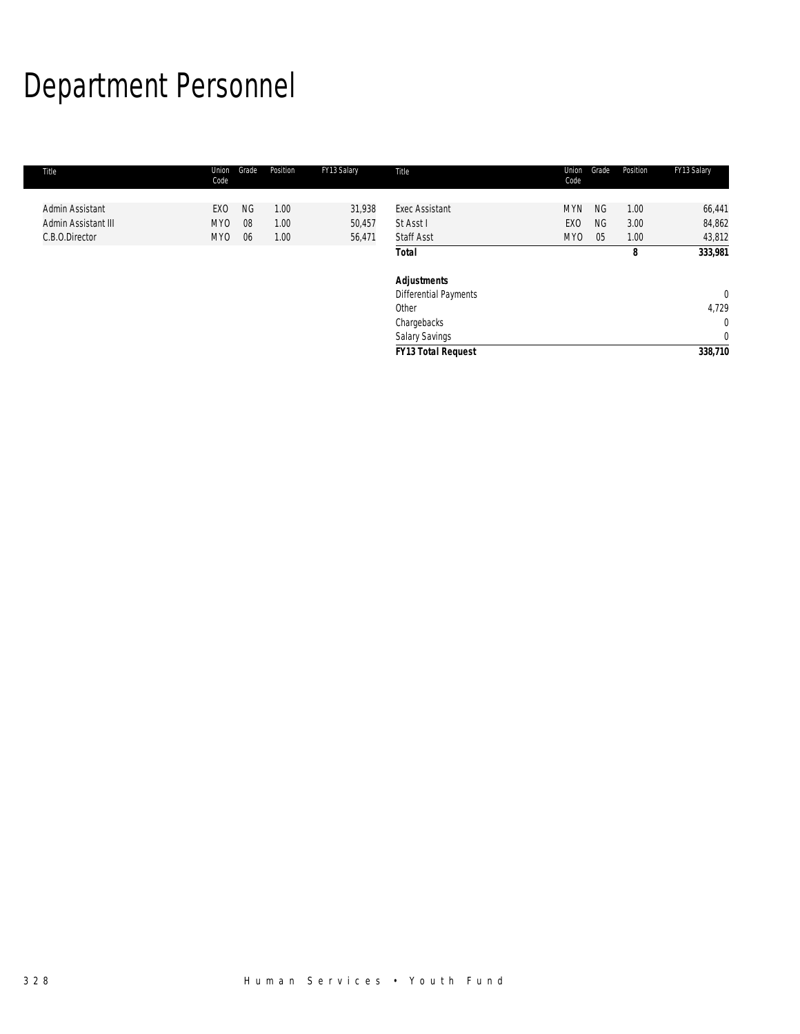# Department Personnel

| Title | Union Code | Grade | Position | FY13 Salary | Title | Union Code | Grade | Position | FY13 Salary |
|---|---|---|---|---|---|---|---|---|---|
| Admin Assistant | EXO | NG | 1.00 | 31,938 | Exec Assistant | MYN | NG | 1.00 | 66,441 |
| Admin Assistant III | MYO | 08 | 1.00 | 50,457 | St Asst I | EXO | NG | 3.00 | 84,862 |
| C.B.O.Director | MYO | 06 | 1.00 | 56,471 | Staff Asst | MYO | 05 | 1.00 | 43,812 |
| | | | | | **Total** | | | **8** | **333,981** |
| | | | | | | | | | |
| | | | | | ***Adjustments*** | | | | |
| | | | | | Differential Payments | | | | 0 |
| | | | | | Other | | | | 4,729 |
| | | | | | Chargebacks | | | | 0 |
| | | | | | Salary Savings | | | | 0 |
| | | | | | ***FY13 Total Request*** | | | | **338,710** |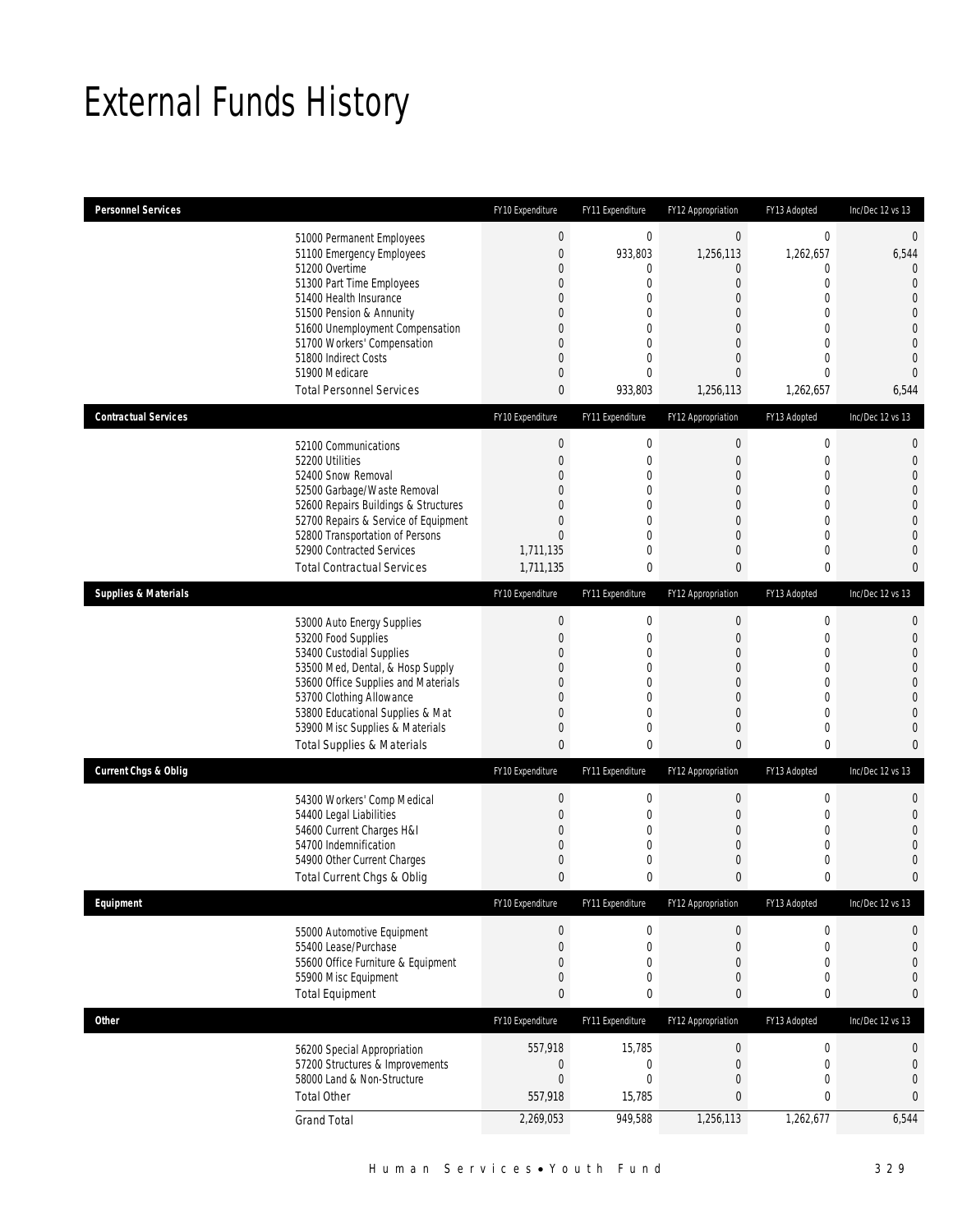# External Funds History

| Personnel Services | | FY10 Expenditure | FY11 Expenditure | FY12 Appropriation | FY13 Adopted | Inc/Dec 12 vs 13 |
|---|---|---|---|---|---|---|
| | 51000 Permanent Employees | 0 | 0 | 0 | 0 | 0 |
| | 51100 Emergency Employees | 0 | 933,803 | 1,256,113 | 1,262,657 | 6,544 |
| | 51200 Overtime | 0 | 0 | 0 | 0 | 0 |
| | 51300 Part Time Employees | 0 | 0 | 0 | 0 | 0 |
| | 51400 Health Insurance | 0 | 0 | 0 | 0 | 0 |
| | 51500 Pension & Annunity | 0 | 0 | 0 | 0 | 0 |
| | 51600 Unemployment Compensation | 0 | 0 | 0 | 0 | 0 |
| | 51700 Workers' Compensation | 0 | 0 | 0 | 0 | 0 |
| | 51800 Indirect Costs | 0 | 0 | 0 | 0 | 0 |
| | 51900 Medicare | 0 | 0 | 0 | 0 | 0 |
| | Total Personnel Services | 0 | 933,803 | 1,256,113 | 1,262,657 | 6,544 |

| Contractual Services | | FY10 Expenditure | FY11 Expenditure | FY12 Appropriation | FY13 Adopted | Inc/Dec 12 vs 13 |
|---|---|---|---|---|---|---|
| | 52100 Communications | 0 | 0 | 0 | 0 | 0 |
| | 52200 Utilities | 0 | 0 | 0 | 0 | 0 |
| | 52400 Snow Removal | 0 | 0 | 0 | 0 | 0 |
| | 52500 Garbage/Waste Removal | 0 | 0 | 0 | 0 | 0 |
| | 52600 Repairs Buildings & Structures | 0 | 0 | 0 | 0 | 0 |
| | 52700 Repairs & Service of Equipment | 0 | 0 | 0 | 0 | 0 |
| | 52800 Transportation of Persons | 0 | 0 | 0 | 0 | 0 |
| | 52900 Contracted Services | 1,711,135 | 0 | 0 | 0 | 0 |
| | Total Contractual Services | 1,711,135 | 0 | 0 | 0 | 0 |

| Supplies & Materials | | FY10 Expenditure | FY11 Expenditure | FY12 Appropriation | FY13 Adopted | Inc/Dec 12 vs 13 |
|---|---|---|---|---|---|---|
| | 53000 Auto Energy Supplies | 0 | 0 | 0 | 0 | 0 |
| | 53200 Food Supplies | 0 | 0 | 0 | 0 | 0 |
| | 53400 Custodial Supplies | 0 | 0 | 0 | 0 | 0 |
| | 53500 Med, Dental, & Hosp Supply | 0 | 0 | 0 | 0 | 0 |
| | 53600 Office Supplies and Materials | 0 | 0 | 0 | 0 | 0 |
| | 53700 Clothing Allowance | 0 | 0 | 0 | 0 | 0 |
| | 53800 Educational Supplies & Mat | 0 | 0 | 0 | 0 | 0 |
| | 53900 Misc Supplies & Materials | 0 | 0 | 0 | 0 | 0 |
| | Total Supplies & Materials | 0 | 0 | 0 | 0 | 0 |

| Current Chgs & Oblig | | FY10 Expenditure | FY11 Expenditure | FY12 Appropriation | FY13 Adopted | Inc/Dec 12 vs 13 |
|---|---|---|---|---|---|---|
| | 54300 Workers' Comp Medical | 0 | 0 | 0 | 0 | 0 |
| | 54400 Legal Liabilities | 0 | 0 | 0 | 0 | 0 |
| | 54600 Current Charges H&I | 0 | 0 | 0 | 0 | 0 |
| | 54700 Indemnification | 0 | 0 | 0 | 0 | 0 |
| | 54900 Other Current Charges | 0 | 0 | 0 | 0 | 0 |
| | Total Current Chgs & Oblig | 0 | 0 | 0 | 0 | 0 |

| Equipment | | FY10 Expenditure | FY11 Expenditure | FY12 Appropriation | FY13 Adopted | Inc/Dec 12 vs 13 |
|---|---|---|---|---|---|---|
| | 55000 Automotive Equipment | 0 | 0 | 0 | 0 | 0 |
| | 55400 Lease/Purchase | 0 | 0 | 0 | 0 | 0 |
| | 55600 Office Furniture & Equipment | 0 | 0 | 0 | 0 | 0 |
| | 55900 Misc Equipment | 0 | 0 | 0 | 0 | 0 |
| | Total Equipment | 0 | 0 | 0 | 0 | 0 |

| Other | | FY10 Expenditure | FY11 Expenditure | FY12 Appropriation | FY13 Adopted | Inc/Dec 12 vs 13 |
|---|---|---|---|---|---|---|
| | 56200 Special Appropriation | 557,918 | 15,785 | 0 | 0 | 0 |
| | 57200 Structures & Improvements | 0 | 0 | 0 | 0 | 0 |
| | 58000 Land & Non-Structure | 0 | 0 | 0 | 0 | 0 |
| | Total Other | 557,918 | 15,785 | 0 | 0 | 0 |
| | Grand Total | 2,269,053 | 949,588 | 1,256,113 | 1,262,677 | 6,544 |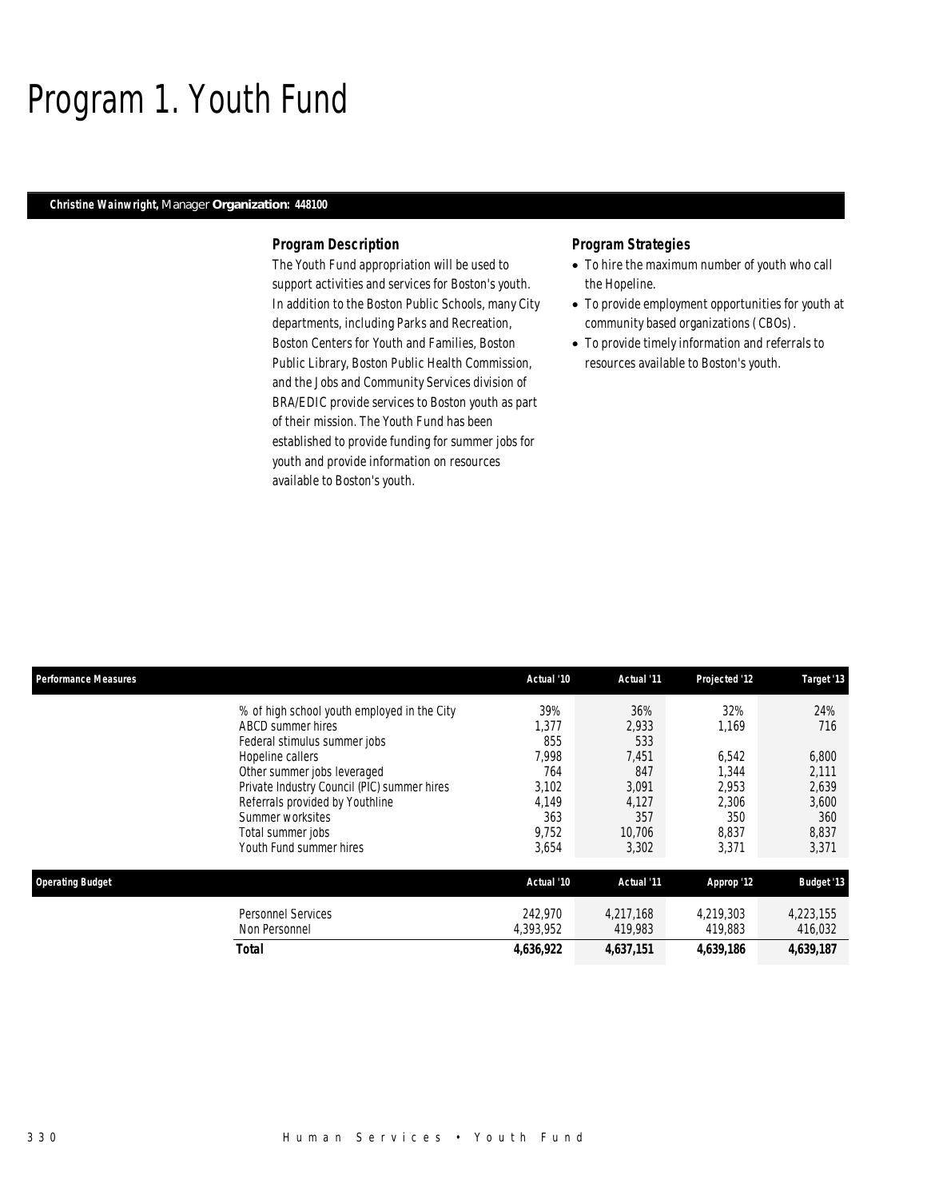# Program 1. Youth Fund

**Christine Wainwright,** Manager **Organization: 448100**

### Program Description

The Youth Fund appropriation will be used to support activities and services for Boston's youth. In addition to the Boston Public Schools, many City departments, including Parks and Recreation, Boston Centers for Youth and Families, Boston Public Library, Boston Public Health Commission, and the Jobs and Community Services division of BRA/EDIC provide services to Boston youth as part of their mission. The Youth Fund has been established to provide funding for summer jobs for youth and provide information on resources available to Boston's youth.

### Program Strategies

- To hire the maximum number of youth who call the Hopeline.
- To provide employment opportunities for youth at community based organizations (CBOs).
- To provide timely information and referrals to resources available to Boston's youth.

| Performance Measures | Actual '10 | Actual '11 | Projected '12 | Target '13 |
|---|---|---|---|---|
| % of high school youth employed in the City | 39% | 36% | 32% | 24% |
| ABCD summer hires | 1,377 | 2,933 | 1,169 | 716 |
| Federal stimulus summer jobs | 855 | 533 | | |
| Hopeline callers | 7,998 | 7,451 | 6,542 | 6,800 |
| Other summer jobs leveraged | 764 | 847 | 1,344 | 2,111 |
| Private Industry Council (PIC) summer hires | 3,102 | 3,091 | 2,953 | 2,639 |
| Referrals provided by Youthline | 4,149 | 4,127 | 2,306 | 3,600 |
| Summer worksites | 363 | 357 | 350 | 360 |
| Total summer jobs | 9,752 | 10,706 | 8,837 | 8,837 |
| Youth Fund summer hires | 3,654 | 3,302 | 3,371 | 3,371 |

| Operating Budget | Actual '10 | Actual '11 | Approp '12 | Budget '13 |
|---|---|---|---|---|
| Personnel Services | 242,970 | 4,217,168 | 4,219,303 | 4,223,155 |
| Non Personnel | 4,393,952 | 419,983 | 419,883 | 416,032 |
| **Total** | **4,636,922** | **4,637,151** | **4,639,186** | **4,639,187** |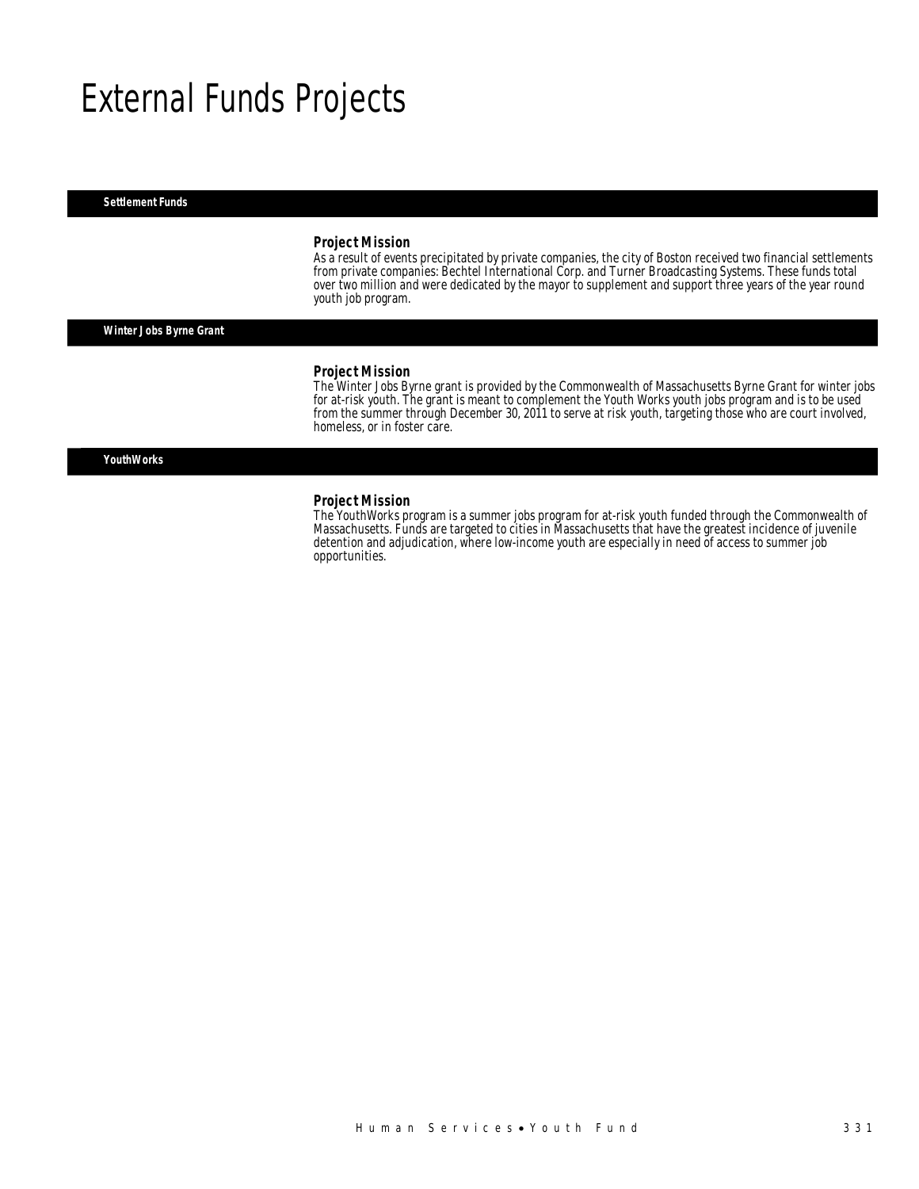# External Funds Projects

## Settlement Funds

### Project Mission

As a result of events precipitated by private companies, the city of Boston received two financial settlements from private companies: Bechtel International Corp. and Turner Broadcasting Systems. These funds total over two million and were dedicated by the mayor to supplement and support three years of the year round youth job program.

## Winter Jobs Byrne Grant

### Project Mission

The Winter Jobs Byrne grant is provided by the Commonwealth of Massachusetts Byrne Grant for winter jobs for at-risk youth. The grant is meant to complement the Youth Works youth jobs program and is to be used from the summer through December 30, 2011 to serve at risk youth, targeting those who are court involved, homeless, or in foster care.

## YouthWorks

### Project Mission

The YouthWorks program is a summer jobs program for at-risk youth funded through the Commonwealth of Massachusetts. Funds are targeted to cities in Massachusetts that have the greatest incidence of juvenile detention and adjudication, where low-income youth are especially in need of access to summer job opportunities.